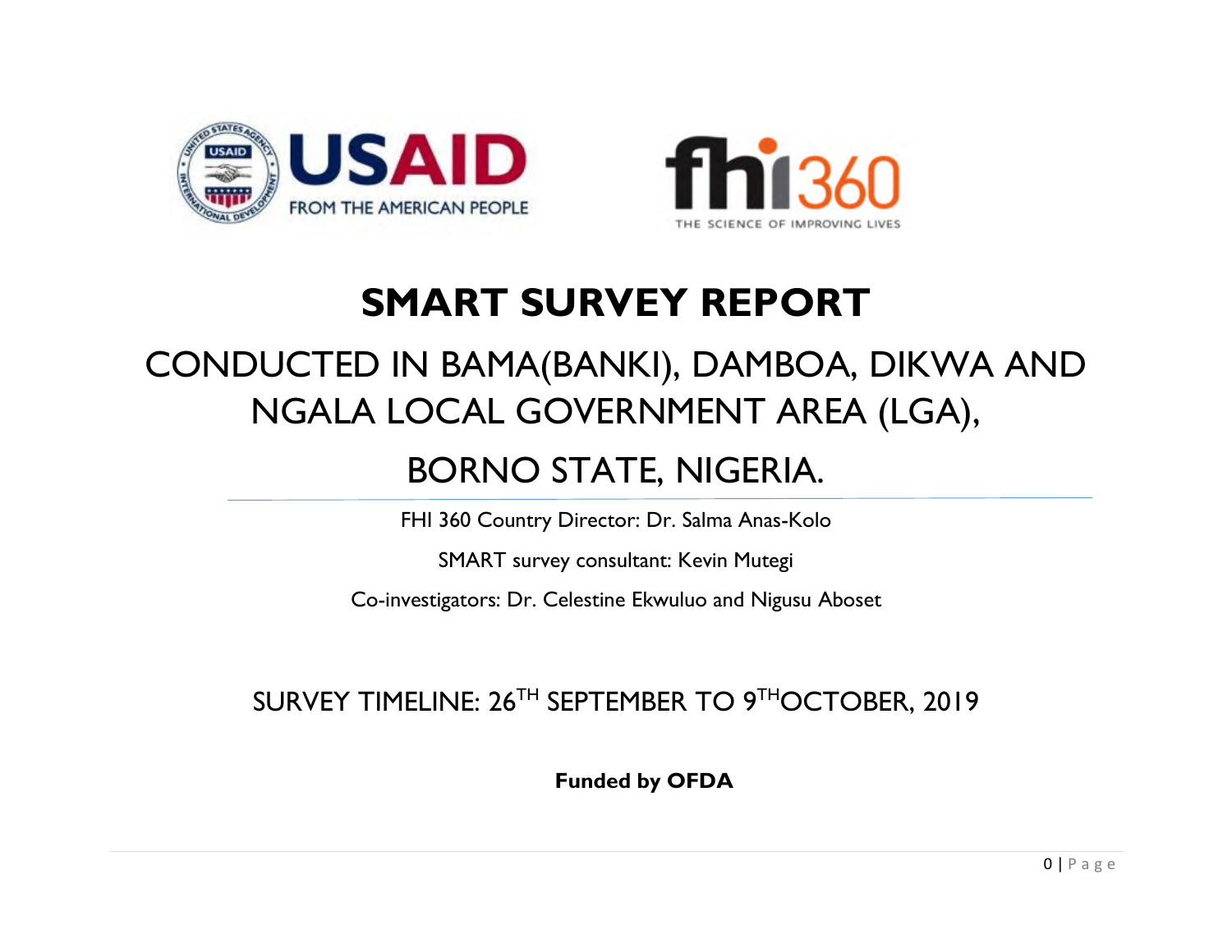# SMART SURVEY REPORT

## CONDUCTED IN BAMA(BANKI), DAMBOA, DIKWA AND NGALA LOCAL GOVERNMENT AREA (LGA),

## BORNO STATE, NIGERIA.

FHI 360 Country Director: Dr. Salma Anas-Kolo

SMART survey consultant: Kevin Mutegi

Co-investigators: Dr. Celestine Ekwuluo and Nigusu Aboset

SURVEY TIMELINE: 26TH SEPTEMBER TO 9TH OCTOBER, 2019

**Funded by OFDA**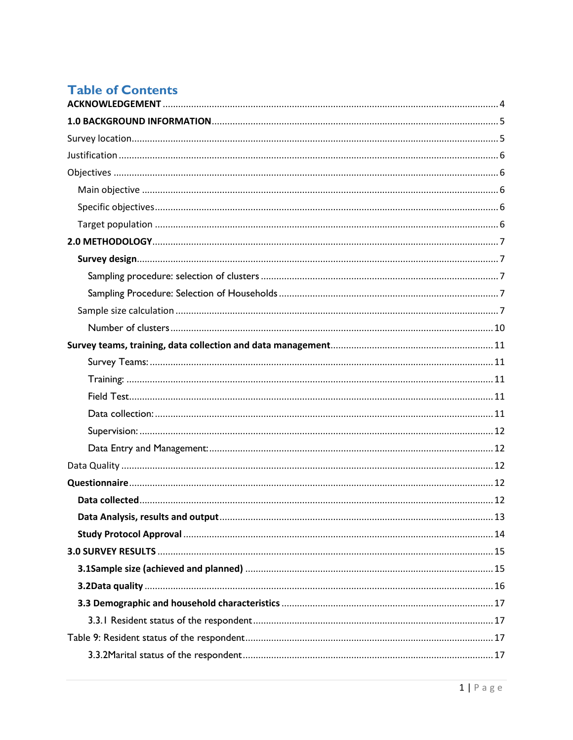# Table of Contents

**ACKNOWLEDGEMENT** ........................................................ 4

**1.0 BACKGROUND INFORMATION** ........................................................ 5

Survey location ........................................................ 5

Justification ........................................................ 6

Objectives ........................................................ 6

- Main objective ........................................................ 6
- Specific objectives ........................................................ 6
- Target population ........................................................ 6

**2.0 METHODOLOGY** ........................................................ 7

- **Survey design** ........................................................ 7
  - Sampling procedure: selection of clusters ........................................................ 7
  - Sampling Procedure: Selection of Households ........................................................ 7
- Sample size calculation ........................................................ 7
  - Number of clusters ........................................................ 10

**Survey teams, training, data collection and data management** ........................................................ 11

- Survey Teams: ........................................................ 11
- Training: ........................................................ 11
- Field Test ........................................................ 11
- Data collection: ........................................................ 11
- Supervision: ........................................................ 12
- Data Entry and Management: ........................................................ 12

Data Quality ........................................................ 12

**Questionnaire** ........................................................ 12

- **Data collected** ........................................................ 12
- **Data Analysis, results and output** ........................................................ 13
- **Study Protocol Approval** ........................................................ 14

**3.0 SURVEY RESULTS** ........................................................ 15

- **3.1Sample size (achieved and planned)** ........................................................ 15
- **3.2Data quality** ........................................................ 16
- **3.3 Demographic and household characteristics** ........................................................ 17
  - 3.3.1 Resident status of the respondent ........................................................ 17

Table 9: Resident status of the respondent ........................................................ 17

- 3.3.2Marital status of the respondent ........................................................ 17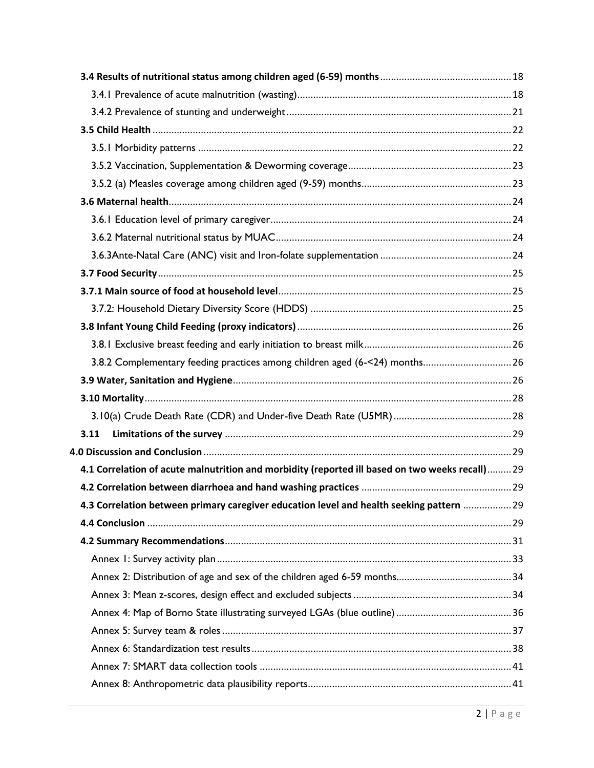**3.4 Results of nutritional status among children aged (6-59) months** ........ 18

3.4.1 Prevalence of acute malnutrition (wasting) ........ 18

3.4.2 Prevalence of stunting and underweight ........ 21

**3.5 Child Health** ........ 22

3.5.1 Morbidity patterns ........ 22

3.5.2 Vaccination, Supplementation & Deworming coverage ........ 23

3.5.2 (a) Measles coverage among children aged (9-59) months ........ 23

**3.6 Maternal health** ........ 24

3.6.1 Education level of primary caregiver ........ 24

3.6.2 Maternal nutritional status by MUAC ........ 24

3.6.3Ante-Natal Care (ANC) visit and Iron-folate supplementation ........ 24

**3.7 Food Security** ........ 25

**3.7.1 Main source of food at household level** ........ 25

3.7.2: Household Dietary Diversity Score (HDDS) ........ 25

**3.8 Infant Young Child Feeding (proxy indicators)** ........ 26

3.8.1 Exclusive breast feeding and early initiation to breast milk ........ 26

3.8.2 Complementary feeding practices among children aged (6-<24) months ........ 26

**3.9 Water, Sanitation and Hygiene** ........ 26

**3.10 Mortality** ........ 28

3.10(a) Crude Death Rate (CDR) and Under-five Death Rate (U5MR) ........ 28

**3.11 Limitations of the survey** ........ 29

**4.0 Discussion and Conclusion** ........ 29

**4.1 Correlation of acute malnutrition and morbidity (reported ill based on two weeks recall)** ........ 29

**4.2 Correlation between diarrhoea and hand washing practices** ........ 29

**4.3 Correlation between primary caregiver education level and health seeking pattern** ........ 29

**4.4 Conclusion** ........ 29

**4.2 Summary Recommendations** ........ 31

Annex 1: Survey activity plan ........ 33

Annex 2: Distribution of age and sex of the children aged 6-59 months ........ 34

Annex 3: Mean z-scores, design effect and excluded subjects ........ 34

Annex 4: Map of Borno State illustrating surveyed LGAs (blue outline) ........ 36

Annex 5: Survey team & roles ........ 37

Annex 6: Standardization test results ........ 38

Annex 7: SMART data collection tools ........ 41

Annex 8: Anthropometric data plausibility reports ........ 41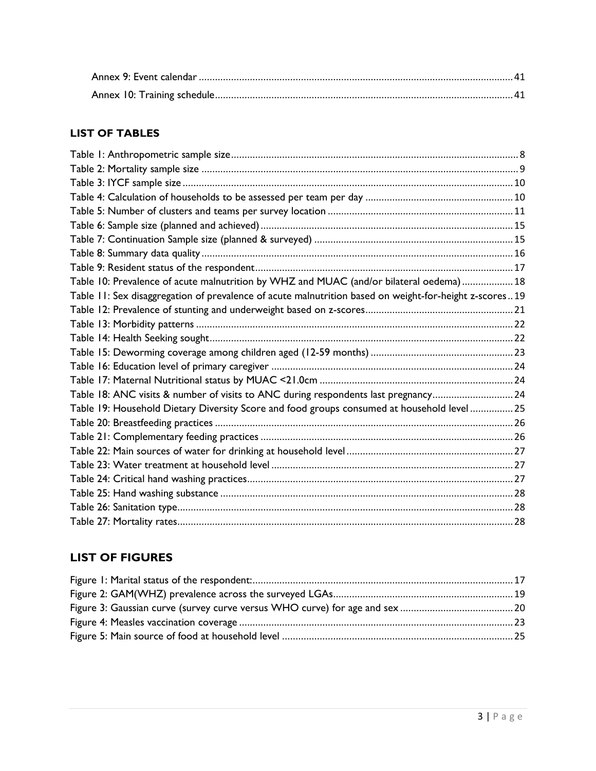Annex 9: Event calendar .................................................................................................................... 41

Annex 10: Training schedule ............................................................................................................. 41

## LIST OF TABLES

Table 1: Anthropometric sample size ........................................................................................... 8
Table 2: Mortality sample size ..................................................................................................... 9
Table 3: IYCF sample size ........................................................................................................... 10
Table 4: Calculation of households to be assessed per team per day ....................................... 10
Table 5: Number of clusters and teams per survey location ...................................................... 11
Table 6: Sample size (planned and achieved) .............................................................................. 15
Table 7: Continuation Sample size (planned & surveyed) .......................................................... 15
Table 8: Summary data quality .................................................................................................... 16
Table 9: Resident status of the respondent ................................................................................. 17
Table 10: Prevalence of acute malnutrition by WHZ and MUAC (and/or bilateral oedema) ................... 18
Table 11: Sex disaggregation of prevalence of acute malnutrition based on weight-for-height z-scores .. 19
Table 12: Prevalence of stunting and underweight based on z-scores ....................................... 21
Table 13: Morbidity patterns ...................................................................................................... 22
Table 14: Health Seeking sought ................................................................................................. 22
Table 15: Deworming coverage among children aged (12-59 months) ..................................... 23
Table 16: Education level of primary caregiver .......................................................................... 24
Table 17: Maternal Nutritional status by MUAC <21.0cm ......................................................... 24
Table 18: ANC visits & number of visits to ANC during respondents last pregnancy ............................. 24
Table 19: Household Dietary Diversity Score and food groups consumed at household level ................ 25
Table 20: Breastfeeding practices ............................................................................................... 26
Table 21: Complementary feeding practices .............................................................................. 26
Table 22: Main sources of water for drinking at household level .............................................. 27
Table 23: Water treatment at household level ........................................................................... 27
Table 24: Critical hand washing practices ................................................................................... 27
Table 25: Hand washing substance ............................................................................................. 28
Table 26: Sanitation type ............................................................................................................. 28
Table 27: Mortality rates ............................................................................................................. 28

## LIST OF FIGURES

Figure 1: Marital status of the respondent: ................................................................................. 17
Figure 2: GAM(WHZ) prevalence across the surveyed LGAs ..................................................... 19
Figure 3: Gaussian curve (survey curve versus WHO curve) for age and sex .......................................... 20
Figure 4: Measles vaccination coverage ...................................................................................... 23
Figure 5: Main source of food at household level ....................................................................... 25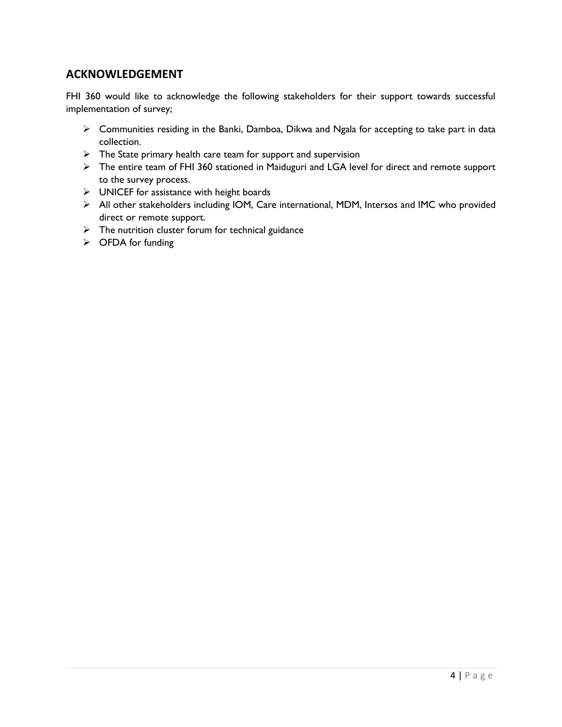## ACKNOWLEDGEMENT

FHI 360 would like to acknowledge the following stakeholders for their support towards successful implementation of survey;

- Communities residing in the Banki, Damboa, Dikwa and Ngala for accepting to take part in data collection.
- The State primary health care team for support and supervision
- The entire team of FHI 360 stationed in Maiduguri and LGA level for direct and remote support to the survey process.
- UNICEF for assistance with height boards
- All other stakeholders including IOM, Care international, MDM, Intersos and IMC who provided direct or remote support.
- The nutrition cluster forum for technical guidance
- OFDA for funding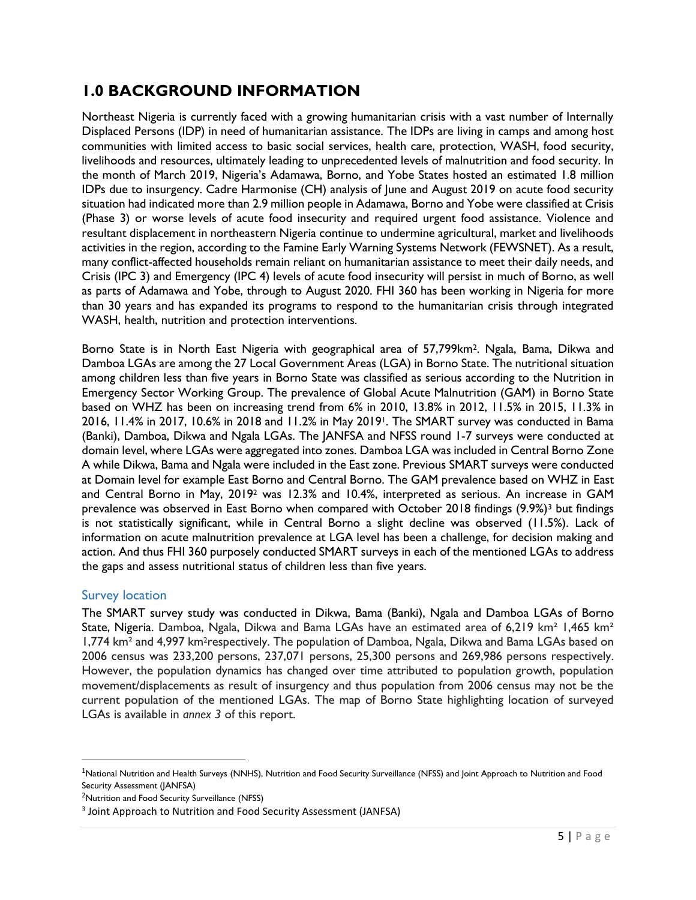# 1.0 BACKGROUND INFORMATION

Northeast Nigeria is currently faced with a growing humanitarian crisis with a vast number of Internally Displaced Persons (IDP) in need of humanitarian assistance. The IDPs are living in camps and among host communities with limited access to basic social services, health care, protection, WASH, food security, livelihoods and resources, ultimately leading to unprecedented levels of malnutrition and food security. In the month of March 2019, Nigeria's Adamawa, Borno, and Yobe States hosted an estimated 1.8 million IDPs due to insurgency. Cadre Harmonise (CH) analysis of June and August 2019 on acute food security situation had indicated more than 2.9 million people in Adamawa, Borno and Yobe were classified at Crisis (Phase 3) or worse levels of acute food insecurity and required urgent food assistance. Violence and resultant displacement in northeastern Nigeria continue to undermine agricultural, market and livelihoods activities in the region, according to the Famine Early Warning Systems Network (FEWSNET). As a result, many conflict-affected households remain reliant on humanitarian assistance to meet their daily needs, and Crisis (IPC 3) and Emergency (IPC 4) levels of acute food insecurity will persist in much of Borno, as well as parts of Adamawa and Yobe, through to August 2020. FHI 360 has been working in Nigeria for more than 30 years and has expanded its programs to respond to the humanitarian crisis through integrated WASH, health, nutrition and protection interventions.

Borno State is in North East Nigeria with geographical area of 57,799km$^2$. Ngala, Bama, Dikwa and Damboa LGAs are among the 27 Local Government Areas (LGA) in Borno State. The nutritional situation among children less than five years in Borno State was classified as serious according to the Nutrition in Emergency Sector Working Group. The prevalence of Global Acute Malnutrition (GAM) in Borno State based on WHZ has been on increasing trend from 6% in 2010, 13.8% in 2012, 11.5% in 2015, 11.3% in 2016, 11.4% in 2017, 10.6% in 2018 and 11.2% in May 2019[1]. The SMART survey was conducted in Bama (Banki), Damboa, Dikwa and Ngala LGAs. The JANFSA and NFSS round 1-7 surveys were conducted at domain level, where LGAs were aggregated into zones. Damboa LGA was included in Central Borno Zone A while Dikwa, Bama and Ngala were included in the East zone. Previous SMART surveys were conducted at Domain level for example East Borno and Central Borno. The GAM prevalence based on WHZ in East and Central Borno in May, 2019[2] was 12.3% and 10.4%, interpreted as serious. An increase in GAM prevalence was observed in East Borno when compared with October 2018 findings (9.9%)[3] but findings is not statistically significant, while in Central Borno a slight decline was observed (11.5%). Lack of information on acute malnutrition prevalence at LGA level has been a challenge, for decision making and action. And thus FHI 360 purposely conducted SMART surveys in each of the mentioned LGAs to address the gaps and assess nutritional status of children less than five years.

## Survey location

The SMART survey study was conducted in Dikwa, Bama (Banki), Ngala and Damboa LGAs of Borno State, Nigeria. Damboa, Ngala, Dikwa and Bama LGAs have an estimated area of 6,219 km$^2$ 1,465 km$^2$ 1,774 km$^2$ and 4,997 km$^2$respectively. The population of Damboa, Ngala, Dikwa and Bama LGAs based on 2006 census was 233,200 persons, 237,071 persons, 25,300 persons and 269,986 persons respectively. However, the population dynamics has changed over time attributed to population growth, population movement/displacements as result of insurgency and thus population from 2006 census may not be the current population of the mentioned LGAs. The map of Borno State highlighting location of surveyed LGAs is available in *annex 3* of this report.

---

[1] National Nutrition and Health Surveys (NNHS), Nutrition and Food Security Surveillance (NFSS) and Joint Approach to Nutrition and Food Security Assessment (JANFSA)

[2] Nutrition and Food Security Surveillance (NFSS)

[3] Joint Approach to Nutrition and Food Security Assessment (JANFSA)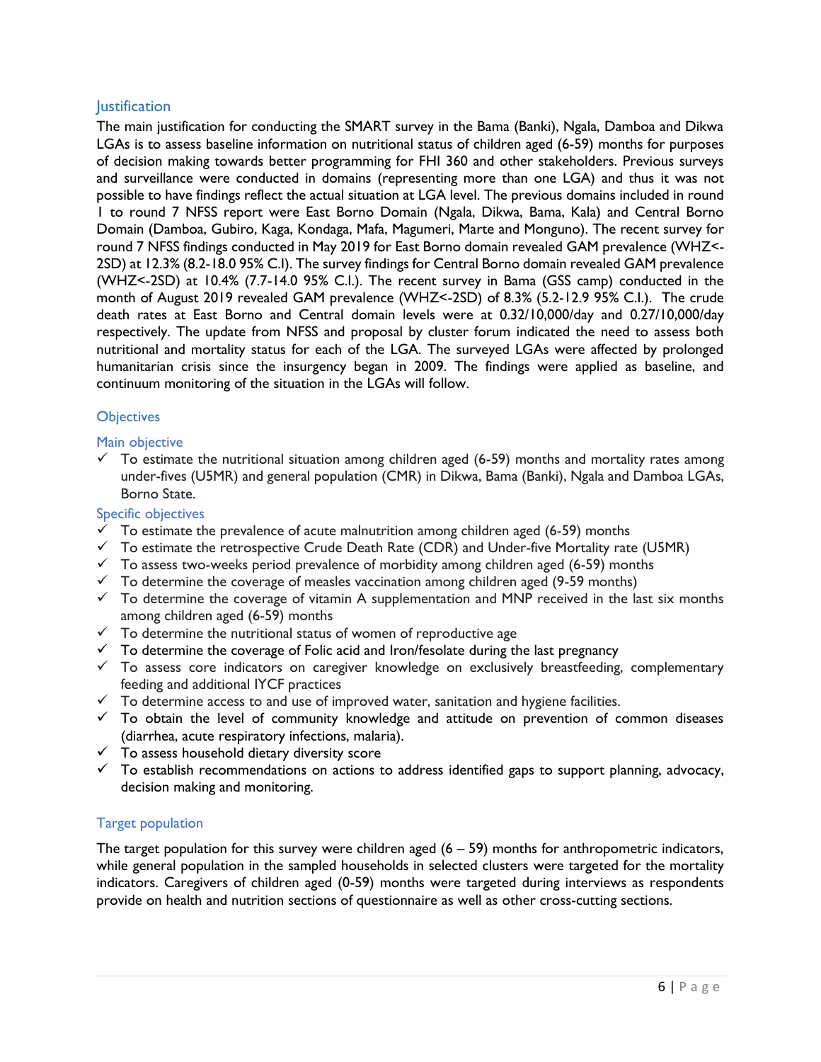## Justification

The main justification for conducting the SMART survey in the Bama (Banki), Ngala, Damboa and Dikwa LGAs is to assess baseline information on nutritional status of children aged (6-59) months for purposes of decision making towards better programming for FHI 360 and other stakeholders. Previous surveys and surveillance were conducted in domains (representing more than one LGA) and thus it was not possible to have findings reflect the actual situation at LGA level. The previous domains included in round 1 to round 7 NFSS report were East Borno Domain (Ngala, Dikwa, Bama, Kala) and Central Borno Domain (Damboa, Gubiro, Kaga, Kondaga, Mafa, Magumeri, Marte and Monguno). The recent survey for round 7 NFSS findings conducted in May 2019 for East Borno domain revealed GAM prevalence (WHZ<-2SD) at 12.3% (8.2-18.0 95% C.I). The survey findings for Central Borno domain revealed GAM prevalence (WHZ<-2SD) at 10.4% (7.7-14.0 95% C.I.). The recent survey in Bama (GSS camp) conducted in the month of August 2019 revealed GAM prevalence (WHZ<-2SD) of 8.3% (5.2-12.9 95% C.I.). The crude death rates at East Borno and Central domain levels were at 0.32/10,000/day and 0.27/10,000/day respectively. The update from NFSS and proposal by cluster forum indicated the need to assess both nutritional and mortality status for each of the LGA. The surveyed LGAs were affected by prolonged humanitarian crisis since the insurgency began in 2009. The findings were applied as baseline, and continuum monitoring of the situation in the LGAs will follow.

## Objectives

### Main objective

- ✓ To estimate the nutritional situation among children aged (6-59) months and mortality rates among under-fives (U5MR) and general population (CMR) in Dikwa, Bama (Banki), Ngala and Damboa LGAs, Borno State.

### Specific objectives

- ✓ To estimate the prevalence of acute malnutrition among children aged (6-59) months
- ✓ To estimate the retrospective Crude Death Rate (CDR) and Under-five Mortality rate (U5MR)
- ✓ To assess two-weeks period prevalence of morbidity among children aged (6-59) months
- ✓ To determine the coverage of measles vaccination among children aged (9-59 months)
- ✓ To determine the coverage of vitamin A supplementation and MNP received in the last six months among children aged (6-59) months
- ✓ To determine the nutritional status of women of reproductive age
- ✓ To determine the coverage of Folic acid and Iron/fesolate during the last pregnancy
- ✓ To assess core indicators on caregiver knowledge on exclusively breastfeeding, complementary feeding and additional IYCF practices
- ✓ To determine access to and use of improved water, sanitation and hygiene facilities.
- ✓ To obtain the level of community knowledge and attitude on prevention of common diseases (diarrhea, acute respiratory infections, malaria).
- ✓ To assess household dietary diversity score
- ✓ To establish recommendations on actions to address identified gaps to support planning, advocacy, decision making and monitoring.

## Target population

The target population for this survey were children aged (6 – 59) months for anthropometric indicators, while general population in the sampled households in selected clusters were targeted for the mortality indicators. Caregivers of children aged (0-59) months were targeted during interviews as respondents provide on health and nutrition sections of questionnaire as well as other cross-cutting sections.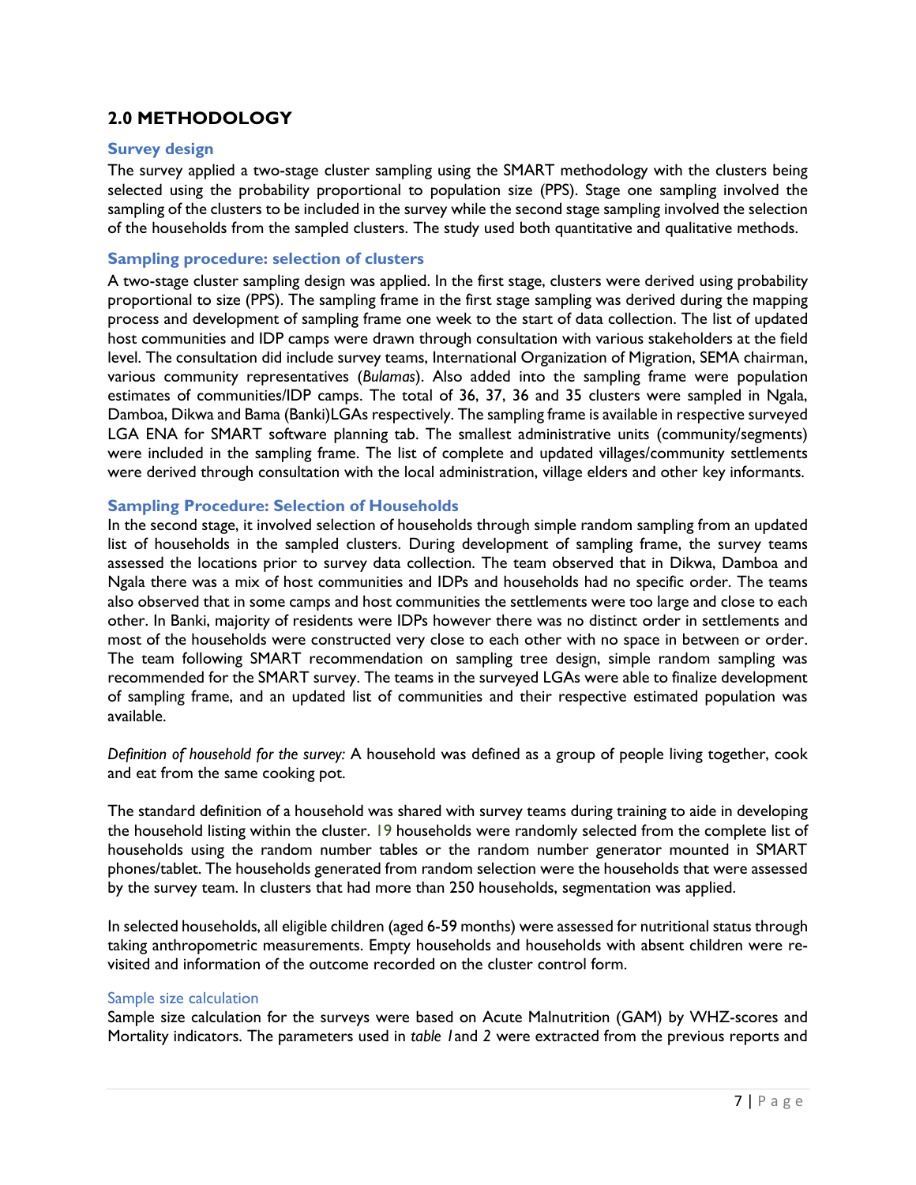## 2.0 METHODOLOGY

### Survey design

The survey applied a two-stage cluster sampling using the SMART methodology with the clusters being selected using the probability proportional to population size (PPS). Stage one sampling involved the sampling of the clusters to be included in the survey while the second stage sampling involved the selection of the households from the sampled clusters. The study used both quantitative and qualitative methods.

### Sampling procedure: selection of clusters

A two-stage cluster sampling design was applied. In the first stage, clusters were derived using probability proportional to size (PPS). The sampling frame in the first stage sampling was derived during the mapping process and development of sampling frame one week to the start of data collection. The list of updated host communities and IDP camps were drawn through consultation with various stakeholders at the field level. The consultation did include survey teams, International Organization of Migration, SEMA chairman, various community representatives (*Bulamas*). Also added into the sampling frame were population estimates of communities/IDP camps. The total of 36, 37, 36 and 35 clusters were sampled in Ngala, Damboa, Dikwa and Bama (Banki)LGAs respectively. The sampling frame is available in respective surveyed LGA ENA for SMART software planning tab. The smallest administrative units (community/segments) were included in the sampling frame. The list of complete and updated villages/community settlements were derived through consultation with the local administration, village elders and other key informants.

### Sampling Procedure: Selection of Households

In the second stage, it involved selection of households through simple random sampling from an updated list of households in the sampled clusters. During development of sampling frame, the survey teams assessed the locations prior to survey data collection. The team observed that in Dikwa, Damboa and Ngala there was a mix of host communities and IDPs and households had no specific order. The teams also observed that in some camps and host communities the settlements were too large and close to each other. In Banki, majority of residents were IDPs however there was no distinct order in settlements and most of the households were constructed very close to each other with no space in between or order. The team following SMART recommendation on sampling tree design, simple random sampling was recommended for the SMART survey. The teams in the surveyed LGAs were able to finalize development of sampling frame, and an updated list of communities and their respective estimated population was available.

*Definition of household for the survey:* A household was defined as a group of people living together, cook and eat from the same cooking pot.

The standard definition of a household was shared with survey teams during training to aide in developing the household listing within the cluster. 19 households were randomly selected from the complete list of households using the random number tables or the random number generator mounted in SMART phones/tablet. The households generated from random selection were the households that were assessed by the survey team. In clusters that had more than 250 households, segmentation was applied.

In selected households, all eligible children (aged 6-59 months) were assessed for nutritional status through taking anthropometric measurements. Empty households and households with absent children were re-visited and information of the outcome recorded on the cluster control form.

### Sample size calculation

Sample size calculation for the surveys were based on Acute Malnutrition (GAM) by WHZ-scores and Mortality indicators. The parameters used in *table 1* and *2* were extracted from the previous reports and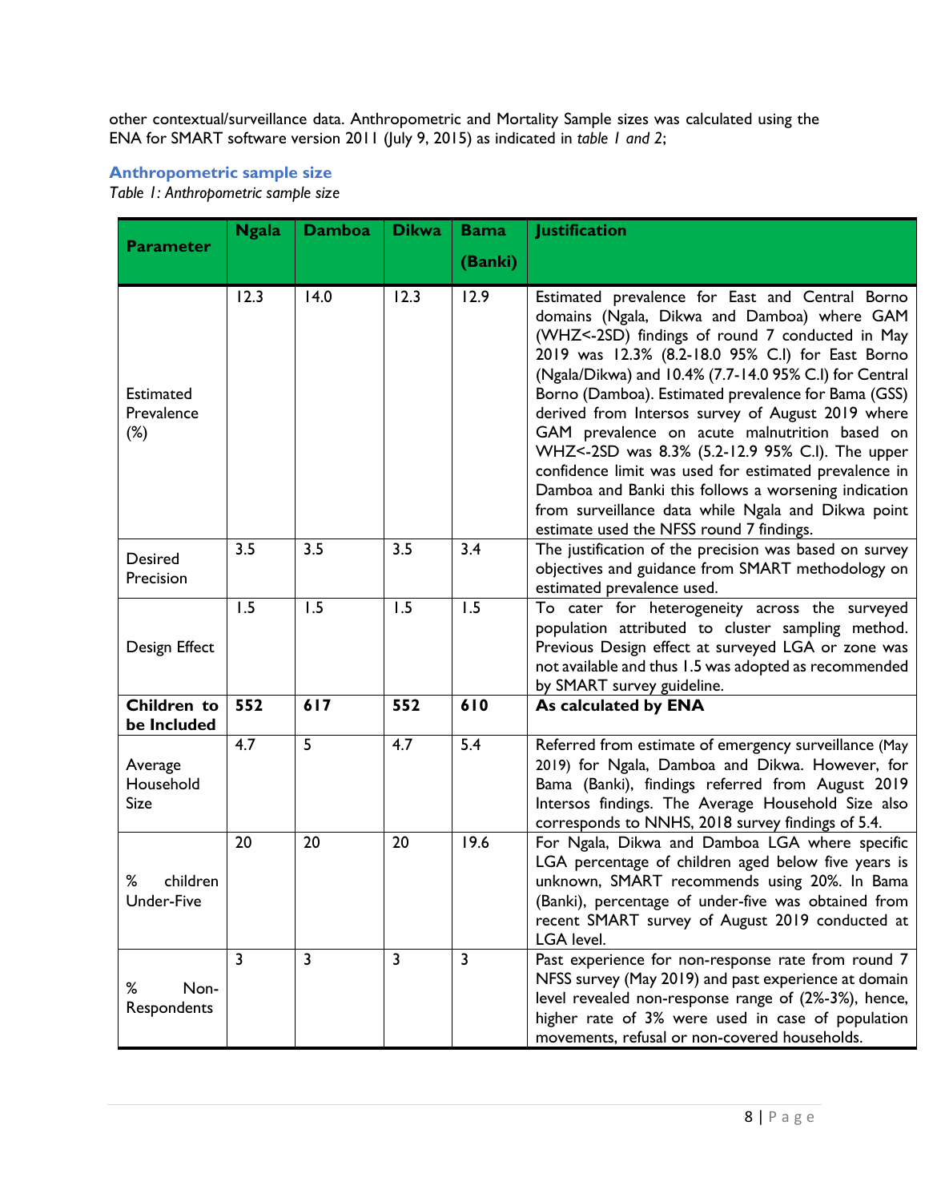other contextual/surveillance data. Anthropometric and Mortality Sample sizes was calculated using the ENA for SMART software version 2011 (July 9, 2015) as indicated in *table 1 and 2*;

### Anthropometric sample size

*Table 1: Anthropometric sample size*

| Parameter | Ngala | Damboa | Dikwa | Bama (Banki) | Justification |
|---|---|---|---|---|---|
| Estimated Prevalence (%) | 12.3 | 14.0 | 12.3 | 12.9 | Estimated prevalence for East and Central Borno domains (Ngala, Dikwa and Damboa) where GAM (WHZ<-2SD) findings of round 7 conducted in May 2019 was 12.3% (8.2-18.0 95% C.I) for East Borno (Ngala/Dikwa) and 10.4% (7.7-14.0 95% C.I) for Central Borno (Damboa). Estimated prevalence for Bama (GSS) derived from Intersos survey of August 2019 where GAM prevalence on acute malnutrition based on WHZ<-2SD was 8.3% (5.2-12.9 95% C.I). The upper confidence limit was used for estimated prevalence in Damboa and Banki this follows a worsening indication from surveillance data while Ngala and Dikwa point estimate used the NFSS round 7 findings. |
| Desired Precision | 3.5 | 3.5 | 3.5 | 3.4 | The justification of the precision was based on survey objectives and guidance from SMART methodology on estimated prevalence used. |
| Design Effect | 1.5 | 1.5 | 1.5 | 1.5 | To cater for heterogeneity across the surveyed population attributed to cluster sampling method. Previous Design effect at surveyed LGA or zone was not available and thus 1.5 was adopted as recommended by SMART survey guideline. |
| **Children to be Included** | **552** | **617** | **552** | **610** | **As calculated by ENA** |
| Average Household Size | 4.7 | 5 | 4.7 | 5.4 | Referred from estimate of emergency surveillance (May 2019) for Ngala, Damboa and Dikwa. However, for Bama (Banki), findings referred from August 2019 Intersos findings. The Average Household Size also corresponds to NNHS, 2018 survey findings of 5.4. |
| % children Under-Five | 20 | 20 | 20 | 19.6 | For Ngala, Dikwa and Damboa LGA where specific LGA percentage of children aged below five years is unknown, SMART recommends using 20%. In Bama (Banki), percentage of under-five was obtained from recent SMART survey of August 2019 conducted at LGA level. |
| % Non-Respondents | 3 | 3 | 3 | 3 | Past experience for non-response rate from round 7 NFSS survey (May 2019) and past experience at domain level revealed non-response range of (2%-3%), hence, higher rate of 3% were used in case of population movements, refusal or non-covered households. |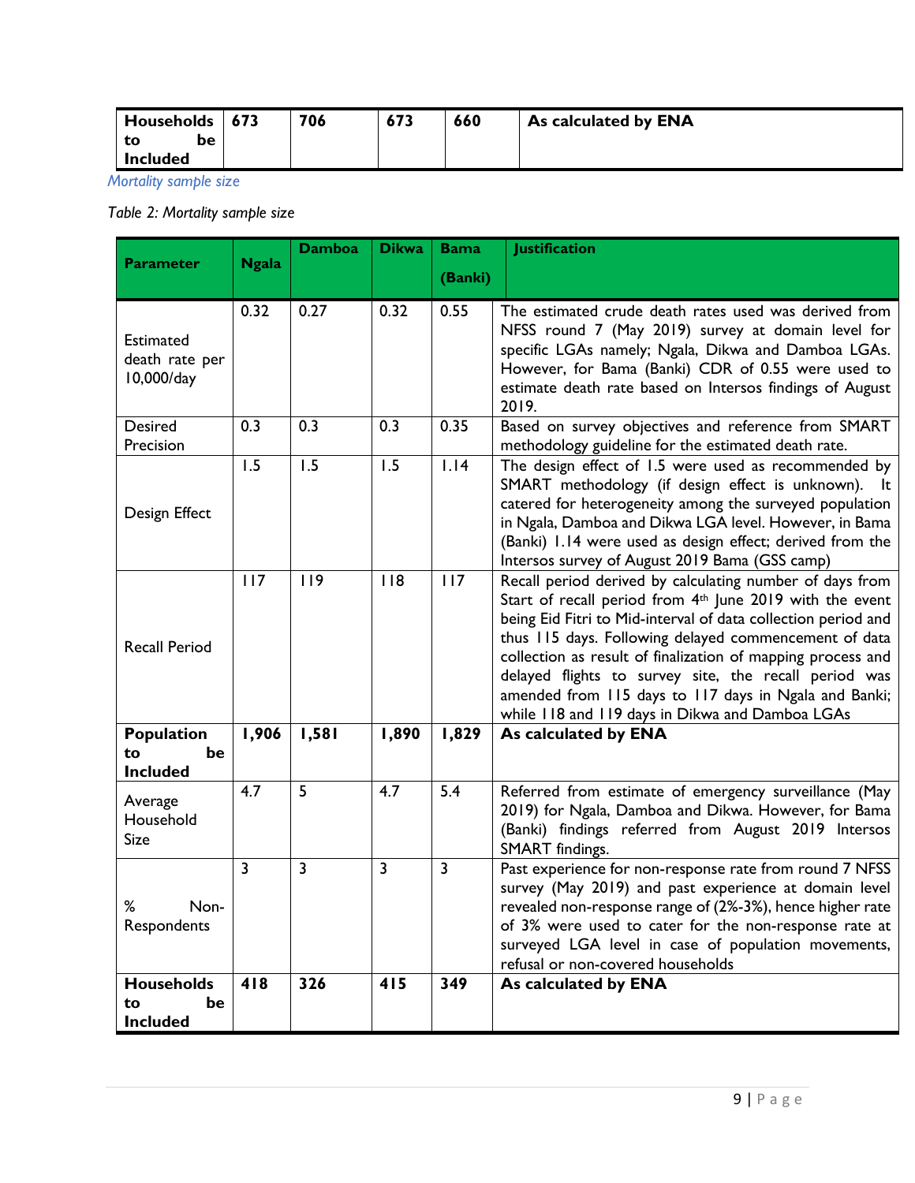| | | | | | |
|---|---|---|---|---|---|
| **Households to be Included** | **673** | **706** | **673** | **660** | **As calculated by ENA** |

*Mortality sample size*

*Table 2: Mortality sample size*

| **Parameter** | **Ngala** | **Damboa** | **Dikwa** | **Bama (Banki)** | **Justification** |
|---|---|---|---|---|---|
| Estimated death rate per 10,000/day | 0.32 | 0.27 | 0.32 | 0.55 | The estimated crude death rates used was derived from NFSS round 7 (May 2019) survey at domain level for specific LGAs namely; Ngala, Dikwa and Damboa LGAs. However, for Bama (Banki) CDR of 0.55 were used to estimate death rate based on Intersos findings of August 2019. |
| Desired Precision | 0.3 | 0.3 | 0.3 | 0.35 | Based on survey objectives and reference from SMART methodology guideline for the estimated death rate. |
| Design Effect | 1.5 | 1.5 | 1.5 | 1.14 | The design effect of 1.5 were used as recommended by SMART methodology (if design effect is unknown). It catered for heterogeneity among the surveyed population in Ngala, Damboa and Dikwa LGA level. However, in Bama (Banki) 1.14 were used as design effect; derived from the Intersos survey of August 2019 Bama (GSS camp) |
| Recall Period | 117 | 119 | 118 | 117 | Recall period derived by calculating number of days from Start of recall period from 4th June 2019 with the event being Eid Fitri to Mid-interval of data collection period and thus 115 days. Following delayed commencement of data collection as result of finalization of mapping process and delayed flights to survey site, the recall period was amended from 115 days to 117 days in Ngala and Banki; while 118 and 119 days in Dikwa and Damboa LGAs |
| **Population to be Included** | **1,906** | **1,581** | **1,890** | **1,829** | **As calculated by ENA** |
| Average Household Size | 4.7 | 5 | 4.7 | 5.4 | Referred from estimate of emergency surveillance (May 2019) for Ngala, Damboa and Dikwa. However, for Bama (Banki) findings referred from August 2019 Intersos SMART findings. |
| % Non-Respondents | 3 | 3 | 3 | 3 | Past experience for non-response rate from round 7 NFSS survey (May 2019) and past experience at domain level revealed non-response range of (2%-3%), hence higher rate of 3% were used to cater for the non-response rate at surveyed LGA level in case of population movements, refusal or non-covered households |
| **Households to be Included** | **418** | **326** | **415** | **349** | **As calculated by ENA** |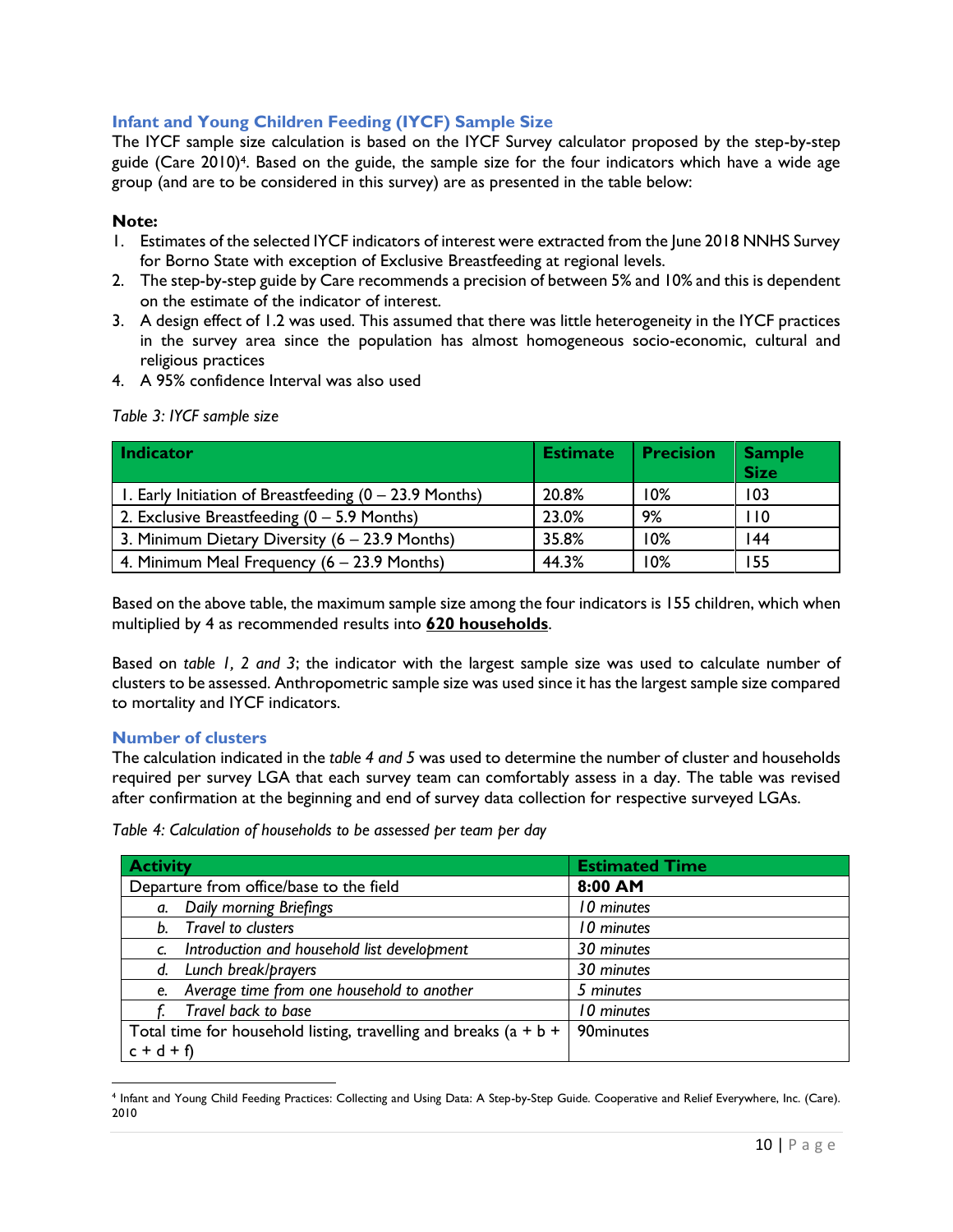### Infant and Young Children Feeding (IYCF) Sample Size

The IYCF sample size calculation is based on the IYCF Survey calculator proposed by the step-by-step guide (Care 2010)[4]. Based on the guide, the sample size for the four indicators which have a wide age group (and are to be considered in this survey) are as presented in the table below:

**Note:**

1. Estimates of the selected IYCF indicators of interest were extracted from the June 2018 NNHS Survey for Borno State with exception of Exclusive Breastfeeding at regional levels.
2. The step-by-step guide by Care recommends a precision of between 5% and 10% and this is dependent on the estimate of the indicator of interest.
3. A design effect of 1.2 was used. This assumed that there was little heterogeneity in the IYCF practices in the survey area since the population has almost homogeneous socio-economic, cultural and religious practices
4. A 95% confidence Interval was also used

*Table 3: IYCF sample size*

| Indicator | Estimate | Precision | Sample Size |
|---|---|---|---|
| 1. Early Initiation of Breastfeeding (0 – 23.9 Months) | 20.8% | 10% | 103 |
| 2. Exclusive Breastfeeding (0 – 5.9 Months) | 23.0% | 9% | 110 |
| 3. Minimum Dietary Diversity (6 – 23.9 Months) | 35.8% | 10% | 144 |
| 4. Minimum Meal Frequency (6 – 23.9 Months) | 44.3% | 10% | 155 |

Based on the above table, the maximum sample size among the four indicators is 155 children, which when multiplied by 4 as recommended results into **<u>620 households</u>**.

Based on *table 1, 2 and 3*; the indicator with the largest sample size was used to calculate number of clusters to be assessed. Anthropometric sample size was used since it has the largest sample size compared to mortality and IYCF indicators.

### Number of clusters

The calculation indicated in the *table 4 and 5* was used to determine the number of cluster and households required per survey LGA that each survey team can comfortably assess in a day. The table was revised after confirmation at the beginning and end of survey data collection for respective surveyed LGAs.

*Table 4: Calculation of households to be assessed per team per day*

| Activity | Estimated Time |
|---|---|
| Departure from office/base to the field | **8:00 AM** |
| *a. Daily morning Briefings* | *10 minutes* |
| *b. Travel to clusters* | *10 minutes* |
| *c. Introduction and household list development* | *30 minutes* |
| *d. Lunch break/prayers* | *30 minutes* |
| *e. Average time from one household to another* | *5 minutes* |
| *f. Travel back to base* | *10 minutes* |
| Total time for household listing, travelling and breaks (a + b + c + d + f) | 90minutes |

[4] Infant and Young Child Feeding Practices: Collecting and Using Data: A Step-by-Step Guide. Cooperative and Relief Everywhere, Inc. (Care). 2010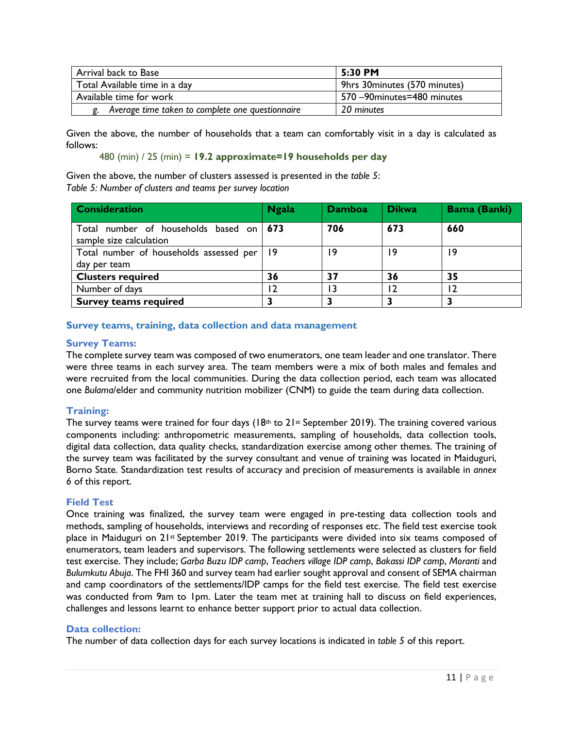| | |
|---|---|
| Arrival back to Base | **5:30 PM** |
| Total Available time in a day | 9hrs 30minutes (570 minutes) |
| Available time for work | 570 –90minutes=480 minutes |
| *g. Average time taken to complete one questionnaire* | *20 minutes* |

Given the above, the number of households that a team can comfortably visit in a day is calculated as follows:

480 (min) / 25 (min) = **19.2 approximate=19 households per day**

Given the above, the number of clusters assessed is presented in the *table 5*:

*Table 5: Number of clusters and teams per survey location*

| **Consideration** | **Ngala** | **Damboa** | **Dikwa** | **Bama (Banki)** |
|---|---|---|---|---|
| Total number of households based on sample size calculation | **673** | **706** | **673** | **660** |
| Total number of households assessed per day per team | 19 | 19 | 19 | 19 |
| **Clusters required** | **36** | **37** | **36** | **35** |
| Number of days | 12 | 13 | 12 | 12 |
| **Survey teams required** | **3** | **3** | **3** | **3** |

### Survey teams, training, data collection and data management

#### Survey Teams:

The complete survey team was composed of two enumerators, one team leader and one translator. There were three teams in each survey area. The team members were a mix of both males and females and were recruited from the local communities. During the data collection period, each team was allocated one *Bulama*/elder and community nutrition mobilizer (CNM) to guide the team during data collection.

#### Training:

The survey teams were trained for four days (18th to 21st September 2019). The training covered various components including: anthropometric measurements, sampling of households, data collection tools, digital data collection, data quality checks, standardization exercise among other themes. The training of the survey team was facilitated by the survey consultant and venue of training was located in Maiduguri, Borno State. Standardization test results of accuracy and precision of measurements is available in *annex 6* of this report.

#### Field Test

Once training was finalized, the survey team were engaged in pre-testing data collection tools and methods, sampling of households, interviews and recording of responses etc. The field test exercise took place in Maiduguri on 21st September 2019. The participants were divided into six teams composed of enumerators, team leaders and supervisors. The following settlements were selected as clusters for field test exercise. They include; *Garba Buzu IDP camp*, *Teachers village IDP camp*, *Bakassi IDP camp*, *Moranti* and *Bulumkutu Abuja*. The FHI 360 and survey team had earlier sought approval and consent of SEMA chairman and camp coordinators of the settlements/IDP camps for the field test exercise. The field test exercise was conducted from 9am to 1pm. Later the team met at training hall to discuss on field experiences, challenges and lessons learnt to enhance better support prior to actual data collection.

#### Data collection:

The number of data collection days for each survey locations is indicated in *table 5* of this report.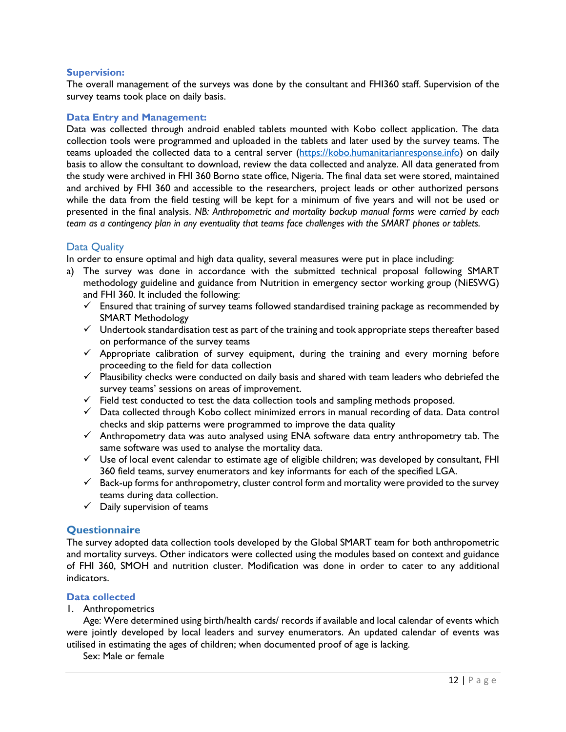### Supervision:

The overall management of the surveys was done by the consultant and FHI360 staff. Supervision of the survey teams took place on daily basis.

### Data Entry and Management:

Data was collected through android enabled tablets mounted with Kobo collect application. The data collection tools were programmed and uploaded in the tablets and later used by the survey teams. The teams uploaded the collected data to a central server (https://kobo.humanitarianresponse.info) on daily basis to allow the consultant to download, review the data collected and analyze. All data generated from the study were archived in FHI 360 Borno state office, Nigeria. The final data set were stored, maintained and archived by FHI 360 and accessible to the researchers, project leads or other authorized persons while the data from the field testing will be kept for a minimum of five years and will not be used or presented in the final analysis. *NB: Anthropometric and mortality backup manual forms were carried by each team as a contingency plan in any eventuality that teams face challenges with the SMART phones or tablets.*

### Data Quality

In order to ensure optimal and high data quality, several measures were put in place including:

a) The survey was done in accordance with the submitted technical proposal following SMART methodology guideline and guidance from Nutrition in emergency sector working group (NiESWG) and FHI 360. It included the following:
   - ✓ Ensured that training of survey teams followed standardised training package as recommended by SMART Methodology
   - ✓ Undertook standardisation test as part of the training and took appropriate steps thereafter based on performance of the survey teams
   - ✓ Appropriate calibration of survey equipment, during the training and every morning before proceeding to the field for data collection
   - ✓ Plausibility checks were conducted on daily basis and shared with team leaders who debriefed the survey teams' sessions on areas of improvement.
   - ✓ Field test conducted to test the data collection tools and sampling methods proposed.
   - ✓ Data collected through Kobo collect minimized errors in manual recording of data. Data control checks and skip patterns were programmed to improve the data quality
   - ✓ Anthropometry data was auto analysed using ENA software data entry anthropometry tab. The same software was used to analyse the mortality data.
   - ✓ Use of local event calendar to estimate age of eligible children; was developed by consultant, FHI 360 field teams, survey enumerators and key informants for each of the specified LGA.
   - ✓ Back-up forms for anthropometry, cluster control form and mortality were provided to the survey teams during data collection.
   - ✓ Daily supervision of teams

## Questionnaire

The survey adopted data collection tools developed by the Global SMART team for both anthropometric and mortality surveys. Other indicators were collected using the modules based on context and guidance of FHI 360, SMOH and nutrition cluster. Modification was done in order to cater to any additional indicators.

### Data collected

1. Anthropometrics

Age: Were determined using birth/health cards/ records if available and local calendar of events which were jointly developed by local leaders and survey enumerators. An updated calendar of events was utilised in estimating the ages of children; when documented proof of age is lacking.

Sex: Male or female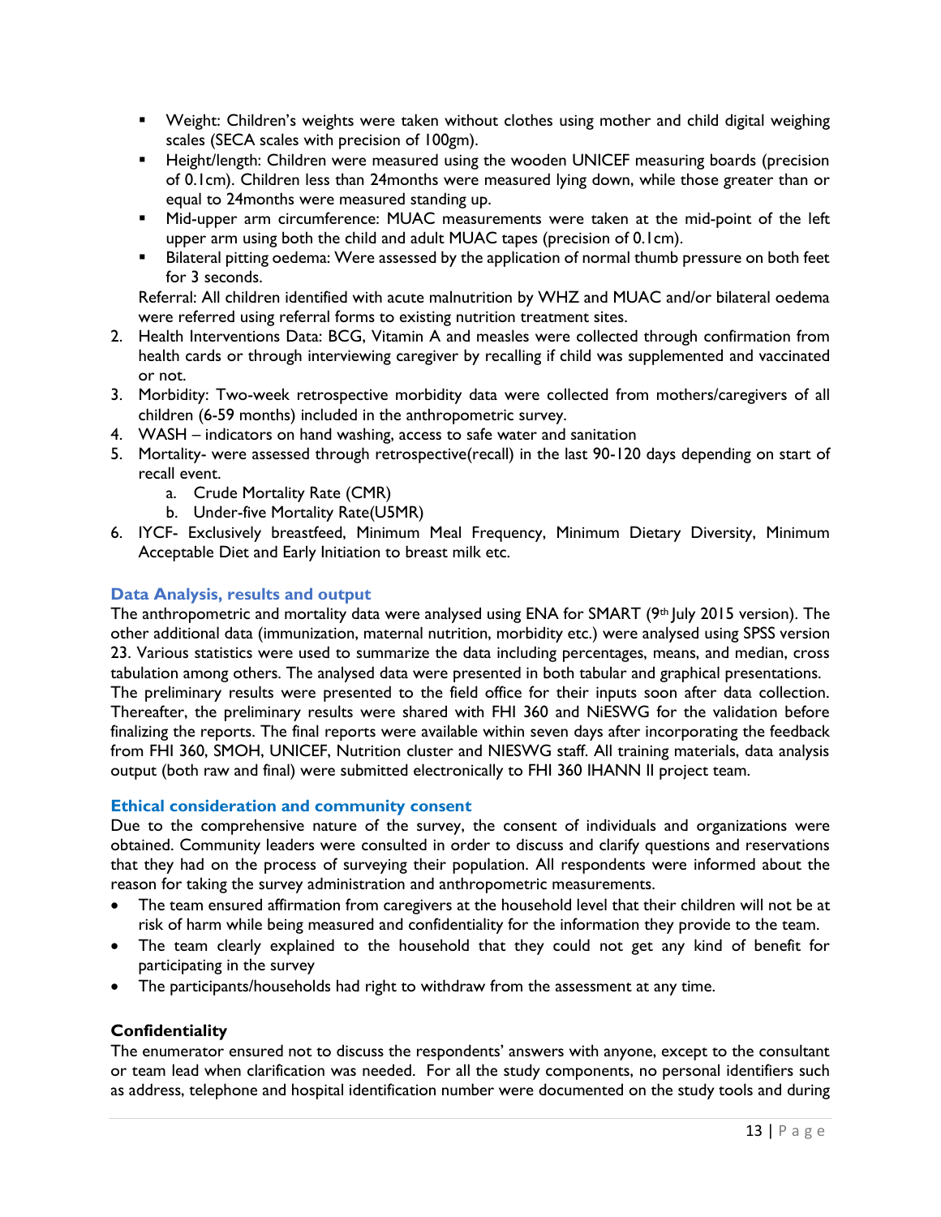- Weight: Children's weights were taken without clothes using mother and child digital weighing scales (SECA scales with precision of 100gm).
- Height/length: Children were measured using the wooden UNICEF measuring boards (precision of 0.1cm). Children less than 24months were measured lying down, while those greater than or equal to 24months were measured standing up.
- Mid-upper arm circumference: MUAC measurements were taken at the mid-point of the left upper arm using both the child and adult MUAC tapes (precision of 0.1cm).
- Bilateral pitting oedema: Were assessed by the application of normal thumb pressure on both feet for 3 seconds.

Referral: All children identified with acute malnutrition by WHZ and MUAC and/or bilateral oedema were referred using referral forms to existing nutrition treatment sites.

2. Health Interventions Data: BCG, Vitamin A and measles were collected through confirmation from health cards or through interviewing caregiver by recalling if child was supplemented and vaccinated or not.
3. Morbidity: Two-week retrospective morbidity data were collected from mothers/caregivers of all children (6-59 months) included in the anthropometric survey.
4. WASH – indicators on hand washing, access to safe water and sanitation
5. Mortality- were assessed through retrospective(recall) in the last 90-120 days depending on start of recall event.
   a. Crude Mortality Rate (CMR)
   b. Under-five Mortality Rate(U5MR)
6. IYCF- Exclusively breastfeed, Minimum Meal Frequency, Minimum Dietary Diversity, Minimum Acceptable Diet and Early Initiation to breast milk etc.

### Data Analysis, results and output

The anthropometric and mortality data were analysed using ENA for SMART (9th July 2015 version). The other additional data (immunization, maternal nutrition, morbidity etc.) were analysed using SPSS version 23. Various statistics were used to summarize the data including percentages, means, and median, cross tabulation among others. The analysed data were presented in both tabular and graphical presentations.

The preliminary results were presented to the field office for their inputs soon after data collection. Thereafter, the preliminary results were shared with FHI 360 and NiESWG for the validation before finalizing the reports. The final reports were available within seven days after incorporating the feedback from FHI 360, SMOH, UNICEF, Nutrition cluster and NIESWG staff. All training materials, data analysis output (both raw and final) were submitted electronically to FHI 360 IHANN II project team.

### Ethical consideration and community consent

Due to the comprehensive nature of the survey, the consent of individuals and organizations were obtained. Community leaders were consulted in order to discuss and clarify questions and reservations that they had on the process of surveying their population. All respondents were informed about the reason for taking the survey administration and anthropometric measurements.

- The team ensured affirmation from caregivers at the household level that their children will not be at risk of harm while being measured and confidentiality for the information they provide to the team.
- The team clearly explained to the household that they could not get any kind of benefit for participating in the survey
- The participants/households had right to withdraw from the assessment at any time.

### Confidentiality

The enumerator ensured not to discuss the respondents' answers with anyone, except to the consultant or team lead when clarification was needed. For all the study components, no personal identifiers such as address, telephone and hospital identification number were documented on the study tools and during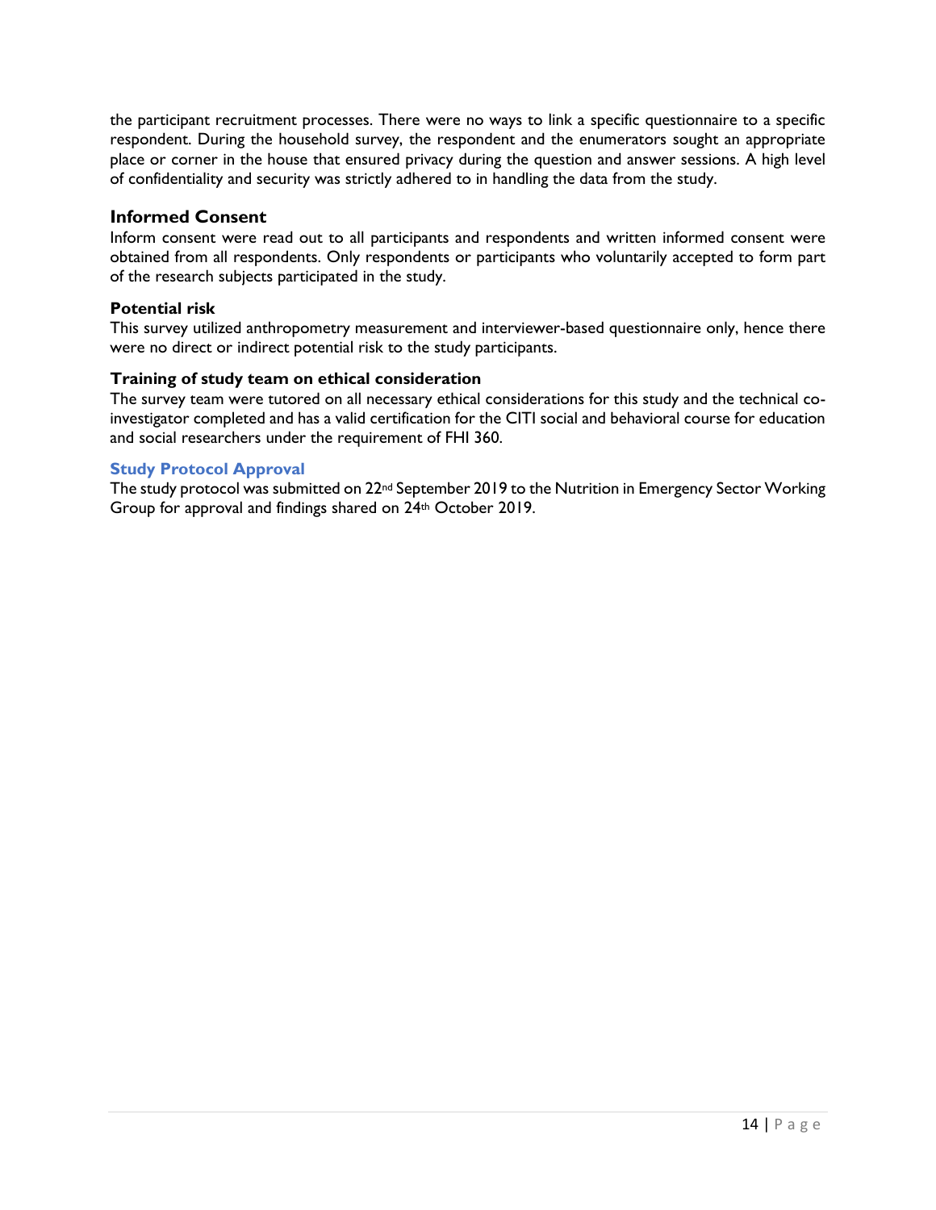the participant recruitment processes. There were no ways to link a specific questionnaire to a specific respondent. During the household survey, the respondent and the enumerators sought an appropriate place or corner in the house that ensured privacy during the question and answer sessions. A high level of confidentiality and security was strictly adhered to in handling the data from the study.

## Informed Consent

Inform consent were read out to all participants and respondents and written informed consent were obtained from all respondents. Only respondents or participants who voluntarily accepted to form part of the research subjects participated in the study.

### Potential risk

This survey utilized anthropometry measurement and interviewer-based questionnaire only, hence there were no direct or indirect potential risk to the study participants.

### Training of study team on ethical consideration

The survey team were tutored on all necessary ethical considerations for this study and the technical co-investigator completed and has a valid certification for the CITI social and behavioral course for education and social researchers under the requirement of FHI 360.

### Study Protocol Approval

The study protocol was submitted on 22nd September 2019 to the Nutrition in Emergency Sector Working Group for approval and findings shared on 24th October 2019.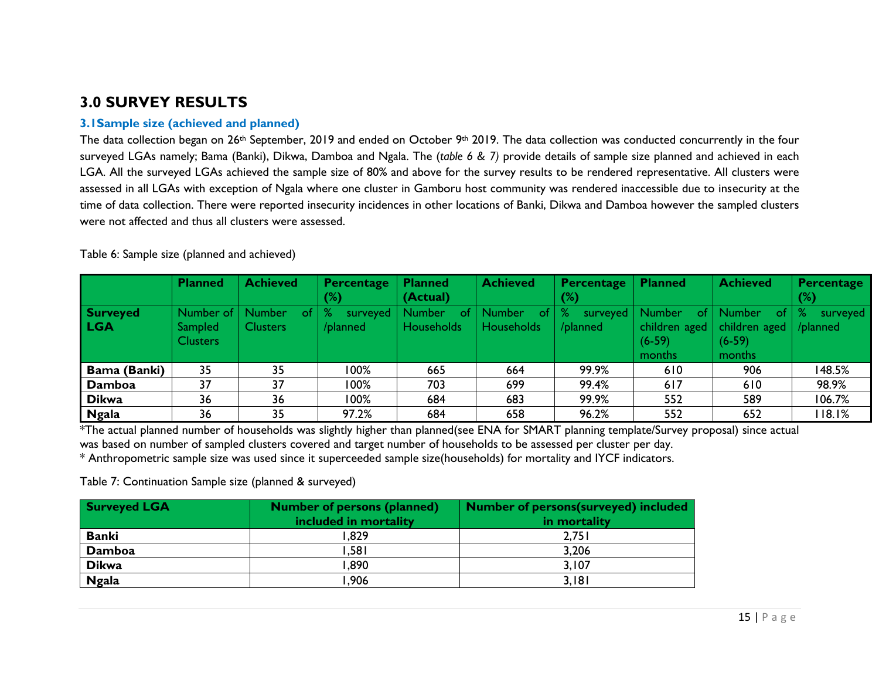# 3.0 SURVEY RESULTS

## 3.1Sample size (achieved and planned)

The data collection began on 26th September, 2019 and ended on October 9th 2019. The data collection was conducted concurrently in the four surveyed LGAs namely; Bama (Banki), Dikwa, Damboa and Ngala. The (*table 6 & 7)* provide details of sample size planned and achieved in each LGA. All the surveyed LGAs achieved the sample size of 80% and above for the survey results to be rendered representative. All clusters were assessed in all LGAs with exception of Ngala where one cluster in Gamboru host community was rendered inaccessible due to insecurity at the time of data collection. There were reported insecurity incidences in other locations of Banki, Dikwa and Damboa however the sampled clusters were not affected and thus all clusters were assessed.

Table 6: Sample size (planned and achieved)

| | **Planned** | **Achieved** | **Percentage (%)** | **Planned (Actual)** | **Achieved** | **Percentage (%)** | **Planned** | **Achieved** | **Percentage (%)** |
|---|---|---|---|---|---|---|---|---|---|
| **Surveyed LGA** | Number of Sampled Clusters | Number of Clusters | % surveyed /planned | Number of Households | Number of Households | % surveyed /planned | Number of children aged (6-59) months | Number of children aged (6-59) months | % surveyed /planned |
| **Bama (Banki)** | 35 | 35 | 100% | 665 | 664 | 99.9% | 610 | 906 | 148.5% |
| **Damboa** | 37 | 37 | 100% | 703 | 699 | 99.4% | 617 | 610 | 98.9% |
| **Dikwa** | 36 | 36 | 100% | 684 | 683 | 99.9% | 552 | 589 | 106.7% |
| **Ngala** | 36 | 35 | 97.2% | 684 | 658 | 96.2% | 552 | 652 | 118.1% |

*The actual planned number of households was slightly higher than planned(see ENA for SMART planning template/Survey proposal) since actual was based on number of sampled clusters covered and target number of households to be assessed per cluster per day.

* Anthropometric sample size was used since it superceeded sample size(households) for mortality and IYCF indicators.

Table 7: Continuation Sample size (planned & surveyed)

| **Surveyed LGA** | **Number of persons (planned) included in mortality** | **Number of persons(surveyed) included in mortality** |
|---|---|---|
| **Banki** | 1,829 | 2,751 |
| **Damboa** | 1,581 | 3,206 |
| **Dikwa** | 1,890 | 3,107 |
| **Ngala** | 1,906 | 3,181 |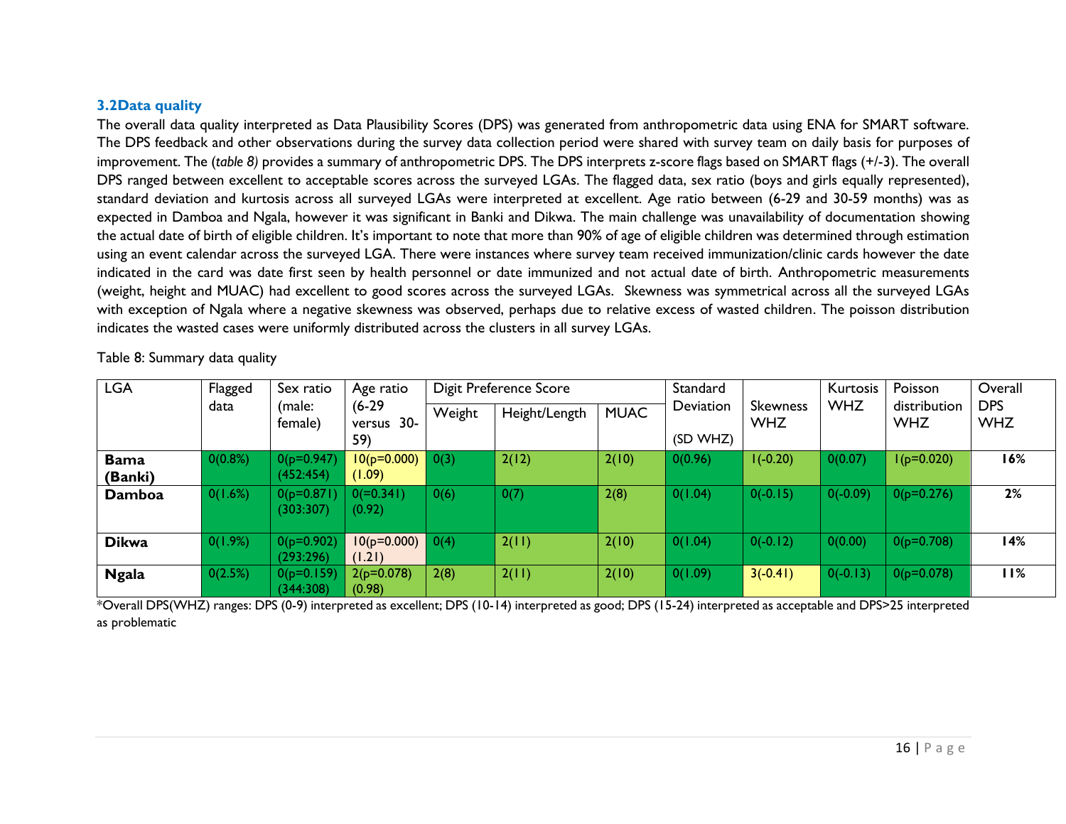### 3.2Data quality

The overall data quality interpreted as Data Plausibility Scores (DPS) was generated from anthropometric data using ENA for SMART software. The DPS feedback and other observations during the survey data collection period were shared with survey team on daily basis for purposes of improvement. The (*table 8)* provides a summary of anthropometric DPS. The DPS interprets z-score flags based on SMART flags (+/-3). The overall DPS ranged between excellent to acceptable scores across the surveyed LGAs. The flagged data, sex ratio (boys and girls equally represented), standard deviation and kurtosis across all surveyed LGAs were interpreted at excellent. Age ratio between (6-29 and 30-59 months) was as expected in Damboa and Ngala, however it was significant in Banki and Dikwa. The main challenge was unavailability of documentation showing the actual date of birth of eligible children. It's important to note that more than 90% of age of eligible children was determined through estimation using an event calendar across the surveyed LGA. There were instances where survey team received immunization/clinic cards however the date indicated in the card was date first seen by health personnel or date immunized and not actual date of birth. Anthropometric measurements (weight, height and MUAC) had excellent to good scores across the surveyed LGAs. Skewness was symmetrical across all the surveyed LGAs with exception of Ngala where a negative skewness was observed, perhaps due to relative excess of wasted children. The poisson distribution indicates the wasted cases were uniformly distributed across the clusters in all survey LGAs.

Table 8: Summary data quality

| LGA | Flagged data | Sex ratio (male: female) | Age ratio (6-29 versus 30-59) | Digit Preference Score | | | Standard Deviation (SD WHZ) | Skewness WHZ | Kurtosis WHZ | Poisson distribution WHZ | Overall DPS WHZ |
|---|---|---|---|---|---|---|---|---|---|---|---|
| | | | | Weight | Height/Length | MUAC | | | | | |
| **Bama (Banki)** | 0(0.8%) | 0(p=0.947) (452:454) | 10(p=0.000) (1.09) | 0(3) | 2(12) | 2(10) | 0(0.96) | 1(-0.20) | 0(0.07) | 1(p=0.020) | **16%** |
| **Damboa** | 0(1.6%) | 0(p=0.871) (303:307) | 0(=0.341) (0.92) | 0(6) | 0(7) | 2(8) | 0(1.04) | 0(-0.15) | 0(-0.09) | 0(p=0.276) | **2%** |
| **Dikwa** | 0(1.9%) | 0(p=0.902) (293:296) | 10(p=0.000) (1.21) | 0(4) | 2(11) | 2(10) | 0(1.04) | 0(-0.12) | 0(0.00) | 0(p=0.708) | **14%** |
| **Ngala** | 0(2.5%) | 0(p=0.159) (344:308) | 2(p=0.078) (0.98) | 2(8) | 2(11) | 2(10) | 0(1.09) | 3(-0.41) | 0(-0.13) | 0(p=0.078) | **11%** |

*Overall DPS(WHZ) ranges: DPS (0-9) interpreted as excellent; DPS (10-14) interpreted as good; DPS (15-24) interpreted as acceptable and DPS>25 interpreted as problematic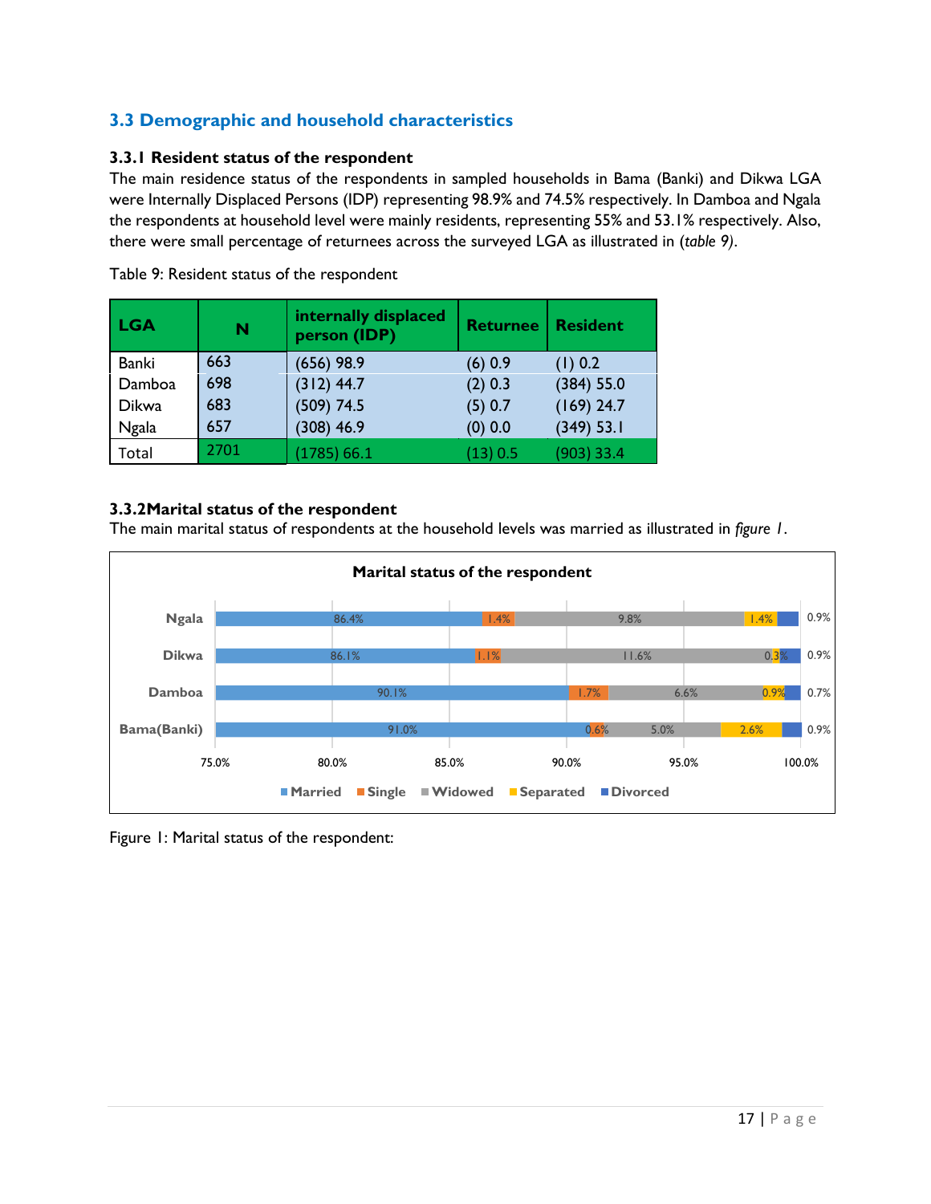## 3.3 Demographic and household characteristics

### 3.3.1 Resident status of the respondent

The main residence status of the respondents in sampled households in Bama (Banki) and Dikwa LGA were Internally Displaced Persons (IDP) representing 98.9% and 74.5% respectively. In Damboa and Ngala the respondents at household level were mainly residents, representing 55% and 53.1% respectively. Also, there were small percentage of returnees across the surveyed LGA as illustrated in (*table 9)*.

Table 9: Resident status of the respondent

| LGA | N | internally displaced person (IDP) | Returnee | Resident |
|---|---|---|---|---|
| Banki | 663 | (656) 98.9 | (6) 0.9 | (1) 0.2 |
| Damboa | 698 | (312) 44.7 | (2) 0.3 | (384) 55.0 |
| Dikwa | 683 | (509) 74.5 | (5) 0.7 | (169) 24.7 |
| Ngala | 657 | (308) 46.9 | (0) 0.0 | (349) 53.1 |
| Total | 2701 | (1785) 66.1 | (13) 0.5 | (903) 33.4 |

### 3.3.2Marital status of the respondent

The main marital status of respondents at the household levels was married as illustrated in *figure 1*.

Marital status of the respondent

Ngala: 86.4% 1.4% 9.8% 1.4% 0.9%
Dikwa: 86.1% 1.1% 11.6% 0.3% 0.9%
Damboa: 90.1% 1.7% 6.6% 0.9% 0.7%
Bama(Banki): 91.0% 0.6% 5.0% 2.6% 0.9%

75.0% 80.0% 85.0% 90.0% 95.0% 100.0%

Married Single Widowed Separated Divorced

Figure 1: Marital status of the respondent: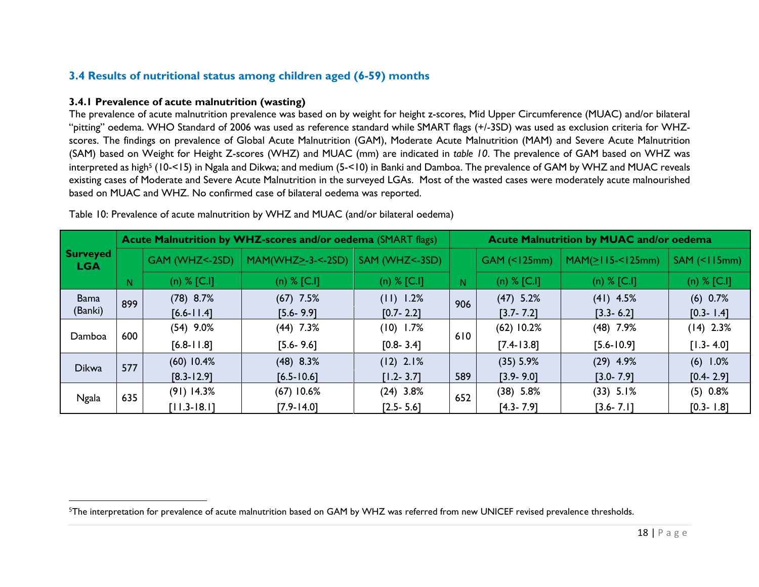## 3.4 Results of nutritional status among children aged (6-59) months

### 3.4.1 Prevalence of acute malnutrition (wasting)

The prevalence of acute malnutrition prevalence was based on by weight for height z-scores, Mid Upper Circumference (MUAC) and/or bilateral "pitting" oedema. WHO Standard of 2006 was used as reference standard while SMART flags (+/-3SD) was used as exclusion criteria for WHZ-scores. The findings on prevalence of Global Acute Malnutrition (GAM), Moderate Acute Malnutrition (MAM) and Severe Acute Malnutrition (SAM) based on Weight for Height Z-scores (WHZ) and MUAC (mm) are indicated in *table 10*. The prevalence of GAM based on WHZ was interpreted as high[5] (10-<15) in Ngala and Dikwa; and medium (5-<10) in Banki and Damboa. The prevalence of GAM by WHZ and MUAC reveals existing cases of Moderate and Severe Acute Malnutrition in the surveyed LGAs. Most of the wasted cases were moderately acute malnourished based on MUAC and WHZ. No confirmed case of bilateral oedema was reported.

Table 10: Prevalence of acute malnutrition by WHZ and MUAC (and/or bilateral oedema)

| **Surveyed LGA** | **Acute Malnutrition by WHZ-scores and/or oedema** (SMART flags) | | | | **Acute Malnutrition by MUAC and/or oedema** | | | |
|---|---|---|---|---|---|---|---|---|
| | | GAM (WHZ<-2SD) | MAM(WHZ≥-3-<-2SD) | SAM (WHZ<-3SD) | | GAM (<125mm) | MAM(≥115-<125mm) | SAM (<115mm) |
| | N | (n) % [C.I] | (n) % [C.I] | (n) % [C.I] | N | (n) % [C.I] | (n) % [C.I] | (n) % [C.I] |
| Bama (Banki) | 899 | (78) 8.7% [6.6-11.4] | (67) 7.5% [5.6- 9.9] | (11) 1.2% [0.7- 2.2] | 906 | (47) 5.2% [3.7- 7.2] | (41) 4.5% [3.3- 6.2] | (6) 0.7% [0.3- 1.4] |
| Damboa | 600 | (54) 9.0% [6.8-11.8] | (44) 7.3% [5.6- 9.6] | (10) 1.7% [0.8- 3.4] | 610 | (62) 10.2% [7.4-13.8] | (48) 7.9% [5.6-10.9] | (14) 2.3% [1.3- 4.0] |
| Dikwa | 577 | (60) 10.4% [8.3-12.9] | (48) 8.3% [6.5-10.6] | (12) 2.1% [1.2- 3.7] | 589 | (35) 5.9% [3.9- 9.0] | (29) 4.9% [3.0- 7.9] | (6) 1.0% [0.4- 2.9] |
| Ngala | 635 | (91) 14.3% [11.3-18.1] | (67) 10.6% [7.9-14.0] | (24) 3.8% [2.5- 5.6] | 652 | (38) 5.8% [4.3- 7.9] | (33) 5.1% [3.6- 7.1] | (5) 0.8% [0.3- 1.8] |

[5] The interpretation for prevalence of acute malnutrition based on GAM by WHZ was referred from new UNICEF revised prevalence thresholds.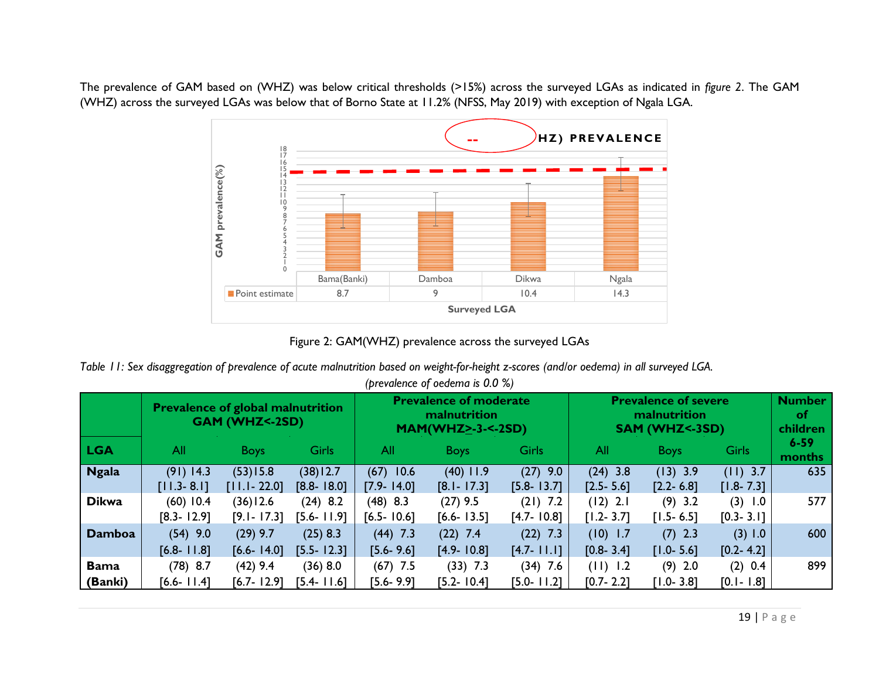The prevalence of GAM based on (WHZ) was below critical thresholds (>15%) across the surveyed LGAs as indicated in *figure 2*. The GAM (WHZ) across the surveyed LGAs was below that of Borno State at 11.2% (NFSS, May 2019) with exception of Ngala LGA.

HZ) PREVALENCE

GAM prevalence(%)

18
17
16
15
14
13
12
11
10
9
8
7
6
5
4
3
2
1
0

Bama(Banki) Damboa Dikwa Ngala

Point estimate 8.7 9 10.4 14.3

Surveyed LGA

Figure 2: GAM(WHZ) prevalence across the surveyed LGAs

*Table 11: Sex disaggregation of prevalence of acute malnutrition based on weight-for-height z-scores (and/or oedema) in all surveyed LGA. (prevalence of oedema is 0.0 %)*

| | Prevalence of global malnutrition GAM (WHZ<-2SD) | | | Prevalence of moderate malnutrition MAM(WHZ≥-3-<-2SD) | | | Prevalence of severe malnutrition SAM (WHZ<-3SD) | | | Number of children 6-59 months |
|---|---|---|---|---|---|---|---|---|---|---|
| **LGA** | All | Boys | Girls | All | Boys | Girls | All | Boys | Girls | |
| **Ngala** | (91) 14.3 [11.3- 8.1] | (53)15.8 [11.1- 22.0] | (38)12.7 [8.8- 18.0] | (67) 10.6 [7.9- 14.0] | (40) 11.9 [8.1- 17.3] | (27) 9.0 [5.8- 13.7] | (24) 3.8 [2.5- 5.6] | (13) 3.9 [2.2- 6.8] | (11) 3.7 [1.8- 7.3] | 635 |
| **Dikwa** | (60) 10.4 [8.3- 12.9] | (36)12.6 [9.1- 17.3] | (24) 8.2 [5.6- 11.9] | (48) 8.3 [6.5- 10.6] | (27) 9.5 [6.6- 13.5] | (21) 7.2 [4.7- 10.8] | (12) 2.1 [1.2- 3.7] | (9) 3.2 [1.5- 6.5] | (3) 1.0 [0.3- 3.1] | 577 |
| **Damboa** | (54) 9.0 [6.8- 11.8] | (29) 9.7 [6.6- 14.0] | (25) 8.3 [5.5- 12.3] | (44) 7.3 [5.6- 9.6] | (22) 7.4 [4.9- 10.8] | (22) 7.3 [4.7- 11.1] | (10) 1.7 [0.8- 3.4] | (7) 2.3 [1.0- 5.6] | (3) 1.0 [0.2- 4.2] | 600 |
| **Bama (Banki)** | (78) 8.7 [6.6- 11.4] | (42) 9.4 [6.7- 12.9] | (36) 8.0 [5.4- 11.6] | (67) 7.5 [5.6- 9.9] | (33) 7.3 [5.2- 10.4] | (34) 7.6 [5.0- 11.2] | (11) 1.2 [0.7- 2.2] | (9) 2.0 [1.0- 3.8] | (2) 0.4 [0.1- 1.8] | 899 |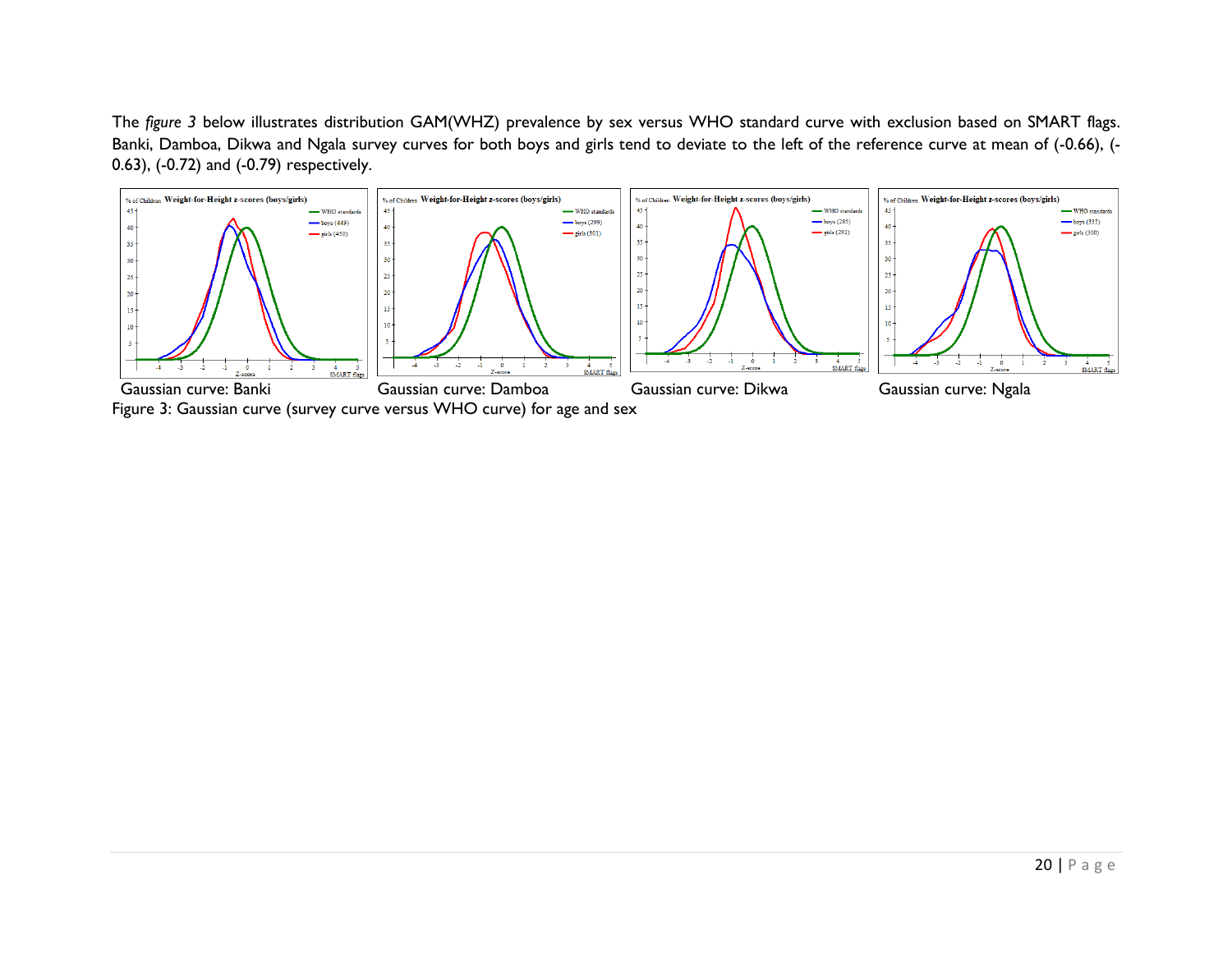The *figure 3* below illustrates distribution GAM(WHZ) prevalence by sex versus WHO standard curve with exclusion based on SMART flags. Banki, Damboa, Dikwa and Ngala survey curves for both boys and girls tend to deviate to the left of the reference curve at mean of (-0.66), (-0.63), (-0.72) and (-0.79) respectively.

% of Children Weight-for-Height z-scores (boys/girls)

WHO standards
boys (449)
girls (450)

Z-score
SMART flags

Gaussian curve: Banki

% of Children Weight-for-Height z-scores (boys/girls)

WHO standards
boys (299)
girls (301)

Z-score
SMART flags

Gaussian curve: Damboa

% of Children Weight-for-Height z-scores (boys/girls)

WHO standards
boys (285)
girls (292)

Z-score
SMART flags

Gaussian curve: Dikwa

% of Children Weight-for-Height z-scores (boys/girls)

WHO standards
boys (335)
girls (300)

Z-score
SMART flags

Gaussian curve: Ngala

Figure 3: Gaussian curve (survey curve versus WHO curve) for age and sex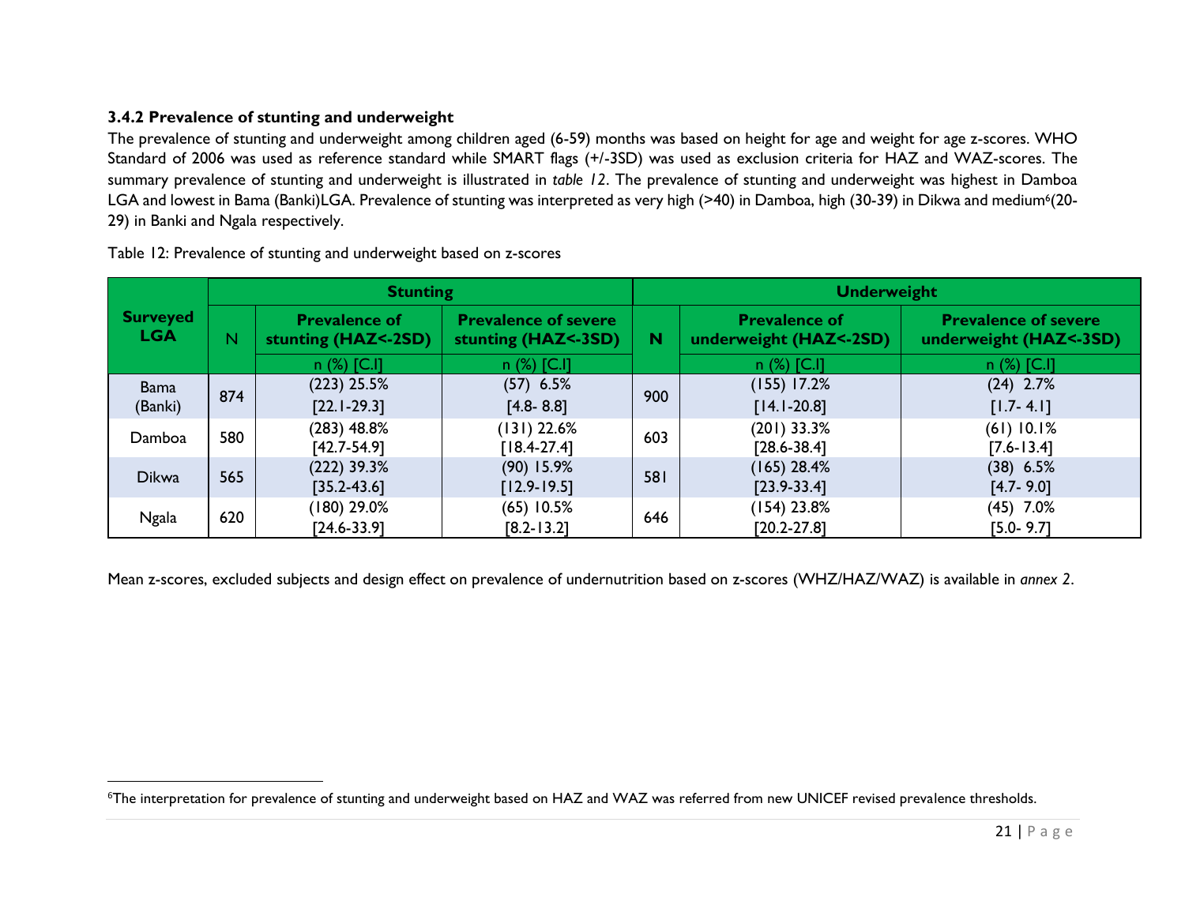### 3.4.2 Prevalence of stunting and underweight

The prevalence of stunting and underweight among children aged (6-59) months was based on height for age and weight for age z-scores. WHO Standard of 2006 was used as reference standard while SMART flags (+/-3SD) was used as exclusion criteria for HAZ and WAZ-scores. The summary prevalence of stunting and underweight is illustrated in *table 12*. The prevalence of stunting and underweight was highest in Damboa LGA and lowest in Bama (Banki)LGA. Prevalence of stunting was interpreted as very high (>40) in Damboa, high (30-39) in Dikwa and medium[6](20-29) in Banki and Ngala respectively.

Table 12: Prevalence of stunting and underweight based on z-scores

| Surveyed LGA | Stunting | | | Underweight | | |
|---|---|---|---|---|---|---|
| | N | Prevalence of stunting (HAZ<-2SD) | Prevalence of severe stunting (HAZ<-3SD) | N | Prevalence of underweight (HAZ<-2SD) | Prevalence of severe underweight (HAZ<-3SD) |
| | | n (%) [C.I] | n (%) [C.I] | | n (%) [C.I] | n (%) [C.I] |
| Bama (Banki) | 874 | (223) 25.5% [22.1-29.3] | (57) 6.5% [4.8- 8.8] | 900 | (155) 17.2% [14.1-20.8] | (24) 2.7% [1.7- 4.1] |
| Damboa | 580 | (283) 48.8% [42.7-54.9] | (131) 22.6% [18.4-27.4] | 603 | (201) 33.3% [28.6-38.4] | (61) 10.1% [7.6-13.4] |
| Dikwa | 565 | (222) 39.3% [35.2-43.6] | (90) 15.9% [12.9-19.5] | 581 | (165) 28.4% [23.9-33.4] | (38) 6.5% [4.7- 9.0] |
| Ngala | 620 | (180) 29.0% [24.6-33.9] | (65) 10.5% [8.2-13.2] | 646 | (154) 23.8% [20.2-27.8] | (45) 7.0% [5.0- 9.7] |

Mean z-scores, excluded subjects and design effect on prevalence of undernutrition based on z-scores (WHZ/HAZ/WAZ) is available in *annex 2*.

[6]The interpretation for prevalence of stunting and underweight based on HAZ and WAZ was referred from new UNICEF revised prevalence thresholds.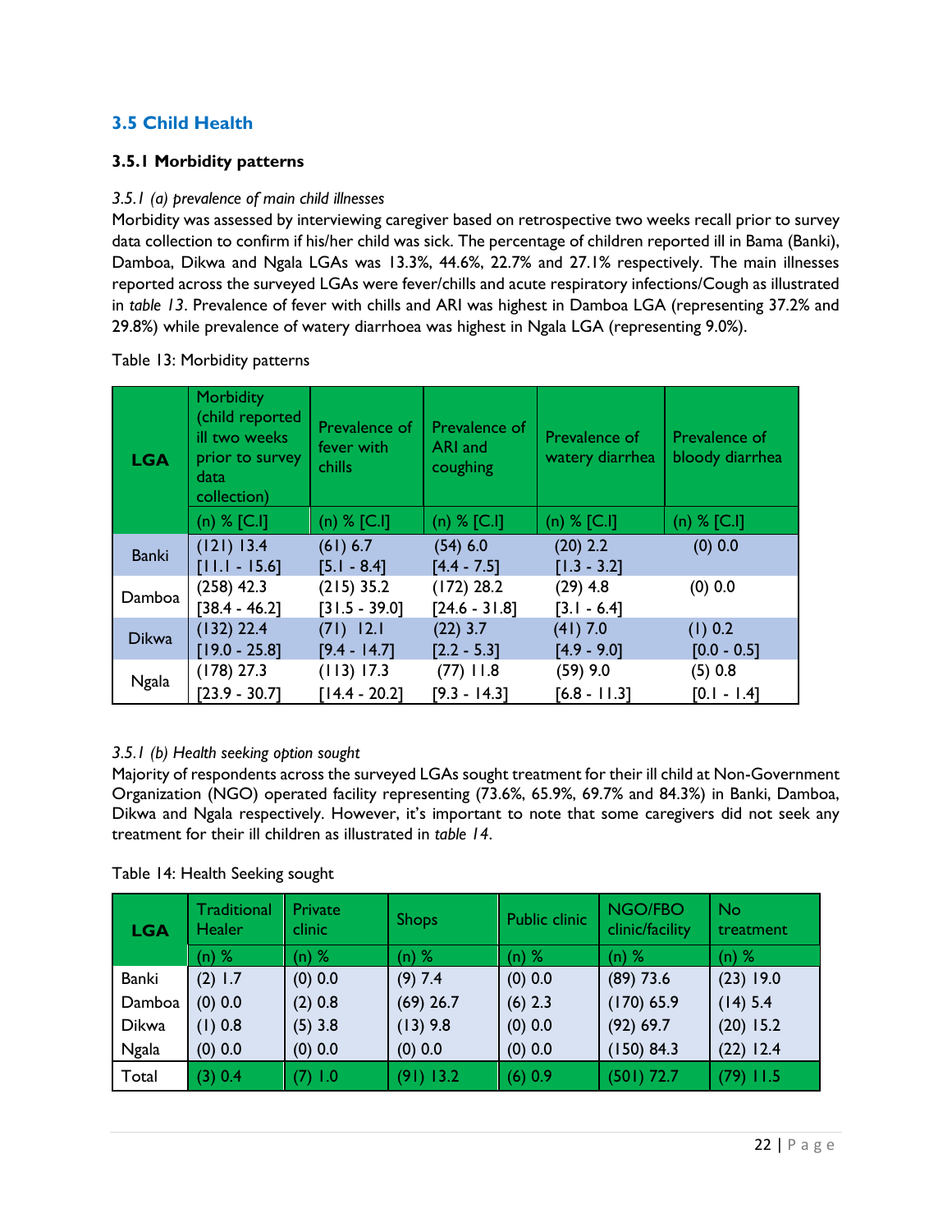## 3.5 Child Health

### 3.5.1 Morbidity patterns

*3.5.1 (a) prevalence of main child illnesses*

Morbidity was assessed by interviewing caregiver based on retrospective two weeks recall prior to survey data collection to confirm if his/her child was sick. The percentage of children reported ill in Bama (Banki), Damboa, Dikwa and Ngala LGAs was 13.3%, 44.6%, 22.7% and 27.1% respectively. The main illnesses reported across the surveyed LGAs were fever/chills and acute respiratory infections/Cough as illustrated in *table 13*. Prevalence of fever with chills and ARI was highest in Damboa LGA (representing 37.2% and 29.8%) while prevalence of watery diarrhoea was highest in Ngala LGA (representing 9.0%).

Table 13: Morbidity patterns

| LGA | Morbidity (child reported ill two weeks prior to survey data collection) | Prevalence of fever with chills | Prevalence of ARI and coughing | Prevalence of watery diarrhea | Prevalence of bloody diarrhea |
|---|---|---|---|---|---|
| | (n) % [C.I] | (n) % [C.I] | (n) % [C.I] | (n) % [C.I] | (n) % [C.I] |
| Banki | (121) 13.4 [11.1 - 15.6] | (61) 6.7 [5.1 - 8.4] | (54) 6.0 [4.4 - 7.5] | (20) 2.2 [1.3 - 3.2] | (0) 0.0 |
| Damboa | (258) 42.3 [38.4 - 46.2] | (215) 35.2 [31.5 - 39.0] | (172) 28.2 [24.6 - 31.8] | (29) 4.8 [3.1 - 6.4] | (0) 0.0 |
| Dikwa | (132) 22.4 [19.0 - 25.8] | (71) 12.1 [9.4 - 14.7] | (22) 3.7 [2.2 - 5.3] | (41) 7.0 [4.9 - 9.0] | (1) 0.2 [0.0 - 0.5] |
| Ngala | (178) 27.3 [23.9 - 30.7] | (113) 17.3 [14.4 - 20.2] | (77) 11.8 [9.3 - 14.3] | (59) 9.0 [6.8 - 11.3] | (5) 0.8 [0.1 - 1.4] |

*3.5.1 (b) Health seeking option sought*

Majority of respondents across the surveyed LGAs sought treatment for their ill child at Non-Government Organization (NGO) operated facility representing (73.6%, 65.9%, 69.7% and 84.3%) in Banki, Damboa, Dikwa and Ngala respectively. However, it's important to note that some caregivers did not seek any treatment for their ill children as illustrated in *table 14*.

Table 14: Health Seeking sought

| LGA | Traditional Healer | Private clinic | Shops | Public clinic | NGO/FBO clinic/facility | No treatment |
|---|---|---|---|---|---|---|
| | (n) % | (n) % | (n) % | (n) % | (n) % | (n) % |
| Banki | (2) 1.7 | (0) 0.0 | (9) 7.4 | (0) 0.0 | (89) 73.6 | (23) 19.0 |
| Damboa | (0) 0.0 | (2) 0.8 | (69) 26.7 | (6) 2.3 | (170) 65.9 | (14) 5.4 |
| Dikwa | (1) 0.8 | (5) 3.8 | (13) 9.8 | (0) 0.0 | (92) 69.7 | (20) 15.2 |
| Ngala | (0) 0.0 | (0) 0.0 | (0) 0.0 | (0) 0.0 | (150) 84.3 | (22) 12.4 |
| Total | (3) 0.4 | (7) 1.0 | (91) 13.2 | (6) 0.9 | (501) 72.7 | (79) 11.5 |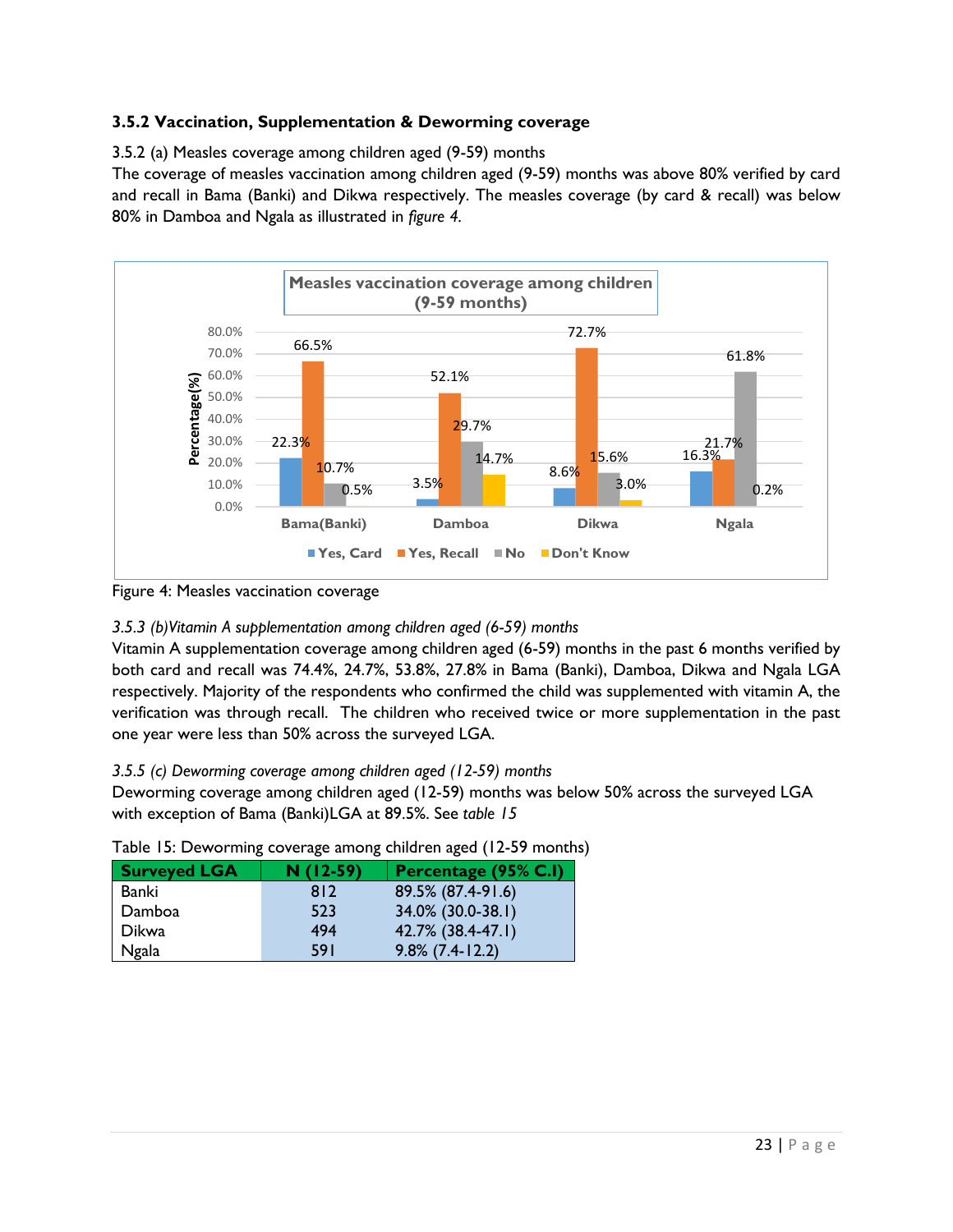### 3.5.2 Vaccination, Supplementation & Deworming coverage

3.5.2 (a) Measles coverage among children aged (9-59) months

The coverage of measles vaccination among children aged (9-59) months was above 80% verified by card and recall in Bama (Banki) and Dikwa respectively. The measles coverage (by card & recall) was below 80% in Damboa and Ngala as illustrated in *figure 4*.

Measles vaccination coverage among children (9-59 months)

Percentage(%)

80.0%
70.0%
60.0%
50.0%
40.0%
30.0%
20.0%
10.0%
0.0%

Bama(Banki): 22.3%, 66.5%, 10.7%, 0.5%
Damboa: 3.5%, 52.1%, 29.7%, 14.7%
Dikwa: 8.6%, 72.7%, 15.6%, 3.0%
Ngala: 16.3%, 21.7%, 61.8%, 0.2%

Yes, Card   Yes, Recall   No   Don't Know

Figure 4: Measles vaccination coverage

*3.5.3 (b)Vitamin A supplementation among children aged (6-59) months*

Vitamin A supplementation coverage among children aged (6-59) months in the past 6 months verified by both card and recall was 74.4%, 24.7%, 53.8%, 27.8% in Bama (Banki), Damboa, Dikwa and Ngala LGA respectively. Majority of the respondents who confirmed the child was supplemented with vitamin A, the verification was through recall. The children who received twice or more supplementation in the past one year were less than 50% across the surveyed LGA.

*3.5.5 (c) Deworming coverage among children aged (12-59) months*

Deworming coverage among children aged (12-59) months was below 50% across the surveyed LGA with exception of Bama (Banki)LGA at 89.5%. See *table 15*

Table 15: Deworming coverage among children aged (12-59 months)

| Surveyed LGA | N (12-59) | Percentage (95% C.I) |
|---|---|---|
| Banki | 812 | 89.5% (87.4-91.6) |
| Damboa | 523 | 34.0% (30.0-38.1) |
| Dikwa | 494 | 42.7% (38.4-47.1) |
| Ngala | 591 | 9.8% (7.4-12.2) |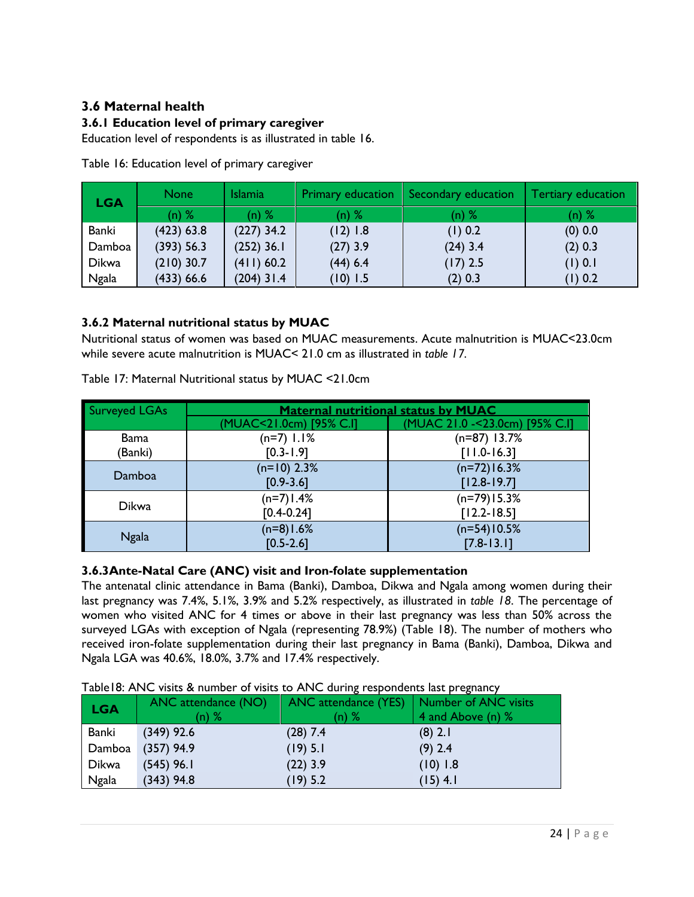### 3.6 Maternal health

#### 3.6.1 Education level of primary caregiver

Education level of respondents is as illustrated in table 16.

Table 16: Education level of primary caregiver

| LGA | None | Islamia | Primary education | Secondary education | Tertiary education |
|---|---|---|---|---|---|
| | (n) % | (n) % | (n) % | (n) % | (n) % |
| Banki | (423) 63.8 | (227) 34.2 | (12) 1.8 | (1) 0.2 | (0) 0.0 |
| Damboa | (393) 56.3 | (252) 36.1 | (27) 3.9 | (24) 3.4 | (2) 0.3 |
| Dikwa | (210) 30.7 | (411) 60.2 | (44) 6.4 | (17) 2.5 | (1) 0.1 |
| Ngala | (433) 66.6 | (204) 31.4 | (10) 1.5 | (2) 0.3 | (1) 0.2 |

#### 3.6.2 Maternal nutritional status by MUAC

Nutritional status of women was based on MUAC measurements. Acute malnutrition is MUAC<23.0cm while severe acute malnutrition is MUAC< 21.0 cm as illustrated in *table 17*.

Table 17: Maternal Nutritional status by MUAC <21.0cm

| Surveyed LGAs | Maternal nutritional status by MUAC | |
|---|---|---|
| | (MUAC<21.0cm) [95% C.I] | (MUAC 21.0 -<23.0cm) [95% C.I] |
| Bama (Banki) | (n=7) 1.1% [0.3-1.9] | (n=87) 13.7% [11.0-16.3] |
| Damboa | (n=10) 2.3% [0.9-3.6] | (n=72)16.3% [12.8-19.7] |
| Dikwa | (n=7)1.4% [0.4-0.24] | (n=79)15.3% [12.2-18.5] |
| Ngala | (n=8)1.6% [0.5-2.6] | (n=54)10.5% [7.8-13.1] |

#### 3.6.3Ante-Natal Care (ANC) visit and Iron-folate supplementation

The antenatal clinic attendance in Bama (Banki), Damboa, Dikwa and Ngala among women during their last pregnancy was 7.4%, 5.1%, 3.9% and 5.2% respectively, as illustrated in *table 18*. The percentage of women who visited ANC for 4 times or above in their last pregnancy was less than 50% across the surveyed LGAs with exception of Ngala (representing 78.9%) (Table 18). The number of mothers who received iron-folate supplementation during their last pregnancy in Bama (Banki), Damboa, Dikwa and Ngala LGA was 40.6%, 18.0%, 3.7% and 17.4% respectively.

Table18: ANC visits & number of visits to ANC during respondents last pregnancy

| LGA | ANC attendance (NO) (n) % | ANC attendance (YES) (n) % | Number of ANC visits 4 and Above (n) % |
|---|---|---|---|
| Banki | (349) 92.6 | (28) 7.4 | (8) 2.1 |
| Damboa | (357) 94.9 | (19) 5.1 | (9) 2.4 |
| Dikwa | (545) 96.1 | (22) 3.9 | (10) 1.8 |
| Ngala | (343) 94.8 | (19) 5.2 | (15) 4.1 |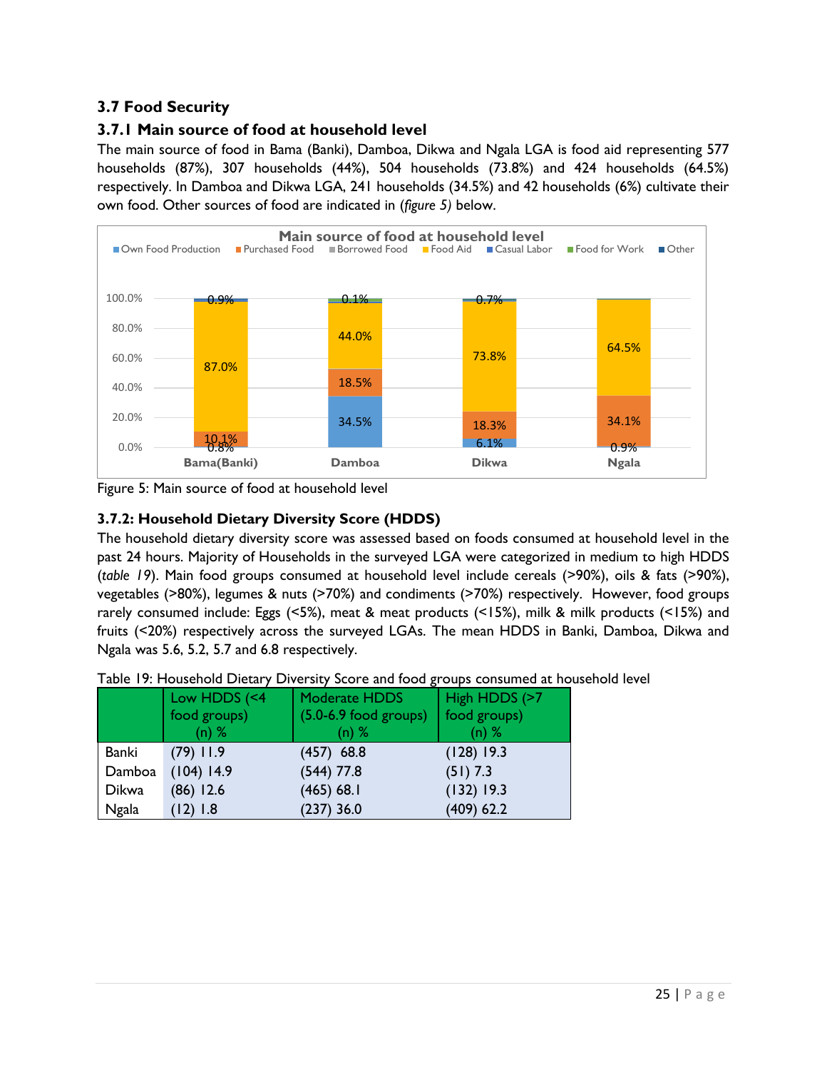## 3.7 Food Security

### 3.7.1 Main source of food at household level

The main source of food in Bama (Banki), Damboa, Dikwa and Ngala LGA is food aid representing 577 households (87%), 307 households (44%), 504 households (73.8%) and 424 households (64.5%) respectively. In Damboa and Dikwa LGA, 241 households (34.5%) and 42 households (6%) cultivate their own food. Other sources of food are indicated in (*figure 5)* below.

Main source of food at household level

Own Food Production, Purchased Food, Borrowed Food, Food Aid, Casual Labor, Food for Work, Other

100.0%
80.0%
60.0%
40.0%
20.0%
0.0%

Bama(Banki): 0.9%, 87.0%, 10.1%, 0.8%

Damboa: 0.1%, 44.0%, 18.5%, 34.5%

Dikwa: 0.7%, 73.8%, 18.3%, 6.1%

Ngala: 64.5%, 34.1%, 0.9%

Figure 5: Main source of food at household level

### 3.7.2: Household Dietary Diversity Score (HDDS)

The household dietary diversity score was assessed based on foods consumed at household level in the past 24 hours. Majority of Households in the surveyed LGA were categorized in medium to high HDDS (*table 19*). Main food groups consumed at household level include cereals (>90%), oils & fats (>90%), vegetables (>80%), legumes & nuts (>70%) and condiments (>70%) respectively. However, food groups rarely consumed include: Eggs (<5%), meat & meat products (<15%), milk & milk products (<15%) and fruits (<20%) respectively across the surveyed LGAs. The mean HDDS in Banki, Damboa, Dikwa and Ngala was 5.6, 5.2, 5.7 and 6.8 respectively.

Table 19: Household Dietary Diversity Score and food groups consumed at household level

| | Low HDDS (<4 food groups) (n) % | Moderate HDDS (5.0-6.9 food groups) (n) % | High HDDS (>7 food groups) (n) % |
|---|---|---|---|
| Banki | (79) 11.9 | (457) 68.8 | (128) 19.3 |
| Damboa | (104) 14.9 | (544) 77.8 | (51) 7.3 |
| Dikwa | (86) 12.6 | (465) 68.1 | (132) 19.3 |
| Ngala | (12) 1.8 | (237) 36.0 | (409) 62.2 |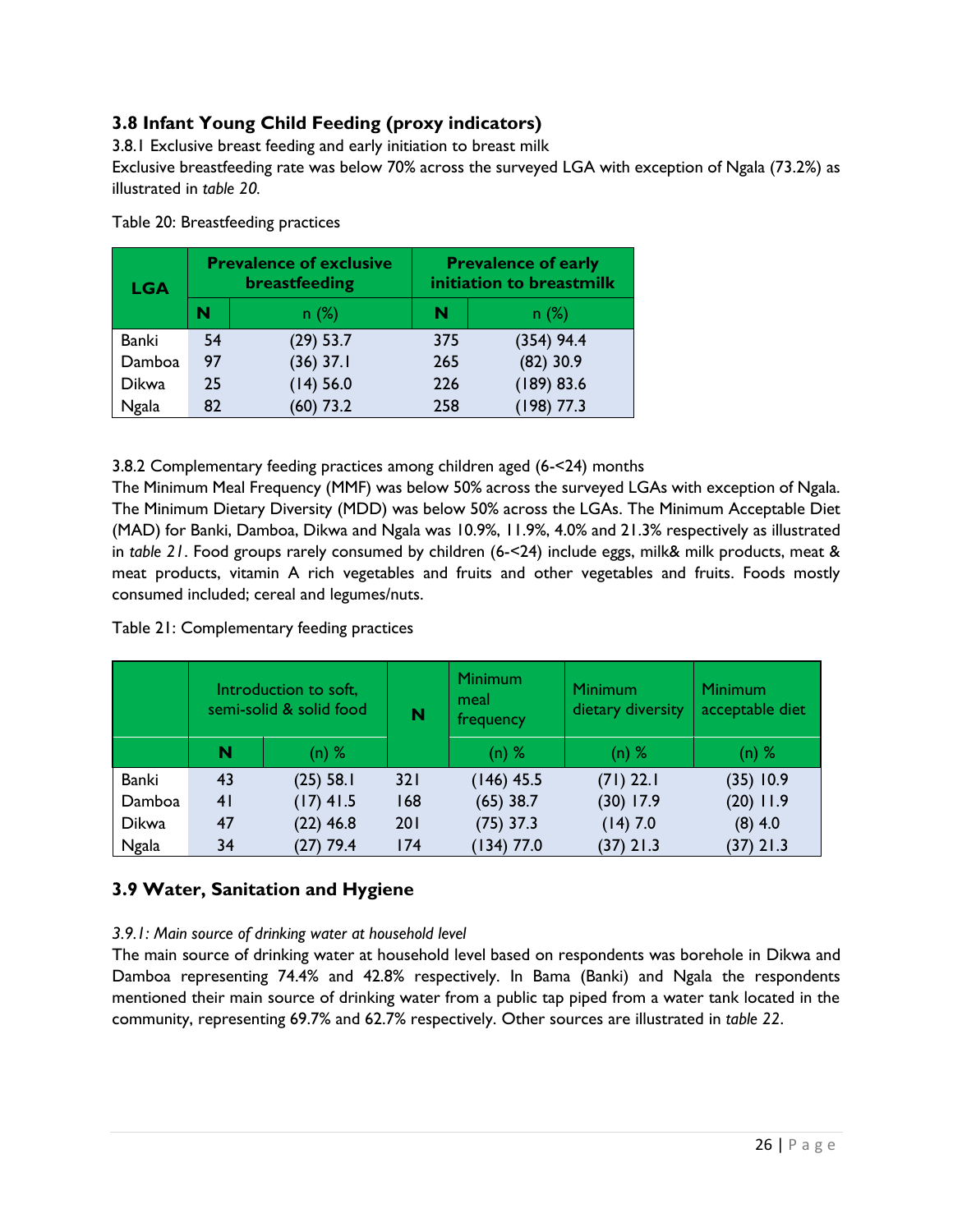## 3.8 Infant Young Child Feeding (proxy indicators)

3.8.1 Exclusive breast feeding and early initiation to breast milk

Exclusive breastfeeding rate was below 70% across the surveyed LGA with exception of Ngala (73.2%) as illustrated in *table 20.*

Table 20: Breastfeeding practices

| LGA | Prevalence of exclusive breastfeeding | | Prevalence of early initiation to breastmilk | |
|---|---|---|---|---|
| | N | n (%) | N | n (%) |
| Banki | 54 | (29) 53.7 | 375 | (354) 94.4 |
| Damboa | 97 | (36) 37.1 | 265 | (82) 30.9 |
| Dikwa | 25 | (14) 56.0 | 226 | (189) 83.6 |
| Ngala | 82 | (60) 73.2 | 258 | (198) 77.3 |

3.8.2 Complementary feeding practices among children aged (6-<24) months

The Minimum Meal Frequency (MMF) was below 50% across the surveyed LGAs with exception of Ngala. The Minimum Dietary Diversity (MDD) was below 50% across the LGAs. The Minimum Acceptable Diet (MAD) for Banki, Damboa, Dikwa and Ngala was 10.9%, 11.9%, 4.0% and 21.3% respectively as illustrated in *table 21*. Food groups rarely consumed by children (6-<24) include eggs, milk& milk products, meat & meat products, vitamin A rich vegetables and fruits and other vegetables and fruits. Foods mostly consumed included; cereal and legumes/nuts.

Table 21: Complementary feeding practices

| | Introduction to soft, semi-solid & solid food | | N | Minimum meal frequency | Minimum dietary diversity | Minimum acceptable diet |
|---|---|---|---|---|---|---|
| | N | (n) % | | (n) % | (n) % | (n) % |
| Banki | 43 | (25) 58.1 | 321 | (146) 45.5 | (71) 22.1 | (35) 10.9 |
| Damboa | 41 | (17) 41.5 | 168 | (65) 38.7 | (30) 17.9 | (20) 11.9 |
| Dikwa | 47 | (22) 46.8 | 201 | (75) 37.3 | (14) 7.0 | (8) 4.0 |
| Ngala | 34 | (27) 79.4 | 174 | (134) 77.0 | (37) 21.3 | (37) 21.3 |

## 3.9 Water, Sanitation and Hygiene

*3.9.1: Main source of drinking water at household level*

The main source of drinking water at household level based on respondents was borehole in Dikwa and Damboa representing 74.4% and 42.8% respectively. In Bama (Banki) and Ngala the respondents mentioned their main source of drinking water from a public tap piped from a water tank located in the community, representing 69.7% and 62.7% respectively. Other sources are illustrated in *table 22*.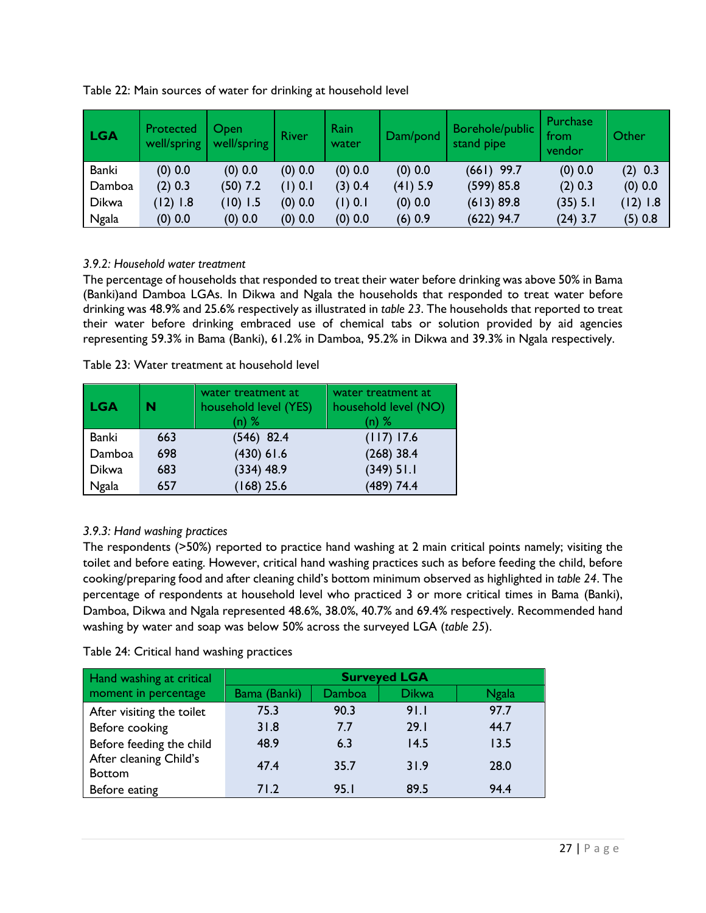Table 22: Main sources of water for drinking at household level

| LGA | Protected well/spring | Open well/spring | River | Rain water | Dam/pond | Borehole/public stand pipe | Purchase from vendor | Other |
|---|---|---|---|---|---|---|---|---|
| Banki | (0) 0.0 | (0) 0.0 | (0) 0.0 | (0) 0.0 | (0) 0.0 | (661) 99.7 | (0) 0.0 | (2) 0.3 |
| Damboa | (2) 0.3 | (50) 7.2 | (1) 0.1 | (3) 0.4 | (41) 5.9 | (599) 85.8 | (2) 0.3 | (0) 0.0 |
| Dikwa | (12) 1.8 | (10) 1.5 | (0) 0.0 | (1) 0.1 | (0) 0.0 | (613) 89.8 | (35) 5.1 | (12) 1.8 |
| Ngala | (0) 0.0 | (0) 0.0 | (0) 0.0 | (0) 0.0 | (6) 0.9 | (622) 94.7 | (24) 3.7 | (5) 0.8 |

*3.9.2: Household water treatment*

The percentage of households that responded to treat their water before drinking was above 50% in Bama (Banki)and Damboa LGAs. In Dikwa and Ngala the households that responded to treat water before drinking was 48.9% and 25.6% respectively as illustrated in *table 23*. The households that reported to treat their water before drinking embraced use of chemical tabs or solution provided by aid agencies representing 59.3% in Bama (Banki), 61.2% in Damboa, 95.2% in Dikwa and 39.3% in Ngala respectively.

Table 23: Water treatment at household level

| LGA | N | water treatment at household level (YES) (n) % | water treatment at household level (NO) (n) % |
|---|---|---|---|
| Banki | 663 | (546) 82.4 | (117) 17.6 |
| Damboa | 698 | (430) 61.6 | (268) 38.4 |
| Dikwa | 683 | (334) 48.9 | (349) 51.1 |
| Ngala | 657 | (168) 25.6 | (489) 74.4 |

*3.9.3: Hand washing practices*

The respondents (>50%) reported to practice hand washing at 2 main critical points namely; visiting the toilet and before eating. However, critical hand washing practices such as before feeding the child, before cooking/preparing food and after cleaning child's bottom minimum observed as highlighted in *table 24*. The percentage of respondents at household level who practiced 3 or more critical times in Bama (Banki), Damboa, Dikwa and Ngala represented 48.6%, 38.0%, 40.7% and 69.4% respectively. Recommended hand washing by water and soap was below 50% across the surveyed LGA (*table 25*).

Table 24: Critical hand washing practices

| Hand washing at critical moment in percentage | Surveyed LGA | | | |
|---|---|---|---|---|
| | Bama (Banki) | Damboa | Dikwa | Ngala |
| After visiting the toilet | 75.3 | 90.3 | 91.1 | 97.7 |
| Before cooking | 31.8 | 7.7 | 29.1 | 44.7 |
| Before feeding the child | 48.9 | 6.3 | 14.5 | 13.5 |
| After cleaning Child's Bottom | 47.4 | 35.7 | 31.9 | 28.0 |
| Before eating | 71.2 | 95.1 | 89.5 | 94.4 |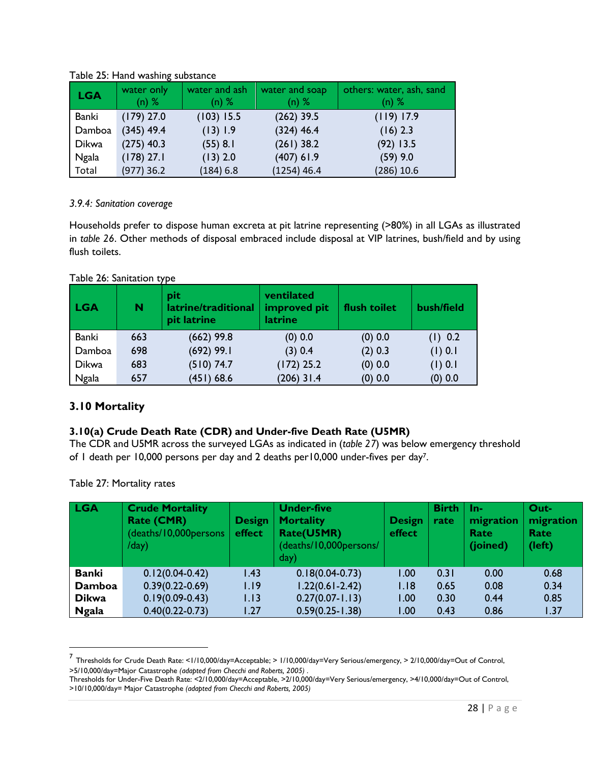Table 25: Hand washing substance

| LGA | water only (n) % | water and ash (n) % | water and soap (n) % | others: water, ash, sand (n) % |
|---|---|---|---|---|
| Banki | (179) 27.0 | (103) 15.5 | (262) 39.5 | (119) 17.9 |
| Damboa | (345) 49.4 | (13) 1.9 | (324) 46.4 | (16) 2.3 |
| Dikwa | (275) 40.3 | (55) 8.1 | (261) 38.2 | (92) 13.5 |
| Ngala | (178) 27.1 | (13) 2.0 | (407) 61.9 | (59) 9.0 |
| Total | (977) 36.2 | (184) 6.8 | (1254) 46.4 | (286) 10.6 |

*3.9.4: Sanitation coverage*

Households prefer to dispose human excreta at pit latrine representing (>80%) in all LGAs as illustrated in *table 26*. Other methods of disposal embraced include disposal at VIP latrines, bush/field and by using flush toilets.

Table 26: Sanitation type

| LGA | N | pit latrine/traditional pit latrine | ventilated improved pit latrine | flush toilet | bush/field |
|---|---|---|---|---|---|
| Banki | 663 | (662) 99.8 | (0) 0.0 | (0) 0.0 | (1) 0.2 |
| Damboa | 698 | (692) 99.1 | (3) 0.4 | (2) 0.3 | (1) 0.1 |
| Dikwa | 683 | (510) 74.7 | (172) 25.2 | (0) 0.0 | (1) 0.1 |
| Ngala | 657 | (451) 68.6 | (206) 31.4 | (0) 0.0 | (0) 0.0 |

## 3.10 Mortality

### 3.10(a) Crude Death Rate (CDR) and Under-five Death Rate (U5MR)

The CDR and U5MR across the surveyed LGAs as indicated in (*table 27*) was below emergency threshold of 1 death per 10,000 persons per day and 2 deaths per10,000 under-fives per day[7].

Table 27: Mortality rates

| LGA | Crude Mortality Rate (CMR) (deaths/10,000persons /day) | Design effect | Under-five Mortality Rate(U5MR) (deaths/10,000persons/ day) | Design effect | Birth rate | In-migration Rate (joined) | Out-migration Rate (left) |
|---|---|---|---|---|---|---|---|
| **Banki** | 0.12(0.04-0.42) | 1.43 | 0.18(0.04-0.73) | 1.00 | 0.31 | 0.00 | 0.68 |
| **Damboa** | 0.39(0.22-0.69) | 1.19 | 1.22(0.61-2.42) | 1.18 | 0.65 | 0.08 | 0.34 |
| **Dikwa** | 0.19(0.09-0.43) | 1.13 | 0.27(0.07-1.13) | 1.00 | 0.30 | 0.44 | 0.85 |
| **Ngala** | 0.40(0.22-0.73) | 1.27 | 0.59(0.25-1.38) | 1.00 | 0.43 | 0.86 | 1.37 |

[7] Thresholds for Crude Death Rate: <1/10,000/day=Acceptable; > 1/10,000/day=Very Serious/emergency, > 2/10,000/day=Out of Control, >5/10,000/day=Major Catastrophe *(adapted from Checchi and Roberts, 2005)* .
Thresholds for Under-Five Death Rate: <2/10,000/day=Acceptable, >2/10,000/day=Very Serious/emergency, >4/10,000/day=Out of Control, >10/10,000/day= Major Catastrophe *(adapted from Checchi and Roberts, 2005)*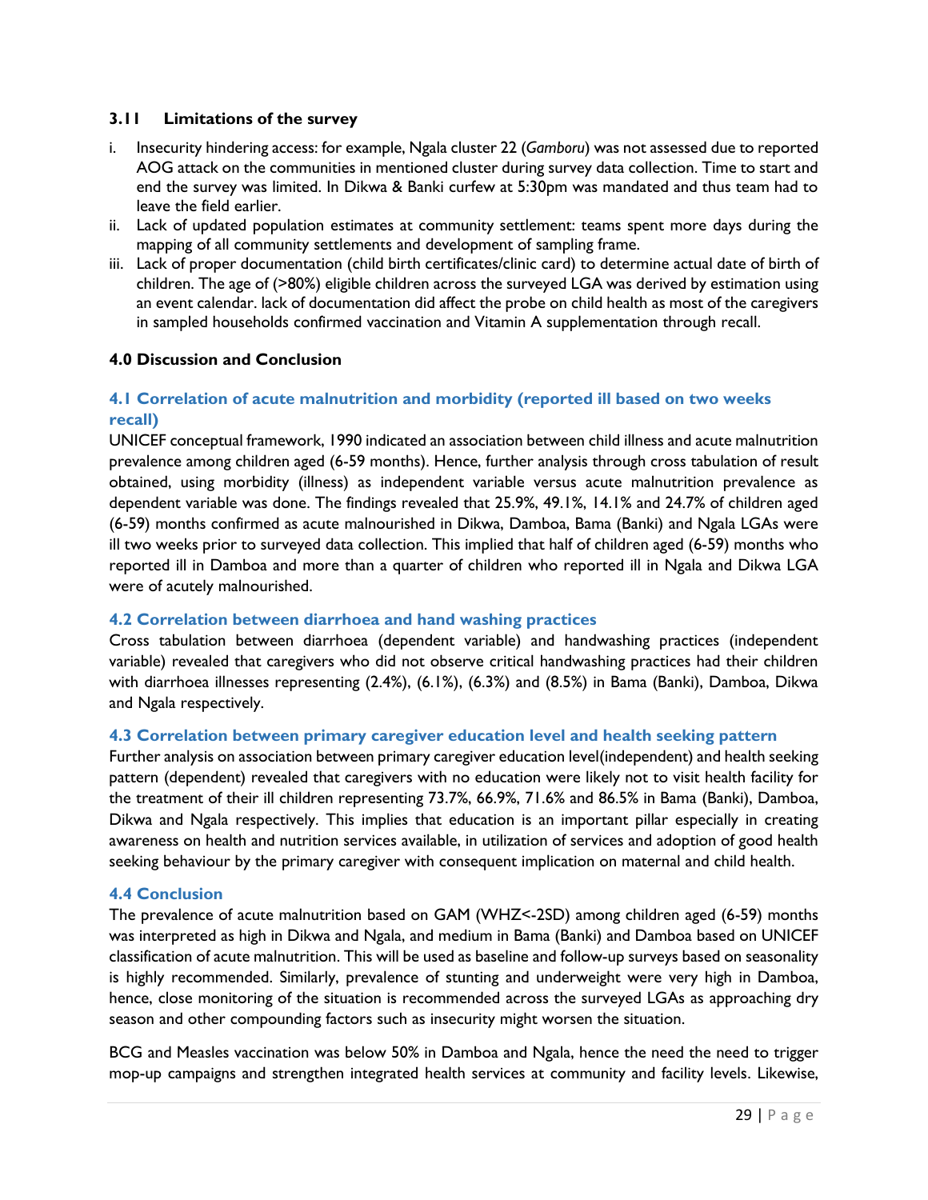### 3.11 Limitations of the survey

i. Insecurity hindering access: for example, Ngala cluster 22 (*Gamboru*) was not assessed due to reported AOG attack on the communities in mentioned cluster during survey data collection. Time to start and end the survey was limited. In Dikwa & Banki curfew at 5:30pm was mandated and thus team had to leave the field earlier.
ii. Lack of updated population estimates at community settlement: teams spent more days during the mapping of all community settlements and development of sampling frame.
iii. Lack of proper documentation (child birth certificates/clinic card) to determine actual date of birth of children. The age of (>80%) eligible children across the surveyed LGA was derived by estimation using an event calendar. lack of documentation did affect the probe on child health as most of the caregivers in sampled households confirmed vaccination and Vitamin A supplementation through recall.

## 4.0 Discussion and Conclusion

### 4.1 Correlation of acute malnutrition and morbidity (reported ill based on two weeks recall)

UNICEF conceptual framework, 1990 indicated an association between child illness and acute malnutrition prevalence among children aged (6-59 months). Hence, further analysis through cross tabulation of result obtained, using morbidity (illness) as independent variable versus acute malnutrition prevalence as dependent variable was done. The findings revealed that 25.9%, 49.1%, 14.1% and 24.7% of children aged (6-59) months confirmed as acute malnourished in Dikwa, Damboa, Bama (Banki) and Ngala LGAs were ill two weeks prior to surveyed data collection. This implied that half of children aged (6-59) months who reported ill in Damboa and more than a quarter of children who reported ill in Ngala and Dikwa LGA were of acutely malnourished.

### 4.2 Correlation between diarrhoea and hand washing practices

Cross tabulation between diarrhoea (dependent variable) and handwashing practices (independent variable) revealed that caregivers who did not observe critical handwashing practices had their children with diarrhoea illnesses representing (2.4%), (6.1%), (6.3%) and (8.5%) in Bama (Banki), Damboa, Dikwa and Ngala respectively.

### 4.3 Correlation between primary caregiver education level and health seeking pattern

Further analysis on association between primary caregiver education level(independent) and health seeking pattern (dependent) revealed that caregivers with no education were likely not to visit health facility for the treatment of their ill children representing 73.7%, 66.9%, 71.6% and 86.5% in Bama (Banki), Damboa, Dikwa and Ngala respectively. This implies that education is an important pillar especially in creating awareness on health and nutrition services available, in utilization of services and adoption of good health seeking behaviour by the primary caregiver with consequent implication on maternal and child health.

### 4.4 Conclusion

The prevalence of acute malnutrition based on GAM (WHZ<-2SD) among children aged (6-59) months was interpreted as high in Dikwa and Ngala, and medium in Bama (Banki) and Damboa based on UNICEF classification of acute malnutrition. This will be used as baseline and follow-up surveys based on seasonality is highly recommended. Similarly, prevalence of stunting and underweight were very high in Damboa, hence, close monitoring of the situation is recommended across the surveyed LGAs as approaching dry season and other compounding factors such as insecurity might worsen the situation.

BCG and Measles vaccination was below 50% in Damboa and Ngala, hence the need the need to trigger mop-up campaigns and strengthen integrated health services at community and facility levels. Likewise,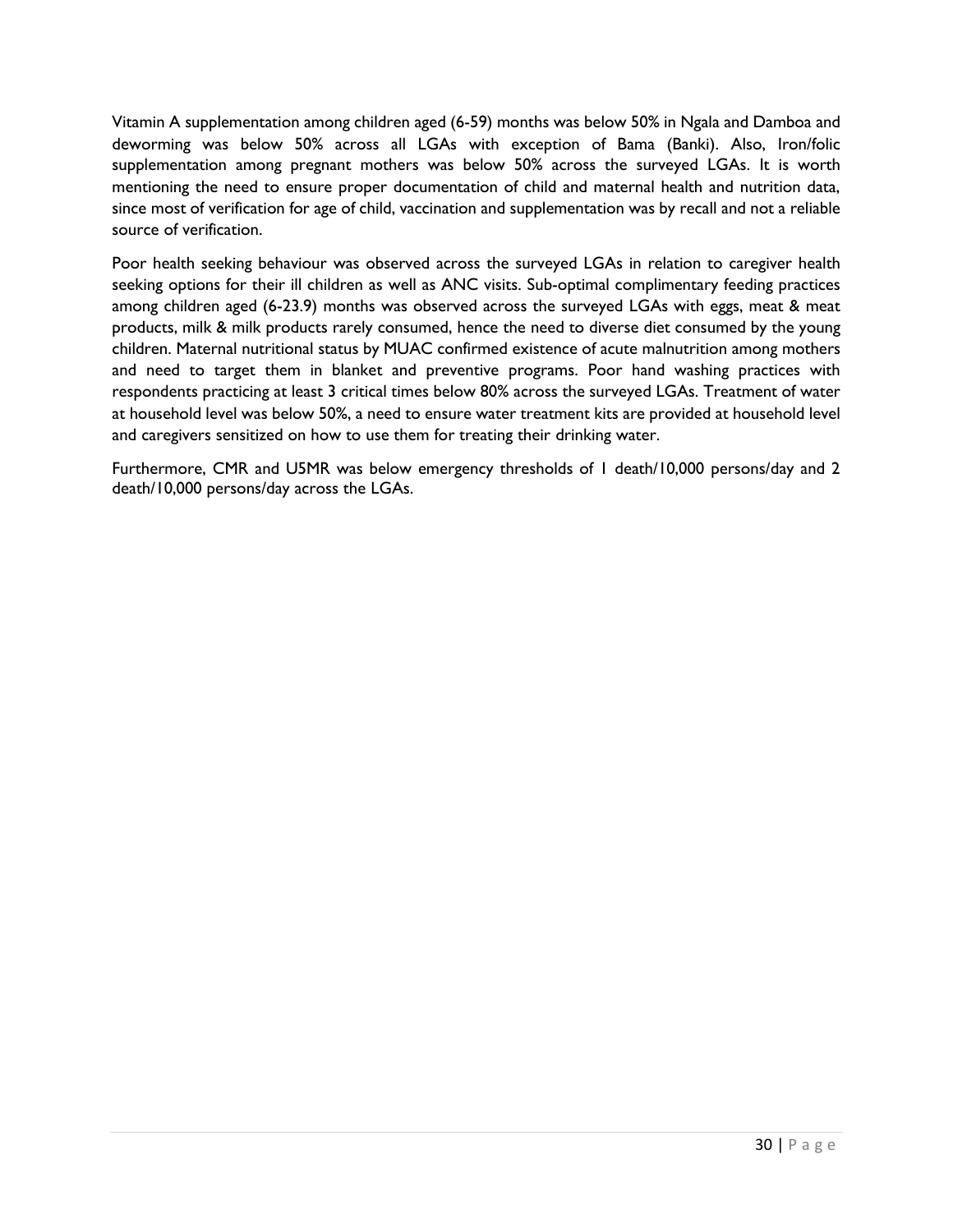Vitamin A supplementation among children aged (6-59) months was below 50% in Ngala and Damboa and deworming was below 50% across all LGAs with exception of Bama (Banki). Also, Iron/folic supplementation among pregnant mothers was below 50% across the surveyed LGAs. It is worth mentioning the need to ensure proper documentation of child and maternal health and nutrition data, since most of verification for age of child, vaccination and supplementation was by recall and not a reliable source of verification.

Poor health seeking behaviour was observed across the surveyed LGAs in relation to caregiver health seeking options for their ill children as well as ANC visits. Sub-optimal complimentary feeding practices among children aged (6-23.9) months was observed across the surveyed LGAs with eggs, meat & meat products, milk & milk products rarely consumed, hence the need to diverse diet consumed by the young children. Maternal nutritional status by MUAC confirmed existence of acute malnutrition among mothers and need to target them in blanket and preventive programs. Poor hand washing practices with respondents practicing at least 3 critical times below 80% across the surveyed LGAs. Treatment of water at household level was below 50%, a need to ensure water treatment kits are provided at household level and caregivers sensitized on how to use them for treating their drinking water.

Furthermore, CMR and U5MR was below emergency thresholds of 1 death/10,000 persons/day and 2 death/10,000 persons/day across the LGAs.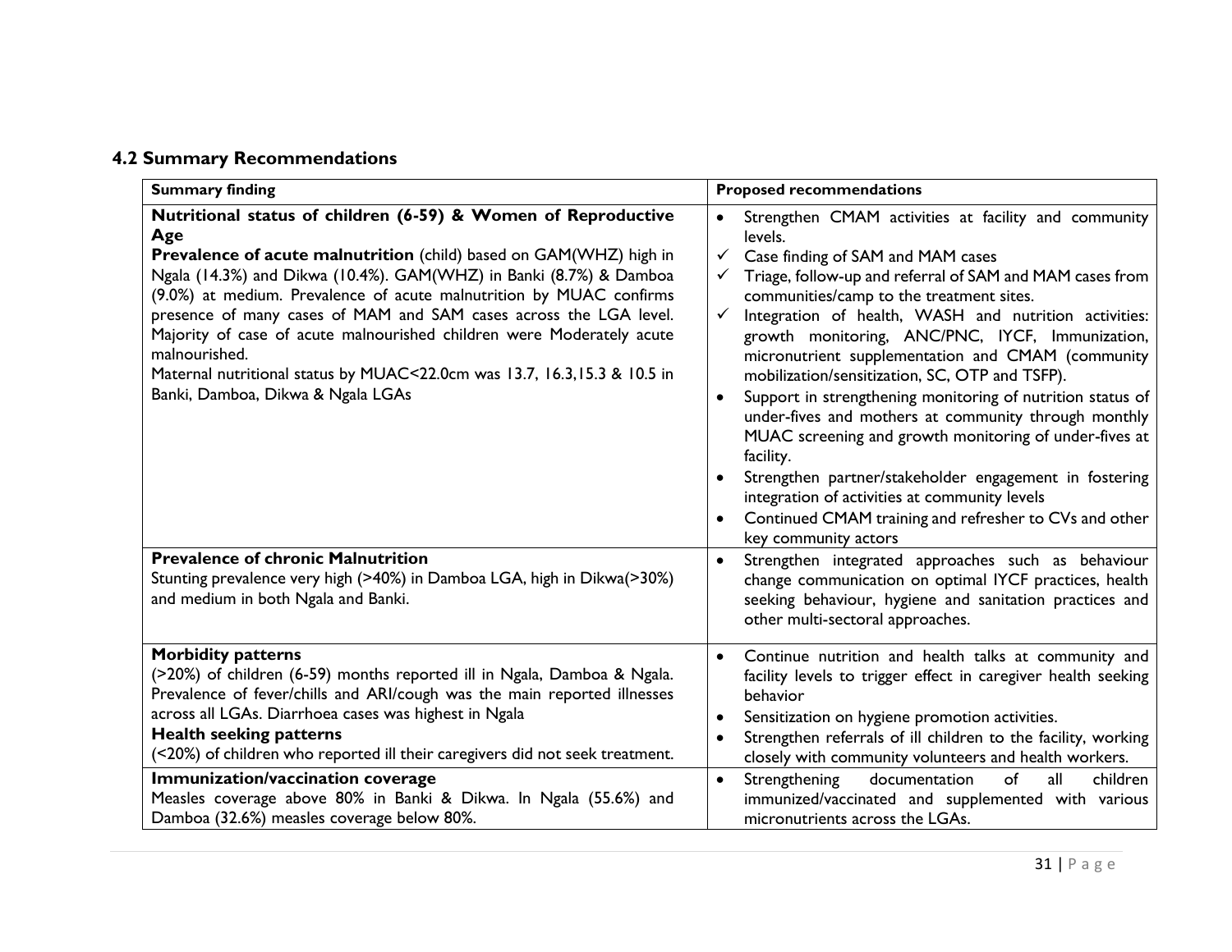## 4.2 Summary Recommendations

| Summary finding | Proposed recommendations |
|---|---|
| **Nutritional status of children (6-59) & Women of Reproductive Age**<br>**Prevalence of acute malnutrition** (child) based on GAM(WHZ) high in Ngala (14.3%) and Dikwa (10.4%). GAM(WHZ) in Banki (8.7%) & Damboa (9.0%) at medium. Prevalence of acute malnutrition by MUAC confirms presence of many cases of MAM and SAM cases across the LGA level. Majority of case of acute malnourished children were Moderately acute malnourished.<br>Maternal nutritional status by MUAC<22.0cm was 13.7, 16.3,15.3 & 10.5 in Banki, Damboa, Dikwa & Ngala LGAs | • Strengthen CMAM activities at facility and community levels.<br>✓ Case finding of SAM and MAM cases<br>✓ Triage, follow-up and referral of SAM and MAM cases from communities/camp to the treatment sites.<br>✓ Integration of health, WASH and nutrition activities: growth monitoring, ANC/PNC, IYCF, Immunization, micronutrient supplementation and CMAM (community mobilization/sensitization, SC, OTP and TSFP).<br>• Support in strengthening monitoring of nutrition status of under-fives and mothers at community through monthly MUAC screening and growth monitoring of under-fives at facility.<br>• Strengthen partner/stakeholder engagement in fostering integration of activities at community levels<br>• Continued CMAM training and refresher to CVs and other key community actors |
| **Prevalence of chronic Malnutrition**<br>Stunting prevalence very high (>40%) in Damboa LGA, high in Dikwa(>30%) and medium in both Ngala and Banki. | • Strengthen integrated approaches such as behaviour change communication on optimal IYCF practices, health seeking behaviour, hygiene and sanitation practices and other multi-sectoral approaches. |
| **Morbidity patterns**<br>(>20%) of children (6-59) months reported ill in Ngala, Damboa & Ngala. Prevalence of fever/chills and ARI/cough was the main reported illnesses across all LGAs. Diarrhoea cases was highest in Ngala<br>**Health seeking patterns**<br>(<20%) of children who reported ill their caregivers did not seek treatment. | • Continue nutrition and health talks at community and facility levels to trigger effect in caregiver health seeking behavior<br>• Sensitization on hygiene promotion activities.<br>• Strengthen referrals of ill children to the facility, working closely with community volunteers and health workers. |
| **Immunization/vaccination coverage**<br>Measles coverage above 80% in Banki & Dikwa. In Ngala (55.6%) and Damboa (32.6%) measles coverage below 80%. | • Strengthening documentation of all children immunized/vaccinated and supplemented with various micronutrients across the LGAs. |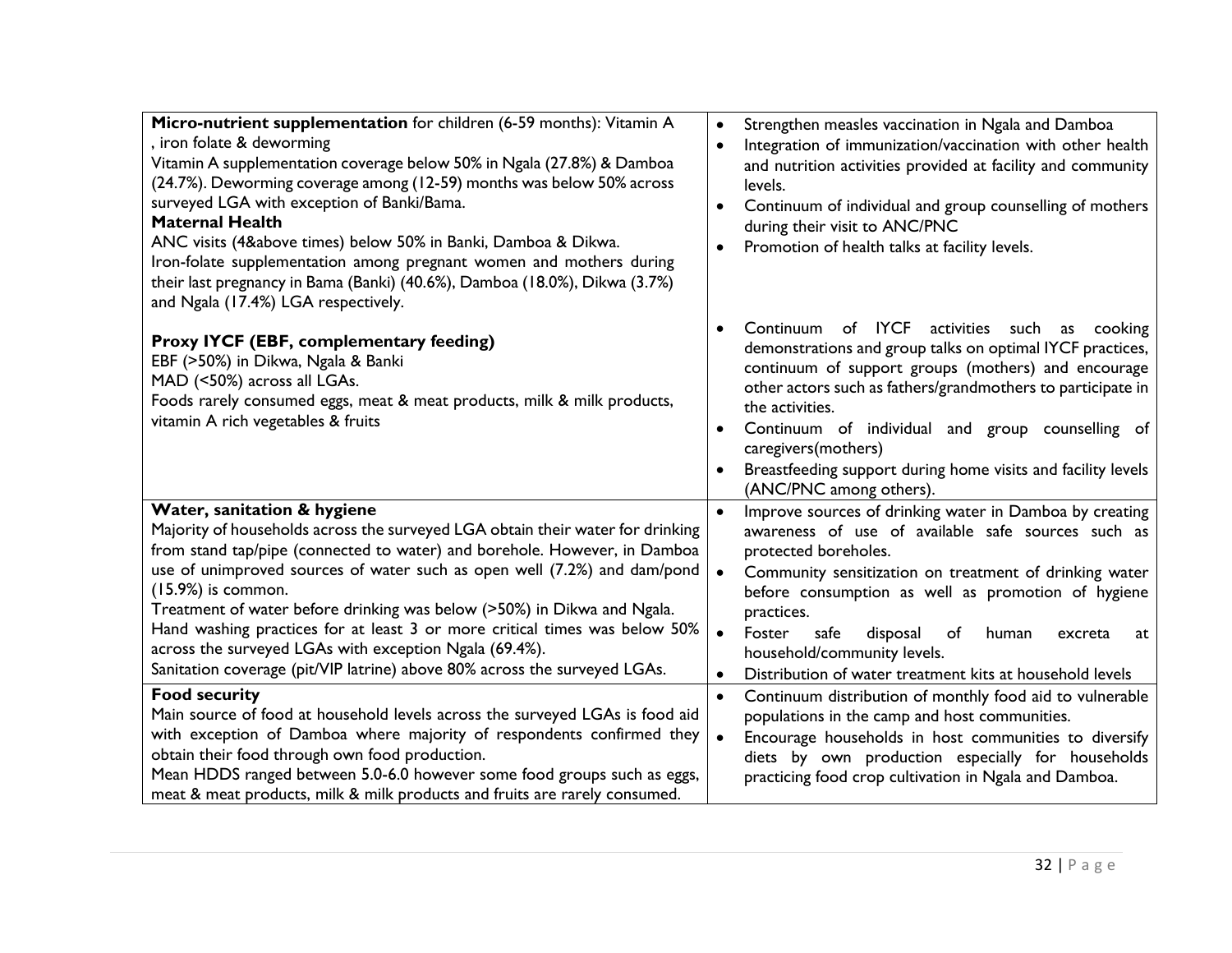| | |
|---|---|
| **Micro-nutrient supplementation** for children (6-59 months): Vitamin A , iron folate & deworming<br>Vitamin A supplementation coverage below 50% in Ngala (27.8%) & Damboa (24.7%). Deworming coverage among (12-59) months was below 50% across surveyed LGA with exception of Banki/Bama.<br>**Maternal Health**<br>ANC visits (4&above times) below 50% in Banki, Damboa & Dikwa.<br>Iron-folate supplementation among pregnant women and mothers during their last pregnancy in Bama (Banki) (40.6%), Damboa (18.0%), Dikwa (3.7%) and Ngala (17.4%) LGA respectively.<br><br>**Proxy IYCF (EBF, complementary feeding)**<br>EBF (>50%) in Dikwa, Ngala & Banki<br>MAD (<50%) across all LGAs.<br>Foods rarely consumed eggs, meat & meat products, milk & milk products, vitamin A rich vegetables & fruits | • Strengthen measles vaccination in Ngala and Damboa<br>• Integration of immunization/vaccination with other health and nutrition activities provided at facility and community levels.<br>• Continuum of individual and group counselling of mothers during their visit to ANC/PNC<br>• Promotion of health talks at facility levels.<br><br>• Continuum of IYCF activities such as cooking demonstrations and group talks on optimal IYCF practices, continuum of support groups (mothers) and encourage other actors such as fathers/grandmothers to participate in the activities.<br>• Continuum of individual and group counselling of caregivers(mothers)<br>• Breastfeeding support during home visits and facility levels (ANC/PNC among others). |
| **Water, sanitation & hygiene**<br>Majority of households across the surveyed LGA obtain their water for drinking from stand tap/pipe (connected to water) and borehole. However, in Damboa use of unimproved sources of water such as open well (7.2%) and dam/pond (15.9%) is common.<br>Treatment of water before drinking was below (>50%) in Dikwa and Ngala.<br>Hand washing practices for at least 3 or more critical times was below 50% across the surveyed LGAs with exception Ngala (69.4%).<br>Sanitation coverage (pit/VIP latrine) above 80% across the surveyed LGAs. | • Improve sources of drinking water in Damboa by creating awareness of use of available safe sources such as protected boreholes.<br>• Community sensitization on treatment of drinking water before consumption as well as promotion of hygiene practices.<br>• Foster safe disposal of human excreta at household/community levels.<br>• Distribution of water treatment kits at household levels |
| **Food security**<br>Main source of food at household levels across the surveyed LGAs is food aid with exception of Damboa where majority of respondents confirmed they obtain their food through own food production.<br>Mean HDDS ranged between 5.0-6.0 however some food groups such as eggs, meat & meat products, milk & milk products and fruits are rarely consumed. | • Continuum distribution of monthly food aid to vulnerable populations in the camp and host communities.<br>• Encourage households in host communities to diversify diets by own production especially for households practicing food crop cultivation in Ngala and Damboa. |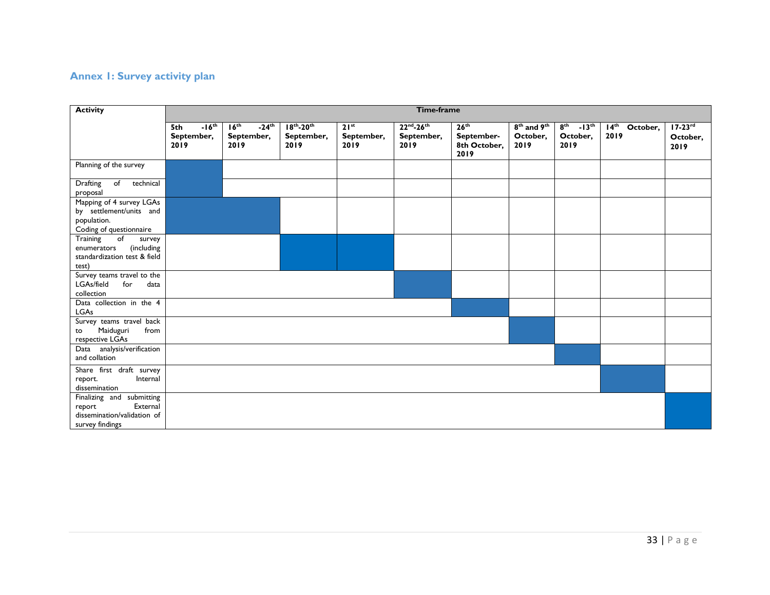## Annex 1: Survey activity plan

| Activity | Time-frame | | | | | | | | |
|---|---|---|---|---|---|---|---|---|---|
| | 5th -16th September, 2019 | 16th -24th September, 2019 | 18th-20th September, 2019 | 21st September, 2019 | 22nd-26th September, 2019 | 26th September-8th October, 2019 | 8th and 9th October, 2019 | 8th -13th October, 2019 | 14th October, 2019 | 17-23rd October, 2019 |
| Planning of the survey | | | | | | | | | | |
| Drafting of technical proposal | | | | | | | | | | |
| Mapping of 4 survey LGAs by settlement/units and population. Coding of questionnaire | | | | | | | | | | |
| Training of survey enumerators (including standardization test & field test) | | | | | | | | | | |
| Survey teams travel to the LGAs/field for data collection | | | | | | | | | | |
| Data collection in the 4 LGAs | | | | | | | | | | |
| Survey teams travel back to Maiduguri from respective LGAs | | | | | | | | | | |
| Data analysis/verification and collation | | | | | | | | | | |
| Share first draft survey report. Internal dissemination | | | | | | | | | | |
| Finalizing and submitting report External dissemination/validation of survey findings | | | | | | | | | | |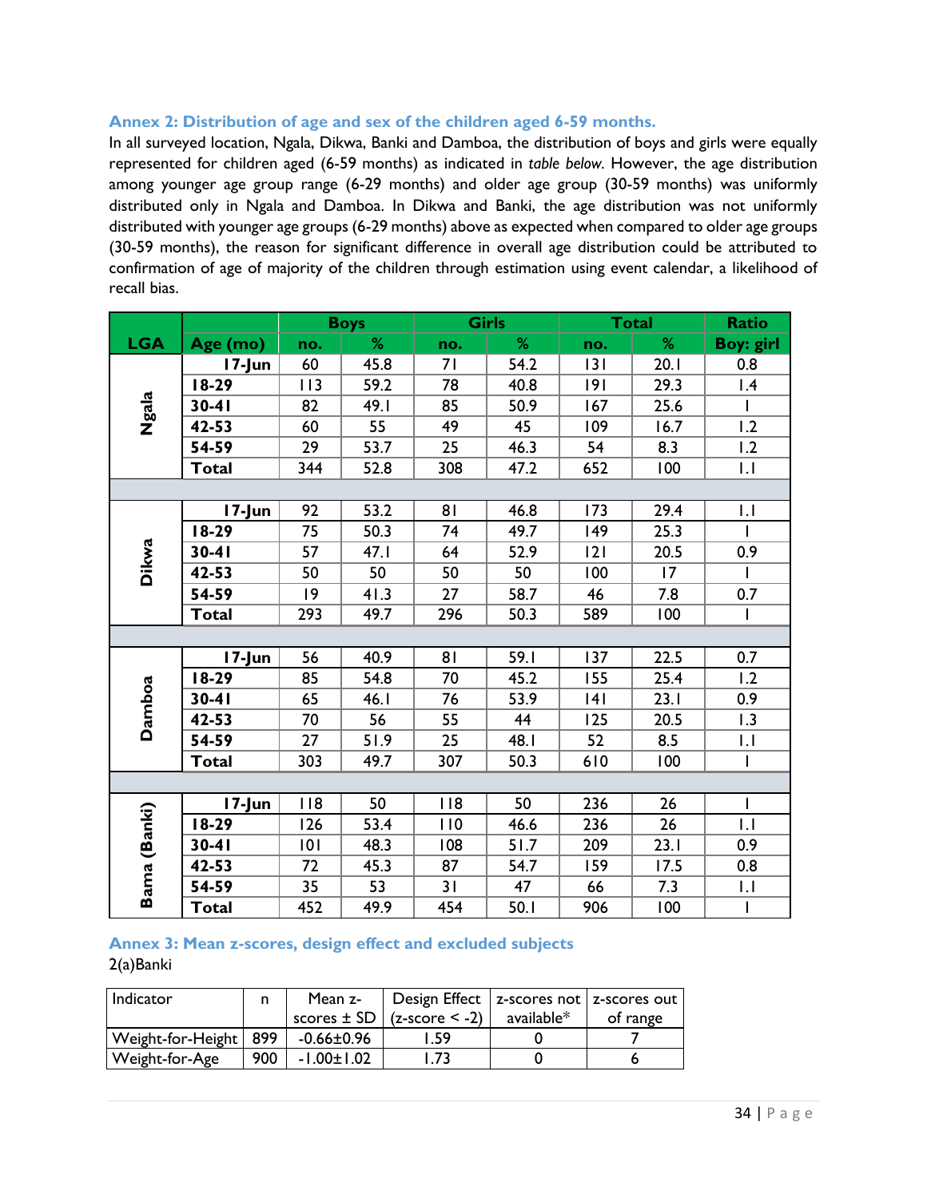## Annex 2: Distribution of age and sex of the children aged 6-59 months.

In all surveyed location, Ngala, Dikwa, Banki and Damboa, the distribution of boys and girls were equally represented for children aged (6-59 months) as indicated in *table below*. However, the age distribution among younger age group range (6-29 months) and older age group (30-59 months) was uniformly distributed only in Ngala and Damboa. In Dikwa and Banki, the age distribution was not uniformly distributed with younger age groups (6-29 months) above as expected when compared to older age groups (30-59 months), the reason for significant difference in overall age distribution could be attributed to confirmation of age of majority of the children through estimation using event calendar, a likelihood of recall bias.

| | | Boys | | Girls | | Total | | Ratio |
|---|---|---|---|---|---|---|---|---|
| **LGA** | **Age (mo)** | **no.** | **%** | **no.** | **%** | **no.** | **%** | **Boy: girl** |
| **Ngala** | **17-Jun** | 60 | 45.8 | 71 | 54.2 | 131 | 20.1 | 0.8 |
| | **18-29** | 113 | 59.2 | 78 | 40.8 | 191 | 29.3 | 1.4 |
| | **30-41** | 82 | 49.1 | 85 | 50.9 | 167 | 25.6 | 1 |
| | **42-53** | 60 | 55 | 49 | 45 | 109 | 16.7 | 1.2 |
| | **54-59** | 29 | 53.7 | 25 | 46.3 | 54 | 8.3 | 1.2 |
| | **Total** | 344 | 52.8 | 308 | 47.2 | 652 | 100 | 1.1 |
| | | | | | | | | |
| **Dikwa** | **17-Jun** | 92 | 53.2 | 81 | 46.8 | 173 | 29.4 | 1.1 |
| | **18-29** | 75 | 50.3 | 74 | 49.7 | 149 | 25.3 | 1 |
| | **30-41** | 57 | 47.1 | 64 | 52.9 | 121 | 20.5 | 0.9 |
| | **42-53** | 50 | 50 | 50 | 50 | 100 | 17 | 1 |
| | **54-59** | 19 | 41.3 | 27 | 58.7 | 46 | 7.8 | 0.7 |
| | **Total** | 293 | 49.7 | 296 | 50.3 | 589 | 100 | 1 |
| | | | | | | | | |
| **Damboa** | **17-Jun** | 56 | 40.9 | 81 | 59.1 | 137 | 22.5 | 0.7 |
| | **18-29** | 85 | 54.8 | 70 | 45.2 | 155 | 25.4 | 1.2 |
| | **30-41** | 65 | 46.1 | 76 | 53.9 | 141 | 23.1 | 0.9 |
| | **42-53** | 70 | 56 | 55 | 44 | 125 | 20.5 | 1.3 |
| | **54-59** | 27 | 51.9 | 25 | 48.1 | 52 | 8.5 | 1.1 |
| | **Total** | 303 | 49.7 | 307 | 50.3 | 610 | 100 | 1 |
| | | | | | | | | |
| **Bama (Banki)** | **17-Jun** | 118 | 50 | 118 | 50 | 236 | 26 | 1 |
| | **18-29** | 126 | 53.4 | 110 | 46.6 | 236 | 26 | 1.1 |
| | **30-41** | 101 | 48.3 | 108 | 51.7 | 209 | 23.1 | 0.9 |
| | **42-53** | 72 | 45.3 | 87 | 54.7 | 159 | 17.5 | 0.8 |
| | **54-59** | 35 | 53 | 31 | 47 | 66 | 7.3 | 1.1 |
| | **Total** | 452 | 49.9 | 454 | 50.1 | 906 | 100 | 1 |

## Annex 3: Mean z-scores, design effect and excluded subjects

2(a)Banki

| Indicator | n | Mean z-scores ± SD | Design Effect (z-score < -2) | z-scores not available* | z-scores out of range |
|---|---|---|---|---|---|
| Weight-for-Height | 899 | -0.66±0.96 | 1.59 | 0 | 7 |
| Weight-for-Age | 900 | -1.00±1.02 | 1.73 | 0 | 6 |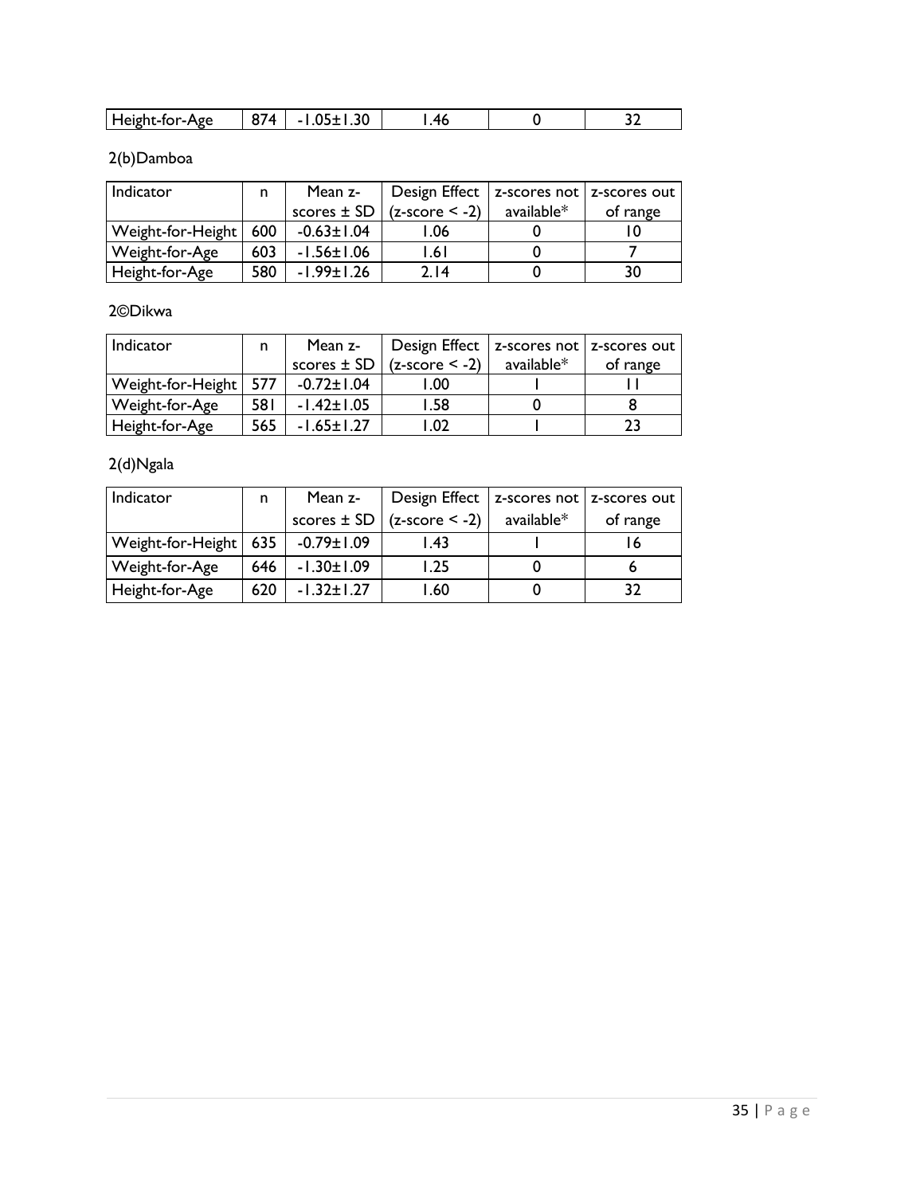| | | | | | |
|---|---|---|---|---|---|
| Height-for-Age | 874 | -1.05±1.30 | 1.46 | 0 | 32 |

2(b)Damboa

| Indicator | n | Mean z-scores ± SD | Design Effect (z-score < -2) | z-scores not available* | z-scores out of range |
|---|---|---|---|---|---|
| Weight-for-Height | 600 | -0.63±1.04 | 1.06 | 0 | 10 |
| Weight-for-Age | 603 | -1.56±1.06 | 1.61 | 0 | 7 |
| Height-for-Age | 580 | -1.99±1.26 | 2.14 | 0 | 30 |

2©Dikwa

| Indicator | n | Mean z-scores ± SD | Design Effect (z-score < -2) | z-scores not available* | z-scores out of range |
|---|---|---|---|---|---|
| Weight-for-Height | 577 | -0.72±1.04 | 1.00 | 1 | 11 |
| Weight-for-Age | 581 | -1.42±1.05 | 1.58 | 0 | 8 |
| Height-for-Age | 565 | -1.65±1.27 | 1.02 | 1 | 23 |

2(d)Ngala

| Indicator | n | Mean z-scores ± SD | Design Effect (z-score < -2) | z-scores not available* | z-scores out of range |
|---|---|---|---|---|---|
| Weight-for-Height | 635 | -0.79±1.09 | 1.43 | 1 | 16 |
| Weight-for-Age | 646 | -1.30±1.09 | 1.25 | 0 | 6 |
| Height-for-Age | 620 | -1.32±1.27 | 1.60 | 0 | 32 |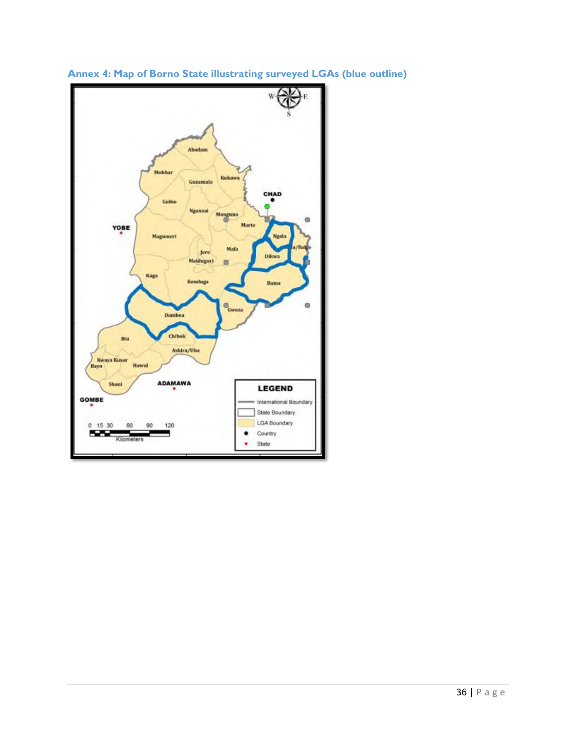## Annex 4: Map of Borno State illustrating surveyed LGAs (blue outline)

W E S

Abadam
Mobbar
Guzamala
Kukawa
CHAD
Gubio
Nganzai
Monguno
Marte
YOBE
Magumeri
Ngala
Jere
Mafa
a/Balge
Maiduguri
Dikwa
Kaga
Konduga
Bama
Gwoza
Damboa
Biu
Chibok
Askira/Uba
Kwaya Kusar
Bayo
Hawul
Shani
ADAMAWA
GOMBE

0 15 30 60 90 120
Kilometers

LEGEND
International Boundary
State Boundary
LGA Boundary
Country
State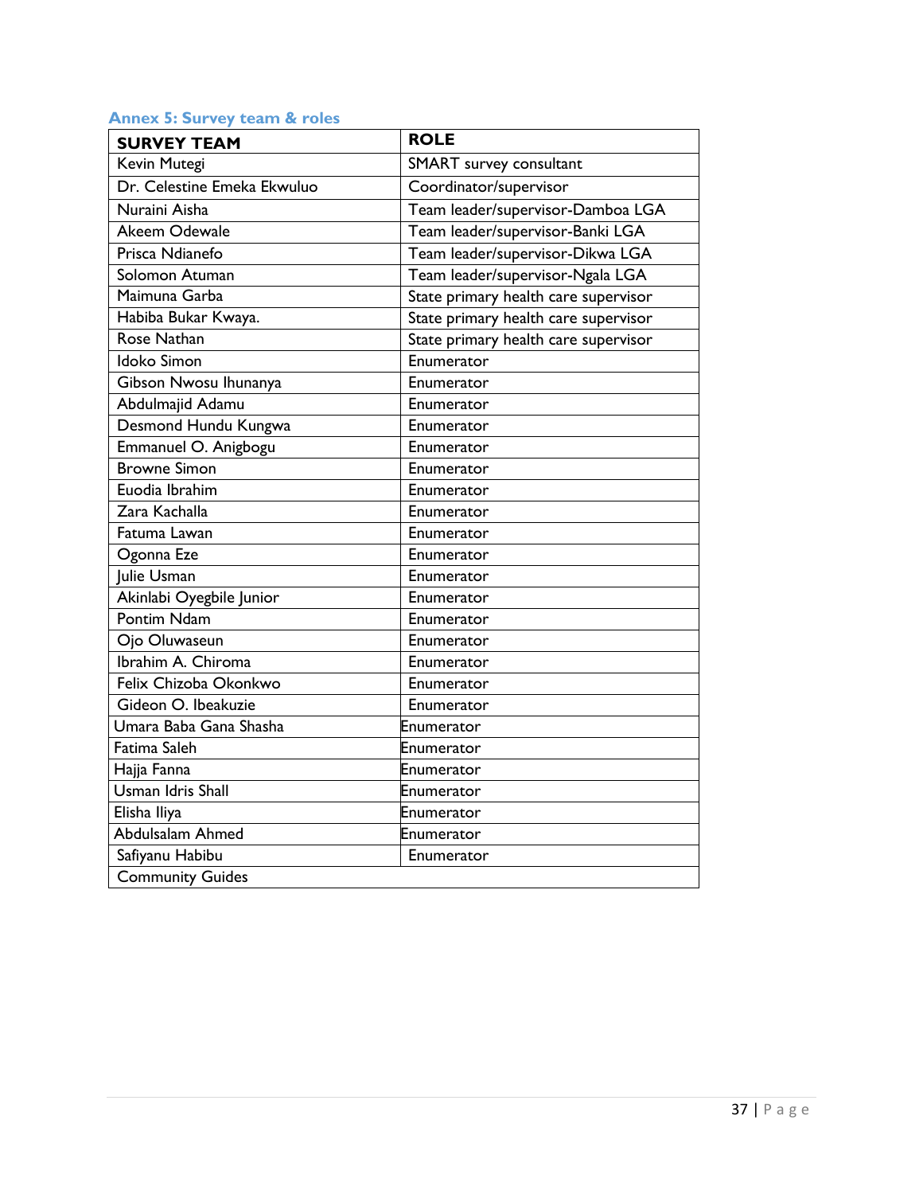### Annex 5: Survey team & roles

| SURVEY TEAM | ROLE |
|---|---|
| Kevin Mutegi | SMART survey consultant |
| Dr. Celestine Emeka Ekwuluo | Coordinator/supervisor |
| Nuraini Aisha | Team leader/supervisor-Damboa LGA |
| Akeem Odewale | Team leader/supervisor-Banki LGA |
| Prisca Ndianefo | Team leader/supervisor-Dikwa LGA |
| Solomon Atuman | Team leader/supervisor-Ngala LGA |
| Maimuna Garba | State primary health care supervisor |
| Habiba Bukar Kwaya. | State primary health care supervisor |
| Rose Nathan | State primary health care supervisor |
| Idoko Simon | Enumerator |
| Gibson Nwosu Ihunanya | Enumerator |
| Abdulmajid Adamu | Enumerator |
| Desmond Hundu Kungwa | Enumerator |
| Emmanuel O. Anigbogu | Enumerator |
| Browne Simon | Enumerator |
| Euodia Ibrahim | Enumerator |
| Zara Kachalla | Enumerator |
| Fatuma Lawan | Enumerator |
| Ogonna Eze | Enumerator |
| Julie Usman | Enumerator |
| Akinlabi Oyegbile Junior | Enumerator |
| Pontim Ndam | Enumerator |
| Ojo Oluwaseun | Enumerator |
| Ibrahim A. Chiroma | Enumerator |
| Felix Chizoba Okonkwo | Enumerator |
| Gideon O. Ibeakuzie | Enumerator |
| Umara Baba Gana Shasha | Enumerator |
| Fatima Saleh | Enumerator |
| Hajja Fanna | Enumerator |
| Usman Idris Shall | Enumerator |
| Elisha Iliya | Enumerator |
| Abdulsalam Ahmed | Enumerator |
| Safiyanu Habibu | Enumerator |
| Community Guides | |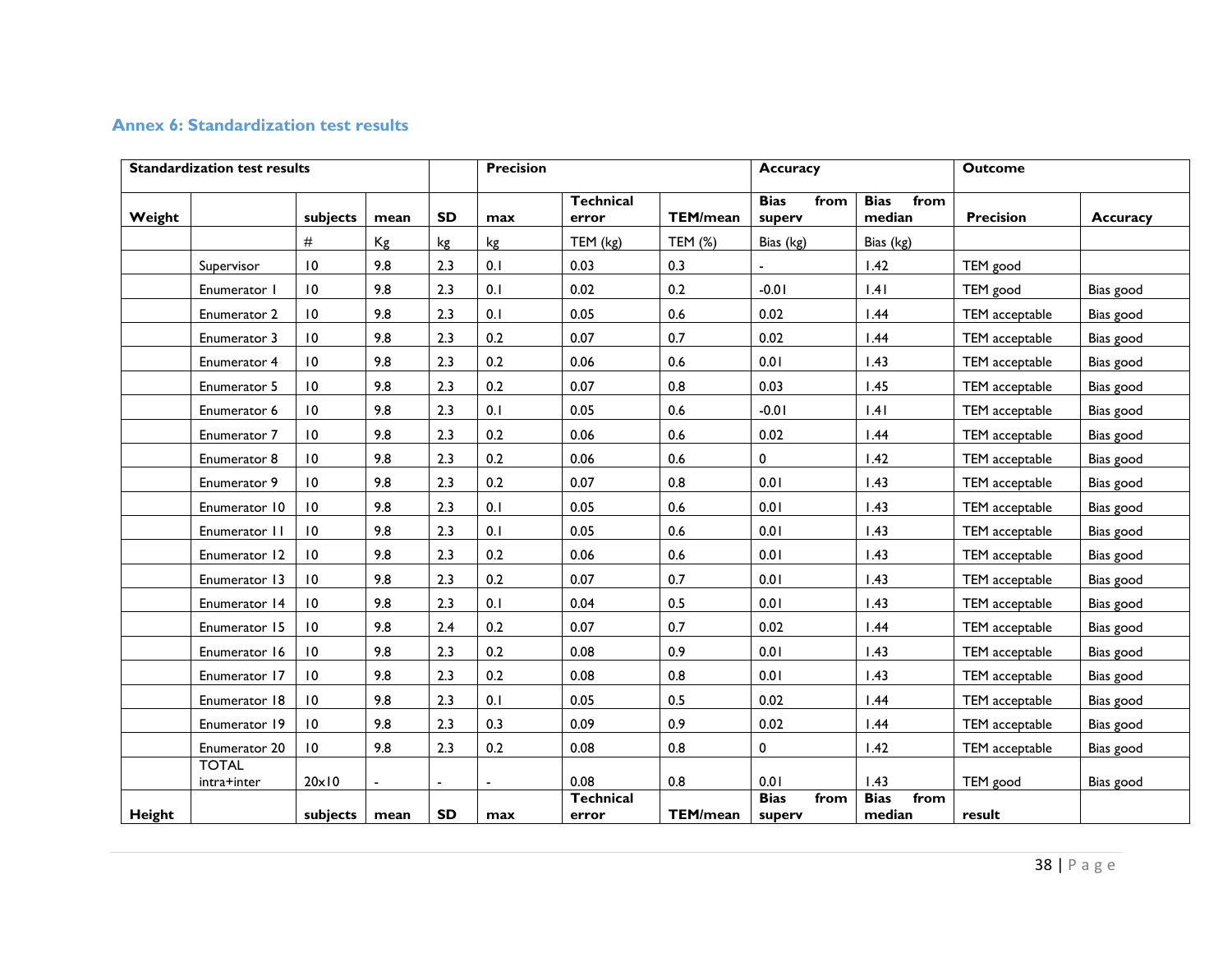## Annex 6: Standardization test results

| Standardization test results | | | | | Precision | | | Accuracy | | Outcome | |
|---|---|---|---|---|---|---|---|---|---|---|---|
| **Weight** | | **subjects** | **mean** | **SD** | **max** | **Technical error** | **TEM/mean** | **Bias from superv** | **Bias from median** | **Precision** | **Accuracy** |
| | | # | Kg | kg | kg | TEM (kg) | TEM (%) | Bias (kg) | Bias (kg) | | |
| | Supervisor | 10 | 9.8 | 2.3 | 0.1 | 0.03 | 0.3 | - | 1.42 | TEM good | |
| | Enumerator 1 | 10 | 9.8 | 2.3 | 0.1 | 0.02 | 0.2 | -0.01 | 1.41 | TEM good | Bias good |
| | Enumerator 2 | 10 | 9.8 | 2.3 | 0.1 | 0.05 | 0.6 | 0.02 | 1.44 | TEM acceptable | Bias good |
| | Enumerator 3 | 10 | 9.8 | 2.3 | 0.2 | 0.07 | 0.7 | 0.02 | 1.44 | TEM acceptable | Bias good |
| | Enumerator 4 | 10 | 9.8 | 2.3 | 0.2 | 0.06 | 0.6 | 0.01 | 1.43 | TEM acceptable | Bias good |
| | Enumerator 5 | 10 | 9.8 | 2.3 | 0.2 | 0.07 | 0.8 | 0.03 | 1.45 | TEM acceptable | Bias good |
| | Enumerator 6 | 10 | 9.8 | 2.3 | 0.1 | 0.05 | 0.6 | -0.01 | 1.41 | TEM acceptable | Bias good |
| | Enumerator 7 | 10 | 9.8 | 2.3 | 0.2 | 0.06 | 0.6 | 0.02 | 1.44 | TEM acceptable | Bias good |
| | Enumerator 8 | 10 | 9.8 | 2.3 | 0.2 | 0.06 | 0.6 | 0 | 1.42 | TEM acceptable | Bias good |
| | Enumerator 9 | 10 | 9.8 | 2.3 | 0.2 | 0.07 | 0.8 | 0.01 | 1.43 | TEM acceptable | Bias good |
| | Enumerator 10 | 10 | 9.8 | 2.3 | 0.1 | 0.05 | 0.6 | 0.01 | 1.43 | TEM acceptable | Bias good |
| | Enumerator 11 | 10 | 9.8 | 2.3 | 0.1 | 0.05 | 0.6 | 0.01 | 1.43 | TEM acceptable | Bias good |
| | Enumerator 12 | 10 | 9.8 | 2.3 | 0.2 | 0.06 | 0.6 | 0.01 | 1.43 | TEM acceptable | Bias good |
| | Enumerator 13 | 10 | 9.8 | 2.3 | 0.2 | 0.07 | 0.7 | 0.01 | 1.43 | TEM acceptable | Bias good |
| | Enumerator 14 | 10 | 9.8 | 2.3 | 0.1 | 0.04 | 0.5 | 0.01 | 1.43 | TEM acceptable | Bias good |
| | Enumerator 15 | 10 | 9.8 | 2.4 | 0.2 | 0.07 | 0.7 | 0.02 | 1.44 | TEM acceptable | Bias good |
| | Enumerator 16 | 10 | 9.8 | 2.3 | 0.2 | 0.08 | 0.9 | 0.01 | 1.43 | TEM acceptable | Bias good |
| | Enumerator 17 | 10 | 9.8 | 2.3 | 0.2 | 0.08 | 0.8 | 0.01 | 1.43 | TEM acceptable | Bias good |
| | Enumerator 18 | 10 | 9.8 | 2.3 | 0.1 | 0.05 | 0.5 | 0.02 | 1.44 | TEM acceptable | Bias good |
| | Enumerator 19 | 10 | 9.8 | 2.3 | 0.3 | 0.09 | 0.9 | 0.02 | 1.44 | TEM acceptable | Bias good |
| | Enumerator 20 | 10 | 9.8 | 2.3 | 0.2 | 0.08 | 0.8 | 0 | 1.42 | TEM acceptable | Bias good |
| | TOTAL intra+inter | 20x10 | - | - | - | 0.08 | 0.8 | 0.01 | 1.43 | TEM good | Bias good |
| **Height** | | **subjects** | **mean** | **SD** | **max** | **Technical error** | **TEM/mean** | **Bias from superv** | **Bias from median** | **result** | |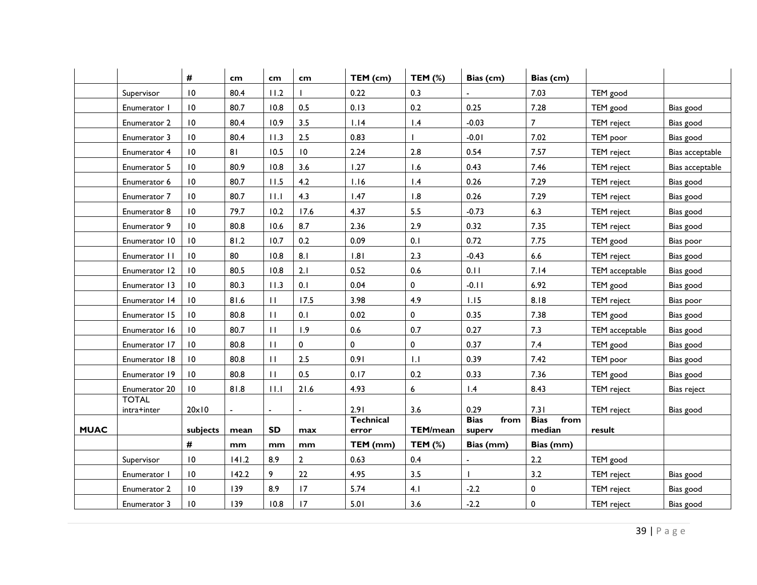| | | # | cm | cm | cm | TEM (cm) | TEM (%) | Bias (cm) | Bias (cm) | | |
|---|---|---|---|---|---|---|---|---|---|---|---|
| | Supervisor | 10 | 80.4 | 11.2 | 1 | 0.22 | 0.3 | - | 7.03 | TEM good | |
| | Enumerator 1 | 10 | 80.7 | 10.8 | 0.5 | 0.13 | 0.2 | 0.25 | 7.28 | TEM good | Bias good |
| | Enumerator 2 | 10 | 80.4 | 10.9 | 3.5 | 1.14 | 1.4 | -0.03 | 7 | TEM reject | Bias good |
| | Enumerator 3 | 10 | 80.4 | 11.3 | 2.5 | 0.83 | 1 | -0.01 | 7.02 | TEM poor | Bias good |
| | Enumerator 4 | 10 | 81 | 10.5 | 10 | 2.24 | 2.8 | 0.54 | 7.57 | TEM reject | Bias acceptable |
| | Enumerator 5 | 10 | 80.9 | 10.8 | 3.6 | 1.27 | 1.6 | 0.43 | 7.46 | TEM reject | Bias acceptable |
| | Enumerator 6 | 10 | 80.7 | 11.5 | 4.2 | 1.16 | 1.4 | 0.26 | 7.29 | TEM reject | Bias good |
| | Enumerator 7 | 10 | 80.7 | 11.1 | 4.3 | 1.47 | 1.8 | 0.26 | 7.29 | TEM reject | Bias good |
| | Enumerator 8 | 10 | 79.7 | 10.2 | 17.6 | 4.37 | 5.5 | -0.73 | 6.3 | TEM reject | Bias good |
| | Enumerator 9 | 10 | 80.8 | 10.6 | 8.7 | 2.36 | 2.9 | 0.32 | 7.35 | TEM reject | Bias good |
| | Enumerator 10 | 10 | 81.2 | 10.7 | 0.2 | 0.09 | 0.1 | 0.72 | 7.75 | TEM good | Bias poor |
| | Enumerator 11 | 10 | 80 | 10.8 | 8.1 | 1.81 | 2.3 | -0.43 | 6.6 | TEM reject | Bias good |
| | Enumerator 12 | 10 | 80.5 | 10.8 | 2.1 | 0.52 | 0.6 | 0.11 | 7.14 | TEM acceptable | Bias good |
| | Enumerator 13 | 10 | 80.3 | 11.3 | 0.1 | 0.04 | 0 | -0.11 | 6.92 | TEM good | Bias good |
| | Enumerator 14 | 10 | 81.6 | 11 | 17.5 | 3.98 | 4.9 | 1.15 | 8.18 | TEM reject | Bias poor |
| | Enumerator 15 | 10 | 80.8 | 11 | 0.1 | 0.02 | 0 | 0.35 | 7.38 | TEM good | Bias good |
| | Enumerator 16 | 10 | 80.7 | 11 | 1.9 | 0.6 | 0.7 | 0.27 | 7.3 | TEM acceptable | Bias good |
| | Enumerator 17 | 10 | 80.8 | 11 | 0 | 0 | 0 | 0.37 | 7.4 | TEM good | Bias good |
| | Enumerator 18 | 10 | 80.8 | 11 | 2.5 | 0.91 | 1.1 | 0.39 | 7.42 | TEM poor | Bias good |
| | Enumerator 19 | 10 | 80.8 | 11 | 0.5 | 0.17 | 0.2 | 0.33 | 7.36 | TEM good | Bias good |
| | Enumerator 20 | 10 | 81.8 | 11.1 | 21.6 | 4.93 | 6 | 1.4 | 8.43 | TEM reject | Bias reject |
| | TOTAL intra+inter | 20x10 | - | - | - | 2.91 | 3.6 | 0.29 | 7.31 | TEM reject | Bias good |
| **MUAC** | | **subjects** | **mean** | **SD** | **max** | **Technical error** | **TEM/mean** | **Bias from superv** | **Bias from median** | **result** | |
| | | **#** | **mm** | **mm** | **mm** | **TEM (mm)** | **TEM (%)** | **Bias (mm)** | **Bias (mm)** | | |
| | Supervisor | 10 | 141.2 | 8.9 | 2 | 0.63 | 0.4 | - | 2.2 | TEM good | |
| | Enumerator 1 | 10 | 142.2 | 9 | 22 | 4.95 | 3.5 | 1 | 3.2 | TEM reject | Bias good |
| | Enumerator 2 | 10 | 139 | 8.9 | 17 | 5.74 | 4.1 | -2.2 | 0 | TEM reject | Bias good |
| | Enumerator 3 | 10 | 139 | 10.8 | 17 | 5.01 | 3.6 | -2.2 | 0 | TEM reject | Bias good |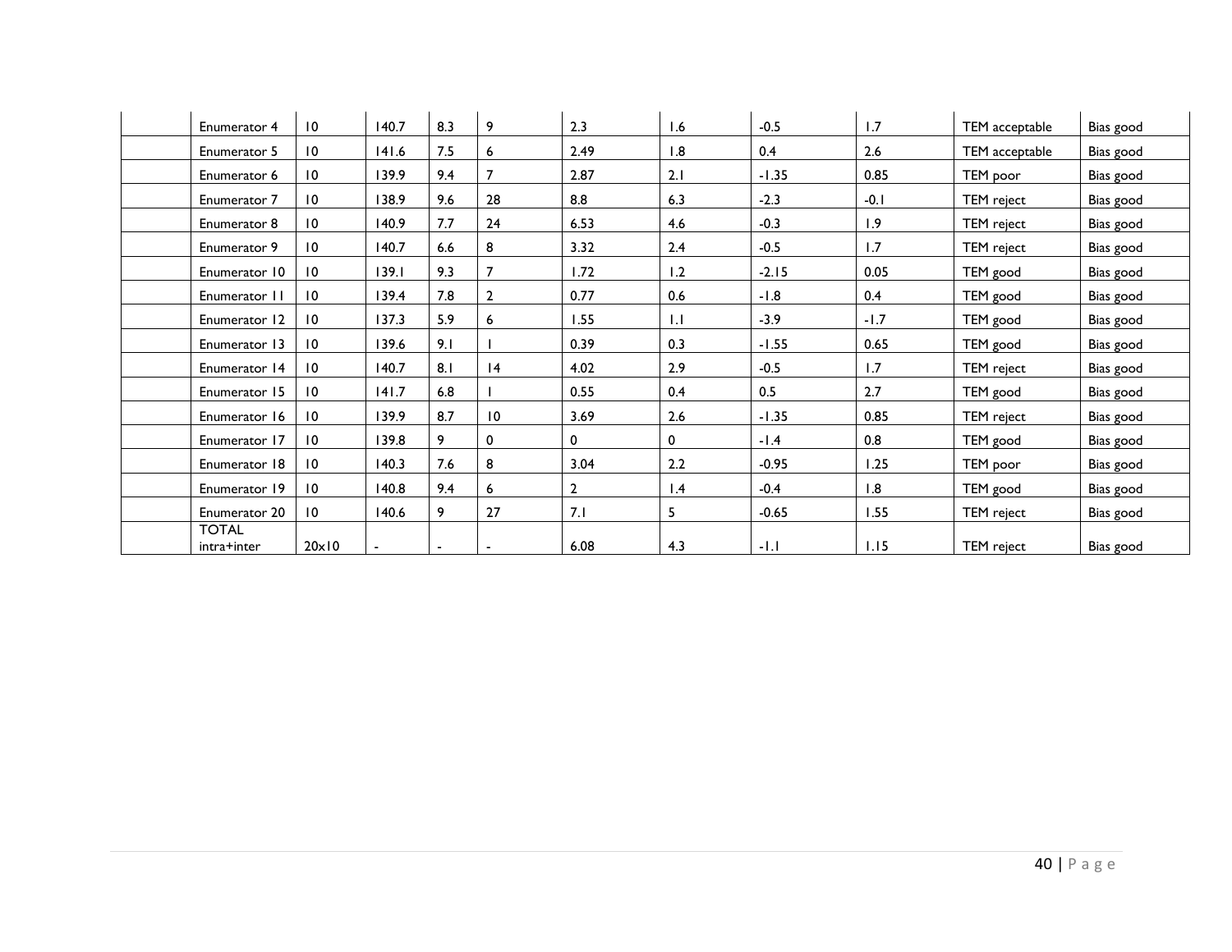| | | | | | | | | | | |
|---|---|---|---|---|---|---|---|---|---|---|
| | Enumerator 4 | 10 | 140.7 | 8.3 | 9 | 2.3 | 1.6 | -0.5 | 1.7 | TEM acceptable | Bias good |
| | Enumerator 5 | 10 | 141.6 | 7.5 | 6 | 2.49 | 1.8 | 0.4 | 2.6 | TEM acceptable | Bias good |
| | Enumerator 6 | 10 | 139.9 | 9.4 | 7 | 2.87 | 2.1 | -1.35 | 0.85 | TEM poor | Bias good |
| | Enumerator 7 | 10 | 138.9 | 9.6 | 28 | 8.8 | 6.3 | -2.3 | -0.1 | TEM reject | Bias good |
| | Enumerator 8 | 10 | 140.9 | 7.7 | 24 | 6.53 | 4.6 | -0.3 | 1.9 | TEM reject | Bias good |
| | Enumerator 9 | 10 | 140.7 | 6.6 | 8 | 3.32 | 2.4 | -0.5 | 1.7 | TEM reject | Bias good |
| | Enumerator 10 | 10 | 139.1 | 9.3 | 7 | 1.72 | 1.2 | -2.15 | 0.05 | TEM good | Bias good |
| | Enumerator 11 | 10 | 139.4 | 7.8 | 2 | 0.77 | 0.6 | -1.8 | 0.4 | TEM good | Bias good |
| | Enumerator 12 | 10 | 137.3 | 5.9 | 6 | 1.55 | 1.1 | -3.9 | -1.7 | TEM good | Bias good |
| | Enumerator 13 | 10 | 139.6 | 9.1 | 1 | 0.39 | 0.3 | -1.55 | 0.65 | TEM good | Bias good |
| | Enumerator 14 | 10 | 140.7 | 8.1 | 14 | 4.02 | 2.9 | -0.5 | 1.7 | TEM reject | Bias good |
| | Enumerator 15 | 10 | 141.7 | 6.8 | 1 | 0.55 | 0.4 | 0.5 | 2.7 | TEM good | Bias good |
| | Enumerator 16 | 10 | 139.9 | 8.7 | 10 | 3.69 | 2.6 | -1.35 | 0.85 | TEM reject | Bias good |
| | Enumerator 17 | 10 | 139.8 | 9 | 0 | 0 | 0 | -1.4 | 0.8 | TEM good | Bias good |
| | Enumerator 18 | 10 | 140.3 | 7.6 | 8 | 3.04 | 2.2 | -0.95 | 1.25 | TEM poor | Bias good |
| | Enumerator 19 | 10 | 140.8 | 9.4 | 6 | 2 | 1.4 | -0.4 | 1.8 | TEM good | Bias good |
| | Enumerator 20 | 10 | 140.6 | 9 | 27 | 7.1 | 5 | -0.65 | 1.55 | TEM reject | Bias good |
| | TOTAL intra+inter | 20x10 | - | - | - | 6.08 | 4.3 | -1.1 | 1.15 | TEM reject | Bias good |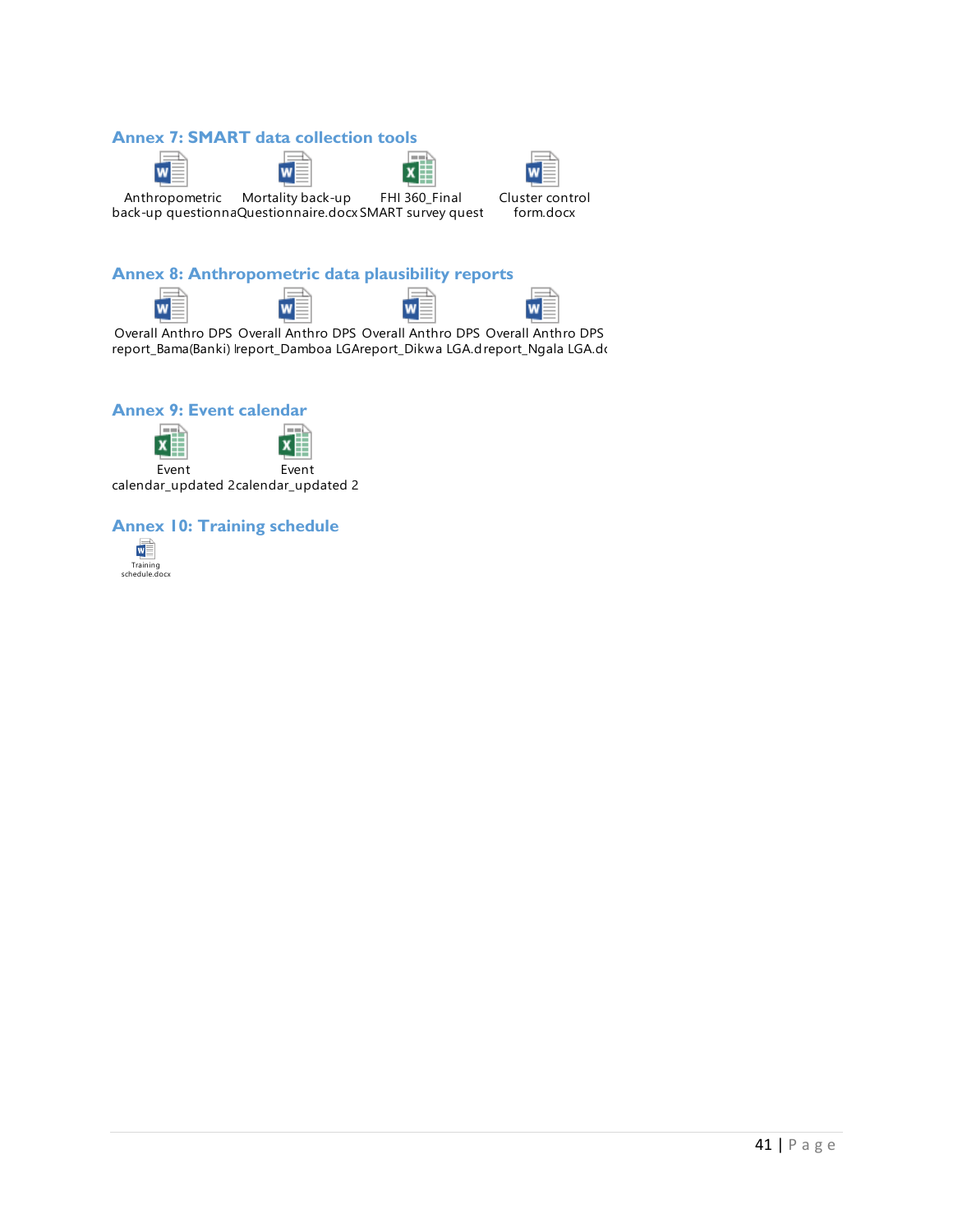## Annex 7: SMART data collection tools

Anthropometric back-up questionna

Mortality back-up Questionnaire.docx

FHI 360_Final SMART survey quest

Cluster control form.docx

## Annex 8: Anthropometric data plausibility reports

Overall Anthro DPS report_Bama(Banki) l

Overall Anthro DPS report_Damboa LGA

Overall Anthro DPS report_Dikwa LGA.d

Overall Anthro DPS report_Ngala LGA.do

## Annex 9: Event calendar

Event calendar_updated 2

Event calendar_updated 2

## Annex 10: Training schedule

Training schedule.docx